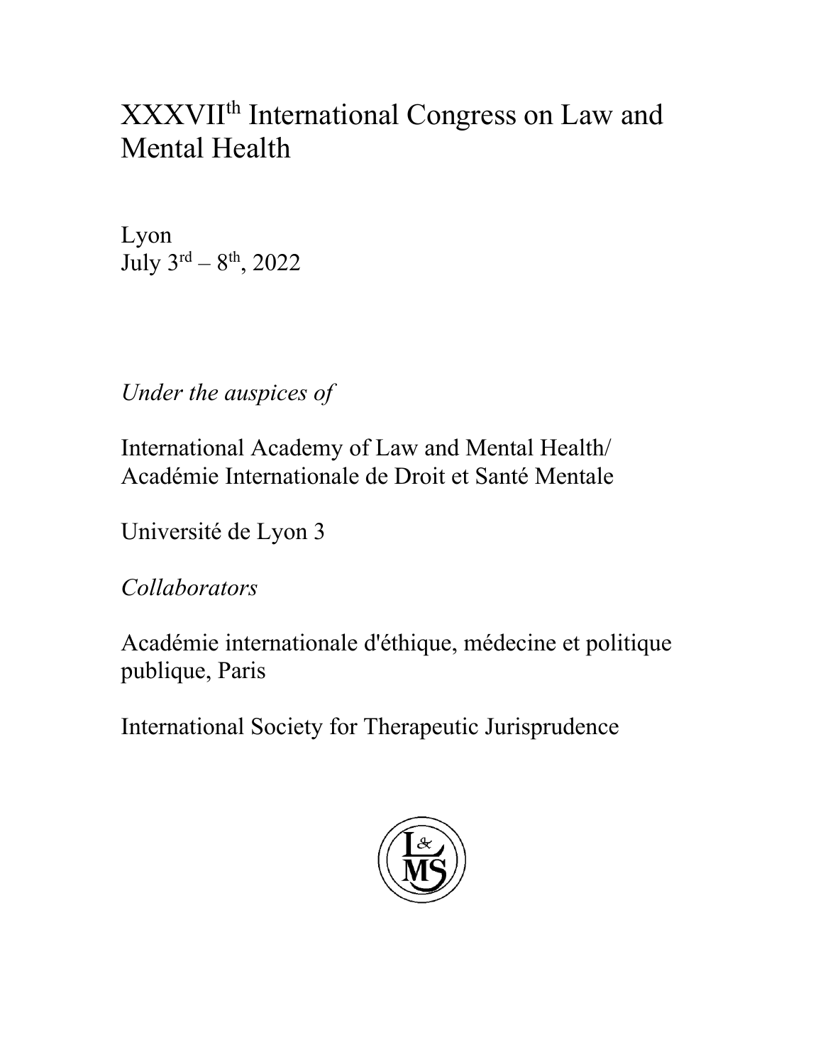# XXXVII$^{th}$ International Congress on Law and Mental Health

Lyon
July 3$^{rd}$ – 8$^{th}$, 2022

*Under the auspices of*

International Academy of Law and Mental Health/
Académie Internationale de Droit et Santé Mentale

Université de Lyon 3

*Collaborators*

Académie internationale d'éthique, médecine et politique publique, Paris

International Society for Therapeutic Jurisprudence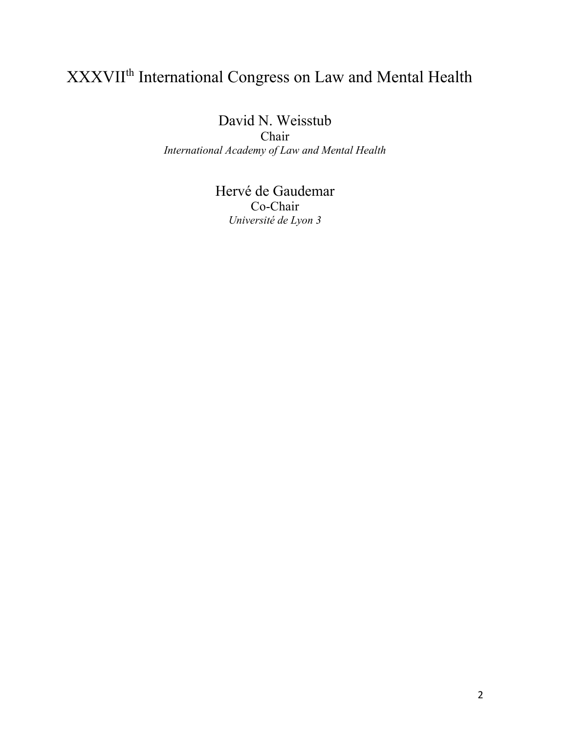# XXXVII[th] International Congress on Law and Mental Health

David N. Weisstub
Chair
*International Academy of Law and Mental Health*

Hervé de Gaudemar
Co-Chair
*Université de Lyon 3*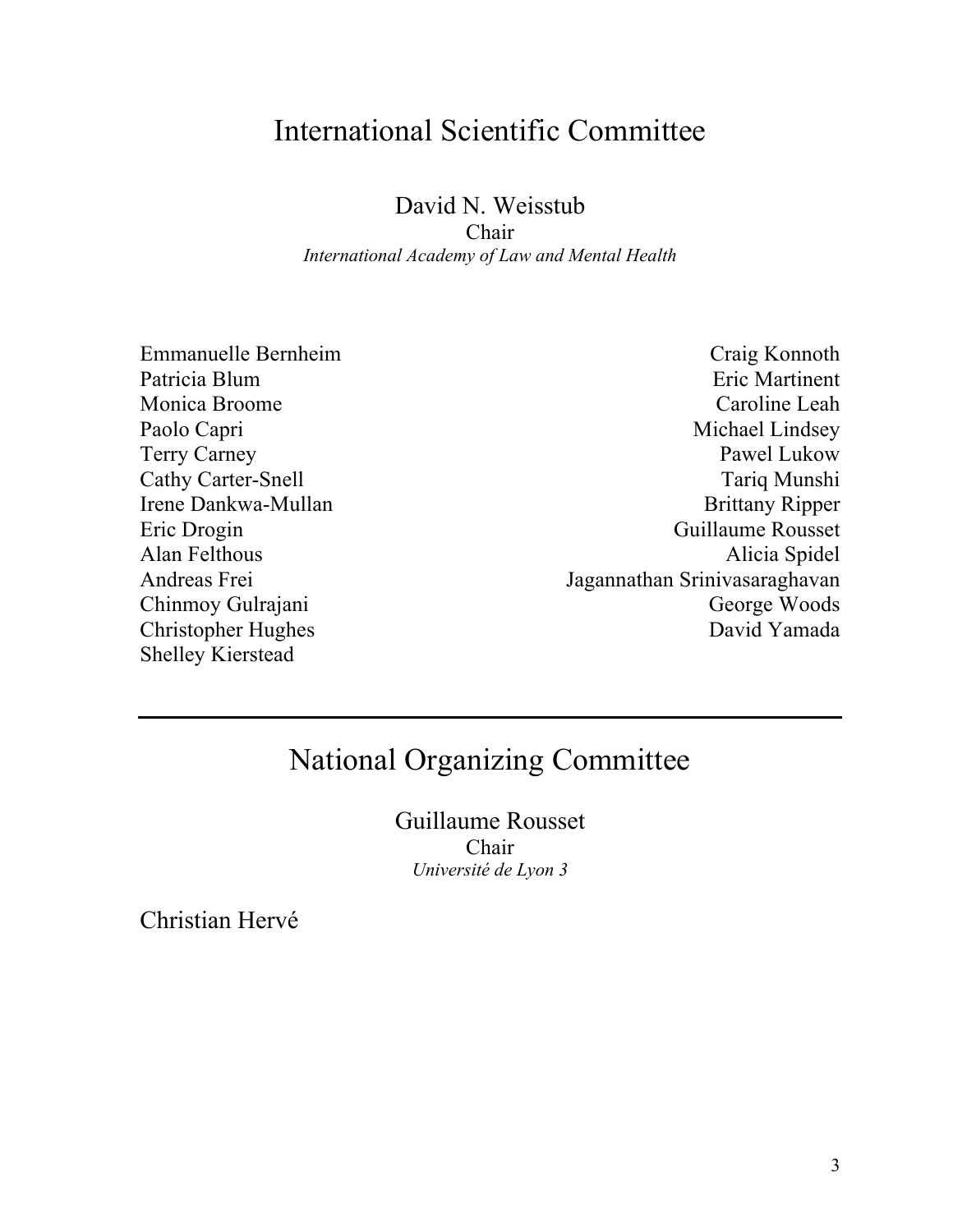# International Scientific Committee

David N. Weisstub
Chair
*International Academy of Law and Mental Health*

Emmanuelle Bernheim
Patricia Blum
Monica Broome
Paolo Capri
Terry Carney
Cathy Carter-Snell
Irene Dankwa-Mullan
Eric Drogin
Alan Felthous
Andreas Frei
Chinmoy Gulrajani
Christopher Hughes
Shelley Kierstead
Craig Konnoth
Eric Martinent
Caroline Leah
Michael Lindsey
Pawel Lukow
Tariq Munshi
Brittany Ripper
Guillaume Rousset
Alicia Spidel
Jagannathan Srinivasaraghavan
George Woods
David Yamada

---

# National Organizing Committee

Guillaume Rousset
Chair
*Université de Lyon 3*

Christian Hervé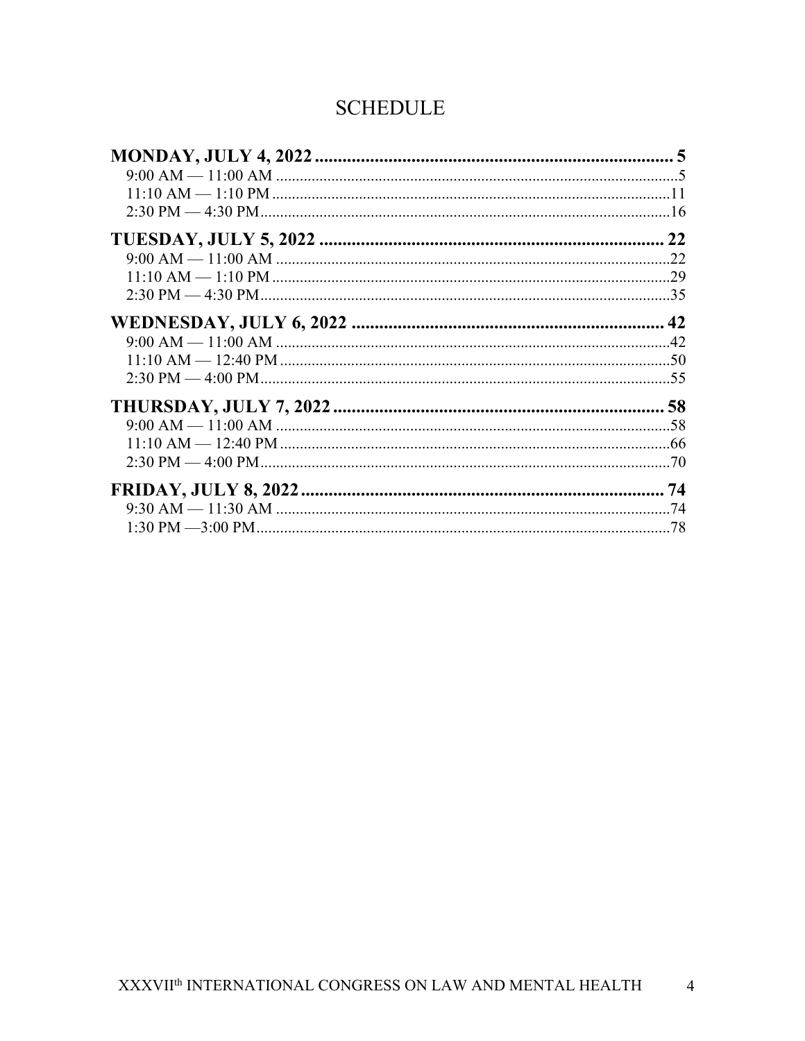# SCHEDULE

**MONDAY, JULY 4, 2022** .......... **5**
- 9:00 AM — 11:00 AM .......... 5
- 11:10 AM — 1:10 PM .......... 11
- 2:30 PM — 4:30 PM .......... 16

**TUESDAY, JULY 5, 2022** .......... **22**
- 9:00 AM — 11:00 AM .......... 22
- 11:10 AM — 1:10 PM .......... 29
- 2:30 PM — 4:30 PM .......... 35

**WEDNESDAY, JULY 6, 2022** .......... **42**
- 9:00 AM — 11:00 AM .......... 42
- 11:10 AM — 12:40 PM .......... 50
- 2:30 PM — 4:00 PM .......... 55

**THURSDAY, JULY 7, 2022** .......... **58**
- 9:00 AM — 11:00 AM .......... 58
- 11:10 AM — 12:40 PM .......... 66
- 2:30 PM — 4:00 PM .......... 70

**FRIDAY, JULY 8, 2022** .......... **74**
- 9:30 AM — 11:30 AM .......... 74
- 1:30 PM —3:00 PM .......... 78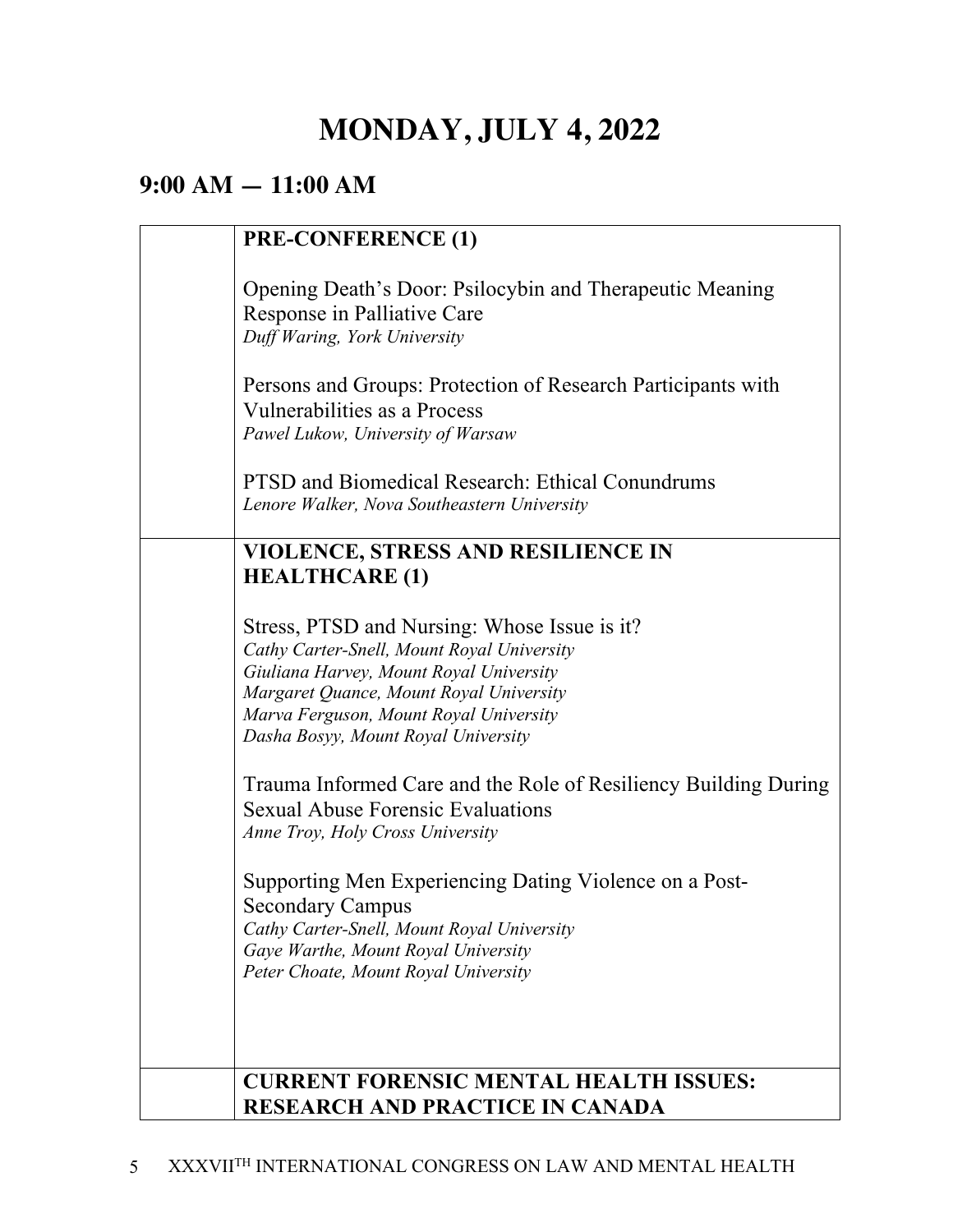# MONDAY, JULY 4, 2022

## 9:00 AM — 11:00 AM

| | |
|---|---|
| | **PRE-CONFERENCE (1)**<br><br>Opening Death's Door: Psilocybin and Therapeutic Meaning Response in Palliative Care<br>*Duff Waring, York University*<br><br>Persons and Groups: Protection of Research Participants with Vulnerabilities as a Process<br>*Pawel Lukow, University of Warsaw*<br><br>PTSD and Biomedical Research: Ethical Conundrums<br>*Lenore Walker, Nova Southeastern University* |
| | **VIOLENCE, STRESS AND RESILIENCE IN HEALTHCARE (1)**<br><br>Stress, PTSD and Nursing: Whose Issue is it?<br>*Cathy Carter-Snell, Mount Royal University*<br>*Giuliana Harvey, Mount Royal University*<br>*Margaret Quance, Mount Royal University*<br>*Marva Ferguson, Mount Royal University*<br>*Dasha Bosyy, Mount Royal University*<br><br>Trauma Informed Care and the Role of Resiliency Building During Sexual Abuse Forensic Evaluations<br>*Anne Troy, Holy Cross University*<br><br>Supporting Men Experiencing Dating Violence on a Post-Secondary Campus<br>*Cathy Carter-Snell, Mount Royal University*<br>*Gaye Warthe, Mount Royal University*<br>*Peter Choate, Mount Royal University* |
| | **CURRENT FORENSIC MENTAL HEALTH ISSUES: RESEARCH AND PRACTICE IN CANADA** |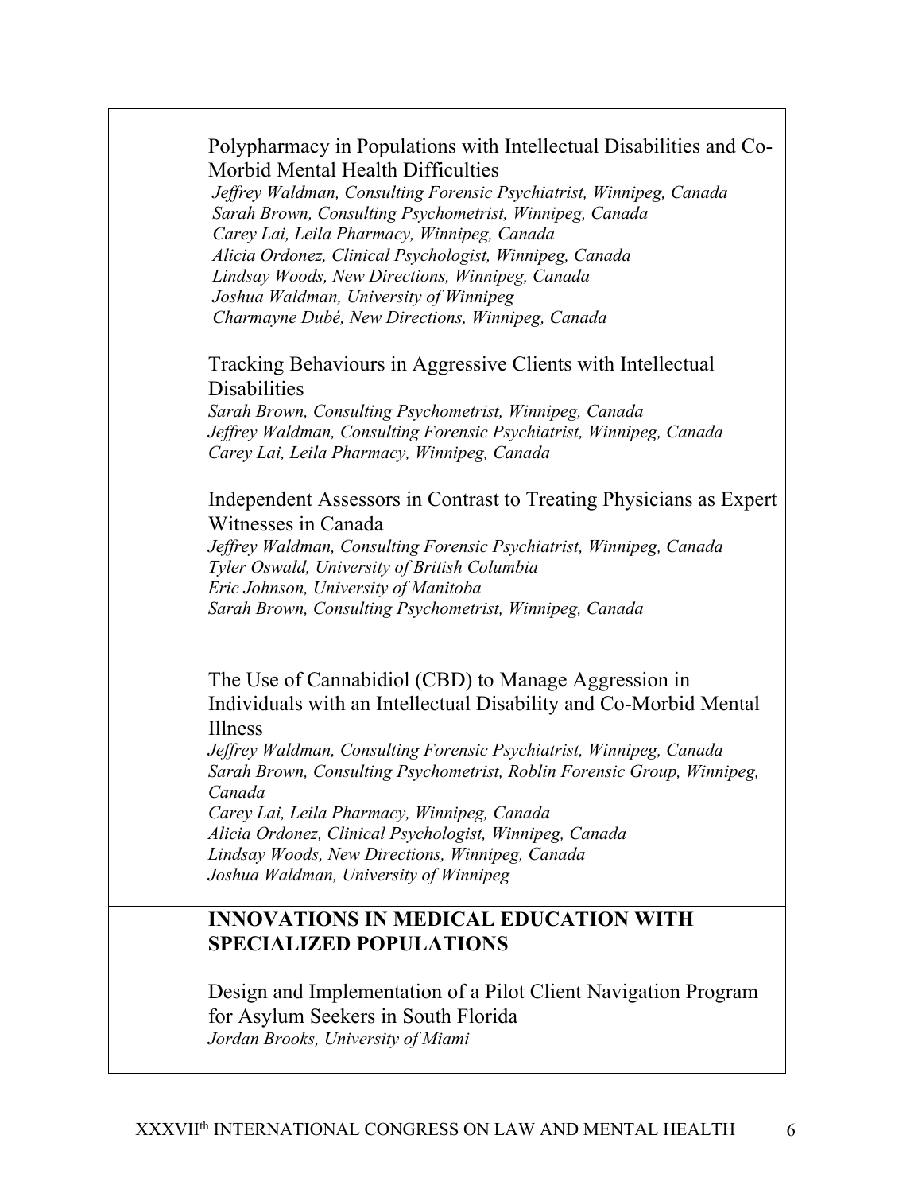Polypharmacy in Populations with Intellectual Disabilities and Co-Morbid Mental Health Difficulties
*Jeffrey Waldman, Consulting Forensic Psychiatrist, Winnipeg, Canada*
*Sarah Brown, Consulting Psychometrist, Winnipeg, Canada*
*Carey Lai, Leila Pharmacy, Winnipeg, Canada*
*Alicia Ordonez, Clinical Psychologist, Winnipeg, Canada*
*Lindsay Woods, New Directions, Winnipeg, Canada*
*Joshua Waldman, University of Winnipeg*
*Charmayne Dubé, New Directions, Winnipeg, Canada*

Tracking Behaviours in Aggressive Clients with Intellectual Disabilities
*Sarah Brown, Consulting Psychometrist, Winnipeg, Canada*
*Jeffrey Waldman, Consulting Forensic Psychiatrist, Winnipeg, Canada*
*Carey Lai, Leila Pharmacy, Winnipeg, Canada*

Independent Assessors in Contrast to Treating Physicians as Expert Witnesses in Canada
*Jeffrey Waldman, Consulting Forensic Psychiatrist, Winnipeg, Canada*
*Tyler Oswald, University of British Columbia*
*Eric Johnson, University of Manitoba*
*Sarah Brown, Consulting Psychometrist, Winnipeg, Canada*

The Use of Cannabidiol (CBD) to Manage Aggression in Individuals with an Intellectual Disability and Co-Morbid Mental Illness
*Jeffrey Waldman, Consulting Forensic Psychiatrist, Winnipeg, Canada*
*Sarah Brown, Consulting Psychometrist, Roblin Forensic Group, Winnipeg, Canada*
*Carey Lai, Leila Pharmacy, Winnipeg, Canada*
*Alicia Ordonez, Clinical Psychologist, Winnipeg, Canada*
*Lindsay Woods, New Directions, Winnipeg, Canada*
*Joshua Waldman, University of Winnipeg*

## INNOVATIONS IN MEDICAL EDUCATION WITH SPECIALIZED POPULATIONS

Design and Implementation of a Pilot Client Navigation Program for Asylum Seekers in South Florida
*Jordan Brooks, University of Miami*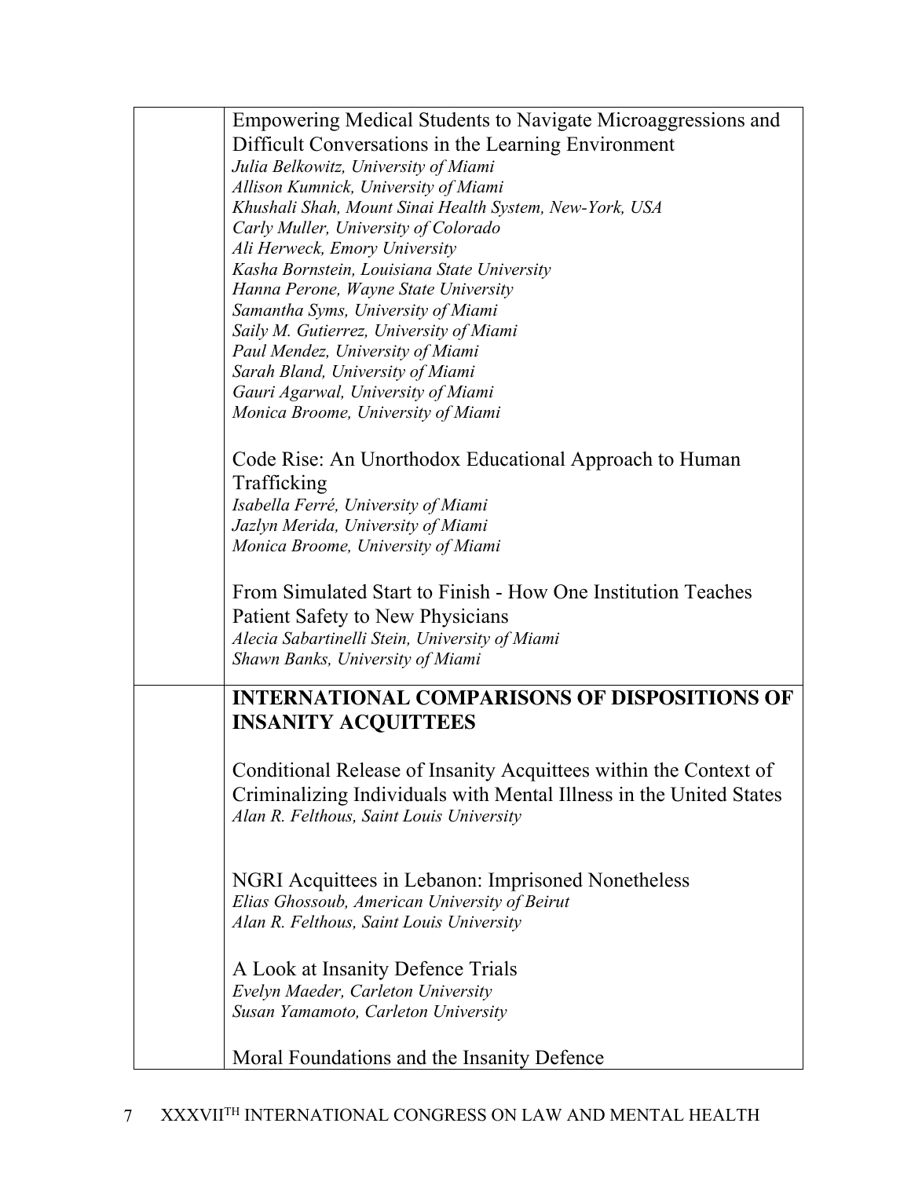| | |
|---|---|
| | Empowering Medical Students to Navigate Microaggressions and Difficult Conversations in the Learning Environment<br>*Julia Belkowitz, University of Miami*<br>*Allison Kumnick, University of Miami*<br>*Khushali Shah, Mount Sinai Health System, New-York, USA*<br>*Carly Muller, University of Colorado*<br>*Ali Herweck, Emory University*<br>*Kasha Bornstein, Louisiana State University*<br>*Hanna Perone, Wayne State University*<br>*Samantha Syms, University of Miami*<br>*Saily M. Gutierrez, University of Miami*<br>*Paul Mendez, University of Miami*<br>*Sarah Bland, University of Miami*<br>*Gauri Agarwal, University of Miami*<br>*Monica Broome, University of Miami*<br><br>Code Rise: An Unorthodox Educational Approach to Human Trafficking<br>*Isabella Ferré, University of Miami*<br>*Jazlyn Merida, University of Miami*<br>*Monica Broome, University of Miami*<br><br>From Simulated Start to Finish - How One Institution Teaches Patient Safety to New Physicians<br>*Alecia Sabartinelli Stein, University of Miami*<br>*Shawn Banks, University of Miami* |
| | **INTERNATIONAL COMPARISONS OF DISPOSITIONS OF INSANITY ACQUITTEES**<br><br>Conditional Release of Insanity Acquittees within the Context of Criminalizing Individuals with Mental Illness in the United States<br>*Alan R. Felthous, Saint Louis University*<br><br>NGRI Acquittees in Lebanon: Imprisoned Nonetheless<br>*Elias Ghossoub, American University of Beirut*<br>*Alan R. Felthous, Saint Louis University*<br><br>A Look at Insanity Defence Trials<br>*Evelyn Maeder, Carleton University*<br>*Susan Yamamoto, Carleton University*<br><br>Moral Foundations and the Insanity Defence |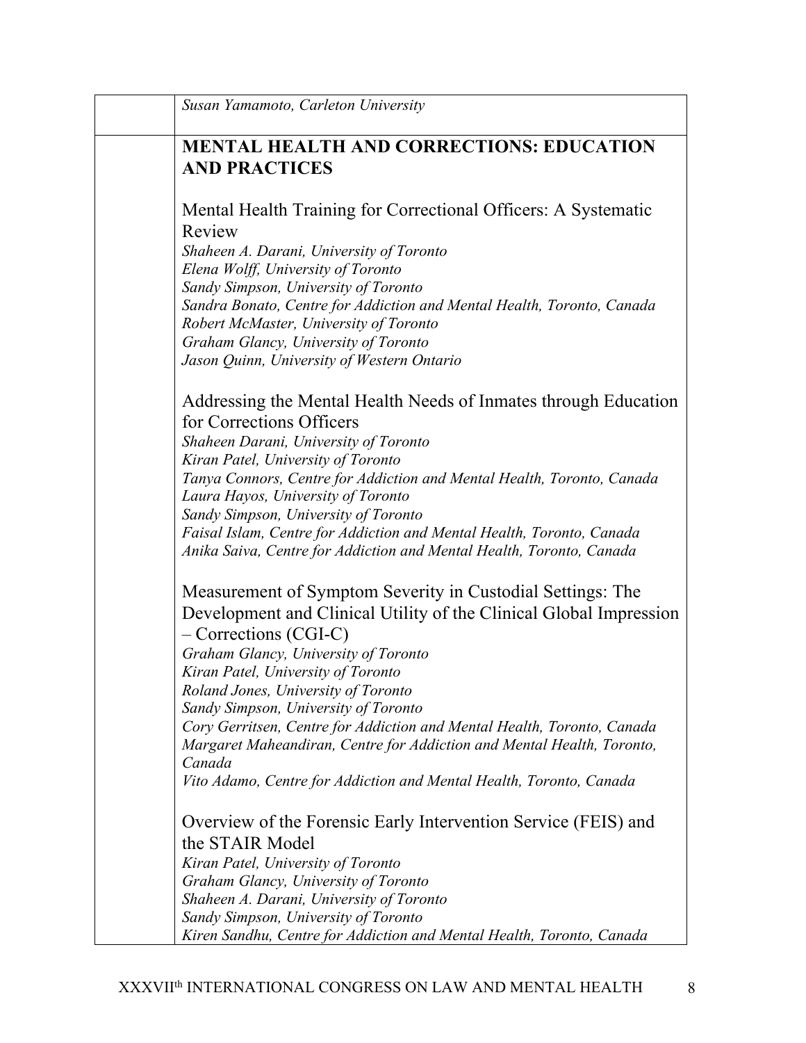*Susan Yamamoto, Carleton University*

## MENTAL HEALTH AND CORRECTIONS: EDUCATION AND PRACTICES

Mental Health Training for Correctional Officers: A Systematic Review

*Shaheen A. Darani, University of Toronto*
*Elena Wolff, University of Toronto*
*Sandy Simpson, University of Toronto*
*Sandra Bonato, Centre for Addiction and Mental Health, Toronto, Canada*
*Robert McMaster, University of Toronto*
*Graham Glancy, University of Toronto*
*Jason Quinn, University of Western Ontario*

Addressing the Mental Health Needs of Inmates through Education for Corrections Officers

*Shaheen Darani, University of Toronto*
*Kiran Patel, University of Toronto*
*Tanya Connors, Centre for Addiction and Mental Health, Toronto, Canada*
*Laura Hayos, University of Toronto*
*Sandy Simpson, University of Toronto*
*Faisal Islam, Centre for Addiction and Mental Health, Toronto, Canada*
*Anika Saiva, Centre for Addiction and Mental Health, Toronto, Canada*

Measurement of Symptom Severity in Custodial Settings: The Development and Clinical Utility of the Clinical Global Impression – Corrections (CGI-C)

*Graham Glancy, University of Toronto*
*Kiran Patel, University of Toronto*
*Roland Jones, University of Toronto*
*Sandy Simpson, University of Toronto*
*Cory Gerritsen, Centre for Addiction and Mental Health, Toronto, Canada*
*Margaret Maheandiran, Centre for Addiction and Mental Health, Toronto, Canada*
*Vito Adamo, Centre for Addiction and Mental Health, Toronto, Canada*

Overview of the Forensic Early Intervention Service (FEIS) and the STAIR Model

*Kiran Patel, University of Toronto*
*Graham Glancy, University of Toronto*
*Shaheen A. Darani, University of Toronto*
*Sandy Simpson, University of Toronto*
*Kiren Sandhu, Centre for Addiction and Mental Health, Toronto, Canada*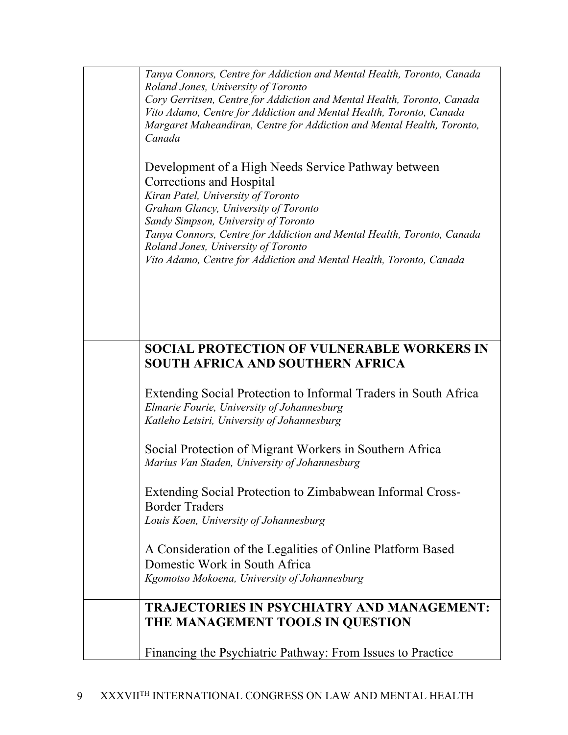*Tanya Connors, Centre for Addiction and Mental Health, Toronto, Canada*
*Roland Jones, University of Toronto*
*Cory Gerritsen, Centre for Addiction and Mental Health, Toronto, Canada*
*Vito Adamo, Centre for Addiction and Mental Health, Toronto, Canada*
*Margaret Maheandiran, Centre for Addiction and Mental Health, Toronto, Canada*

Development of a High Needs Service Pathway between Corrections and Hospital
*Kiran Patel, University of Toronto*
*Graham Glancy, University of Toronto*
*Sandy Simpson, University of Toronto*
*Tanya Connors, Centre for Addiction and Mental Health, Toronto, Canada*
*Roland Jones, University of Toronto*
*Vito Adamo, Centre for Addiction and Mental Health, Toronto, Canada*

**SOCIAL PROTECTION OF VULNERABLE WORKERS IN SOUTH AFRICA AND SOUTHERN AFRICA**

Extending Social Protection to Informal Traders in South Africa
*Elmarie Fourie, University of Johannesburg*
*Katleho Letsiri, University of Johannesburg*

Social Protection of Migrant Workers in Southern Africa
*Marius Van Staden, University of Johannesburg*

Extending Social Protection to Zimbabwean Informal Cross-Border Traders
*Louis Koen, University of Johannesburg*

A Consideration of the Legalities of Online Platform Based Domestic Work in South Africa
*Kgomotso Mokoena, University of Johannesburg*

**TRAJECTORIES IN PSYCHIATRY AND MANAGEMENT: THE MANAGEMENT TOOLS IN QUESTION**

Financing the Psychiatric Pathway: From Issues to Practice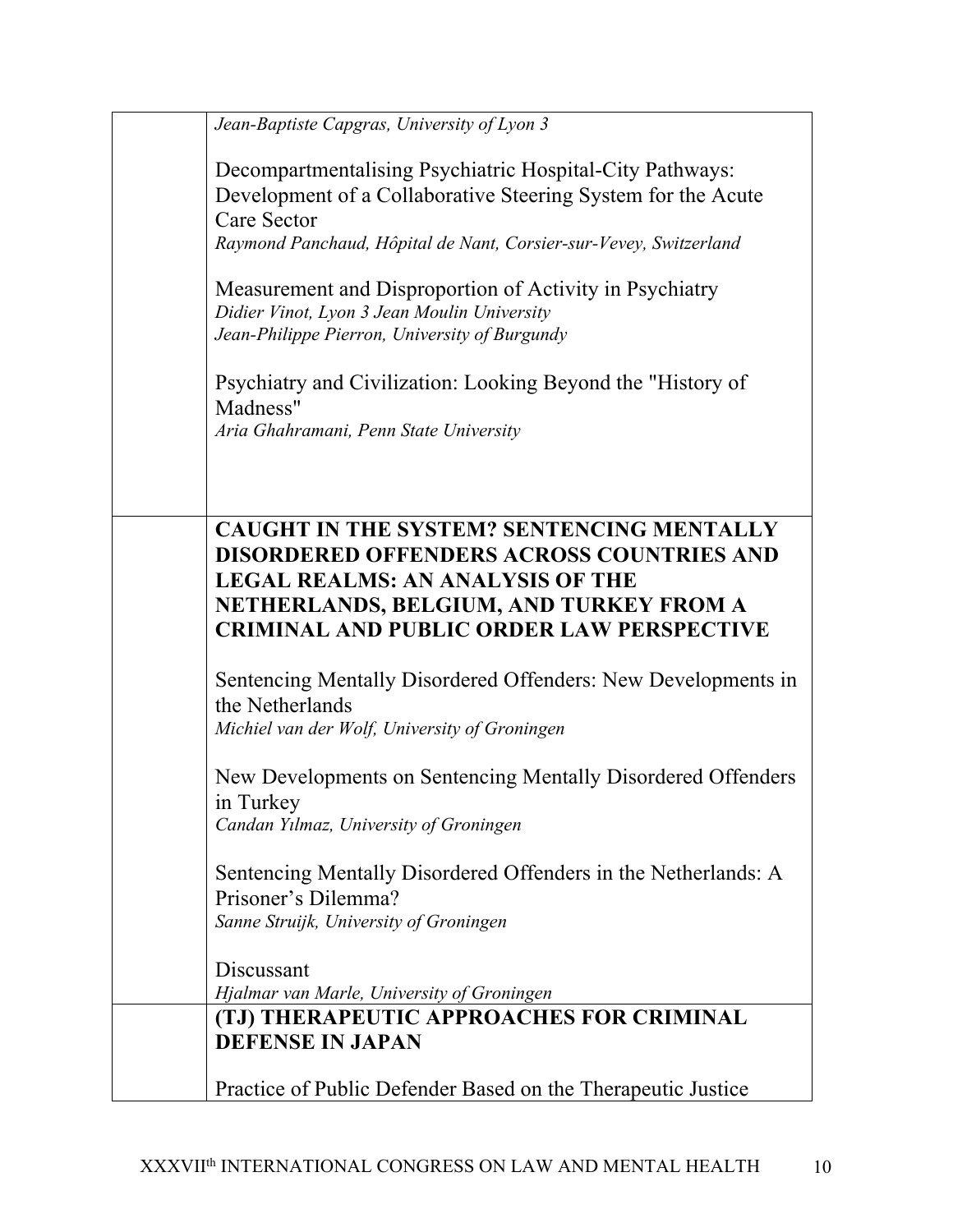*Jean-Baptiste Capgras, University of Lyon 3*

Decompartmentalising Psychiatric Hospital-City Pathways: Development of a Collaborative Steering System for the Acute Care Sector
*Raymond Panchaud, Hôpital de Nant, Corsier-sur-Vevey, Switzerland*

Measurement and Disproportion of Activity in Psychiatry
*Didier Vinot, Lyon 3 Jean Moulin University*
*Jean-Philippe Pierron, University of Burgundy*

Psychiatry and Civilization: Looking Beyond the "History of Madness"
*Aria Ghahramani, Penn State University*

**CAUGHT IN THE SYSTEM? SENTENCING MENTALLY DISORDERED OFFENDERS ACROSS COUNTRIES AND LEGAL REALMS: AN ANALYSIS OF THE NETHERLANDS, BELGIUM, AND TURKEY FROM A CRIMINAL AND PUBLIC ORDER LAW PERSPECTIVE**

Sentencing Mentally Disordered Offenders: New Developments in the Netherlands
*Michiel van der Wolf, University of Groningen*

New Developments on Sentencing Mentally Disordered Offenders in Turkey
*Candan Yılmaz, University of Groningen*

Sentencing Mentally Disordered Offenders in the Netherlands: A Prisoner's Dilemma?
*Sanne Struijk, University of Groningen*

Discussant
*Hjalmar van Marle, University of Groningen*

**(TJ) THERAPEUTIC APPROACHES FOR CRIMINAL DEFENSE IN JAPAN**

Practice of Public Defender Based on the Therapeutic Justice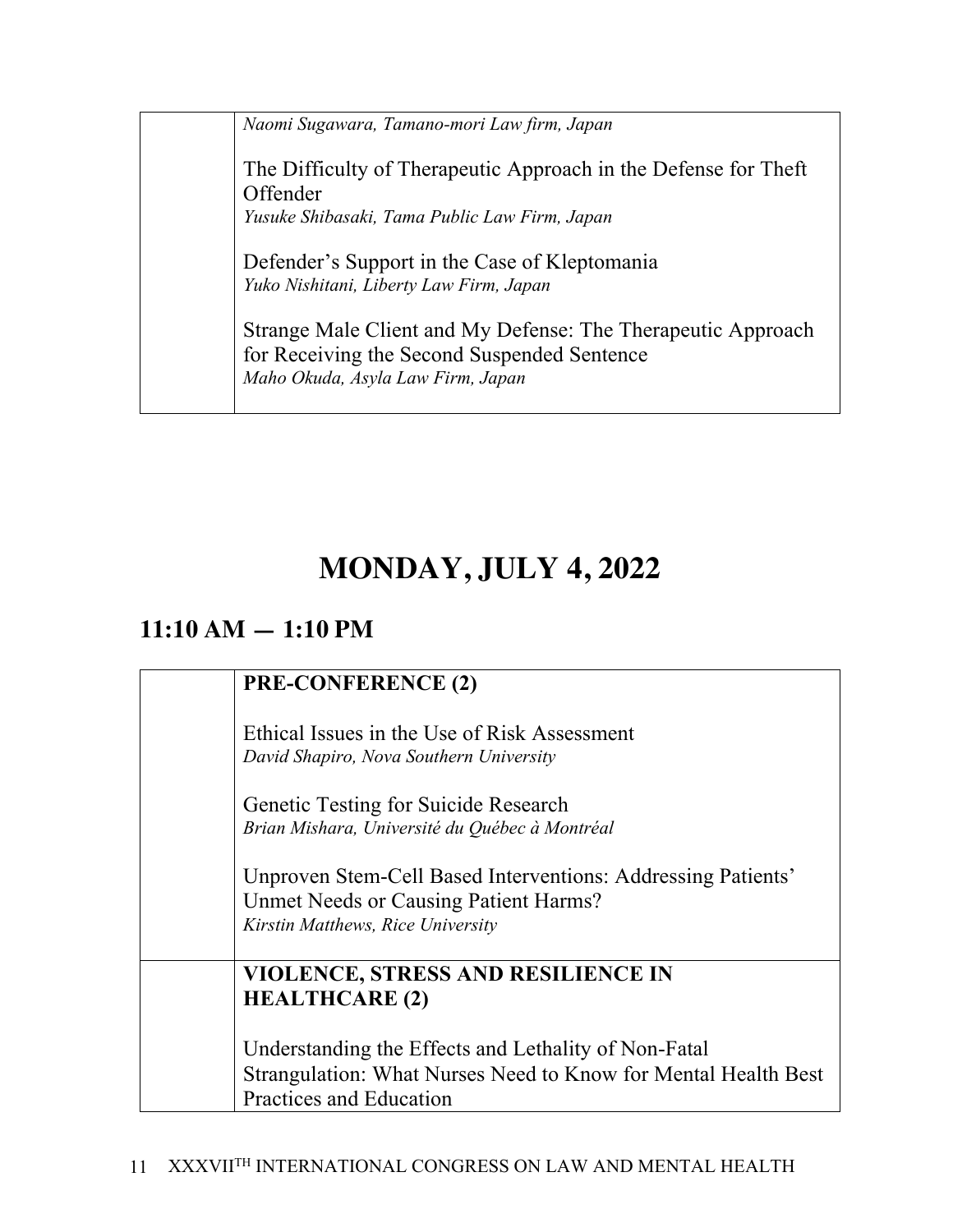| | |
|---|---|
| | *Naomi Sugawara, Tamano-mori Law firm, Japan*<br><br>The Difficulty of Therapeutic Approach in the Defense for Theft Offender<br>*Yusuke Shibasaki, Tama Public Law Firm, Japan*<br><br>Defender's Support in the Case of Kleptomania<br>*Yuko Nishitani, Liberty Law Firm, Japan*<br><br>Strange Male Client and My Defense: The Therapeutic Approach for Receiving the Second Suspended Sentence<br>*Maho Okuda, Asyla Law Firm, Japan* |

# MONDAY, JULY 4, 2022

## 11:10 AM — 1:10 PM

| | |
|---|---|
| | **PRE-CONFERENCE (2)**<br><br>Ethical Issues in the Use of Risk Assessment<br>*David Shapiro, Nova Southern University*<br><br>Genetic Testing for Suicide Research<br>*Brian Mishara, Université du Québec à Montréal*<br><br>Unproven Stem-Cell Based Interventions: Addressing Patients' Unmet Needs or Causing Patient Harms?<br>*Kirstin Matthews, Rice University* |
| | **VIOLENCE, STRESS AND RESILIENCE IN HEALTHCARE (2)**<br><br>Understanding the Effects and Lethality of Non-Fatal Strangulation: What Nurses Need to Know for Mental Health Best Practices and Education |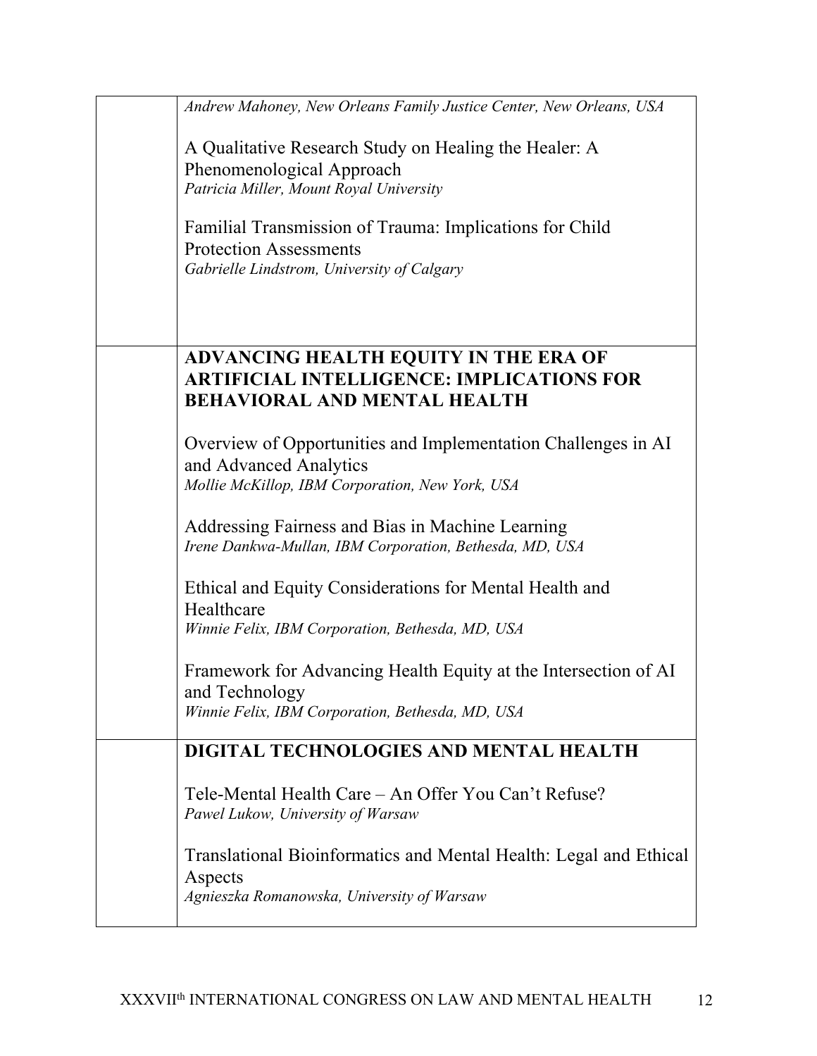*Andrew Mahoney, New Orleans Family Justice Center, New Orleans, USA*

A Qualitative Research Study on Healing the Healer: A Phenomenological Approach
*Patricia Miller, Mount Royal University*

Familial Transmission of Trauma: Implications for Child Protection Assessments
*Gabrielle Lindstrom, University of Calgary*

## ADVANCING HEALTH EQUITY IN THE ERA OF ARTIFICIAL INTELLIGENCE: IMPLICATIONS FOR BEHAVIORAL AND MENTAL HEALTH

Overview of Opportunities and Implementation Challenges in AI and Advanced Analytics
*Mollie McKillop, IBM Corporation, New York, USA*

Addressing Fairness and Bias in Machine Learning
*Irene Dankwa-Mullan, IBM Corporation, Bethesda, MD, USA*

Ethical and Equity Considerations for Mental Health and Healthcare
*Winnie Felix, IBM Corporation, Bethesda, MD, USA*

Framework for Advancing Health Equity at the Intersection of AI and Technology
*Winnie Felix, IBM Corporation, Bethesda, MD, USA*

## DIGITAL TECHNOLOGIES AND MENTAL HEALTH

Tele-Mental Health Care – An Offer You Can't Refuse?
*Pawel Lukow, University of Warsaw*

Translational Bioinformatics and Mental Health: Legal and Ethical Aspects
*Agnieszka Romanowska, University of Warsaw*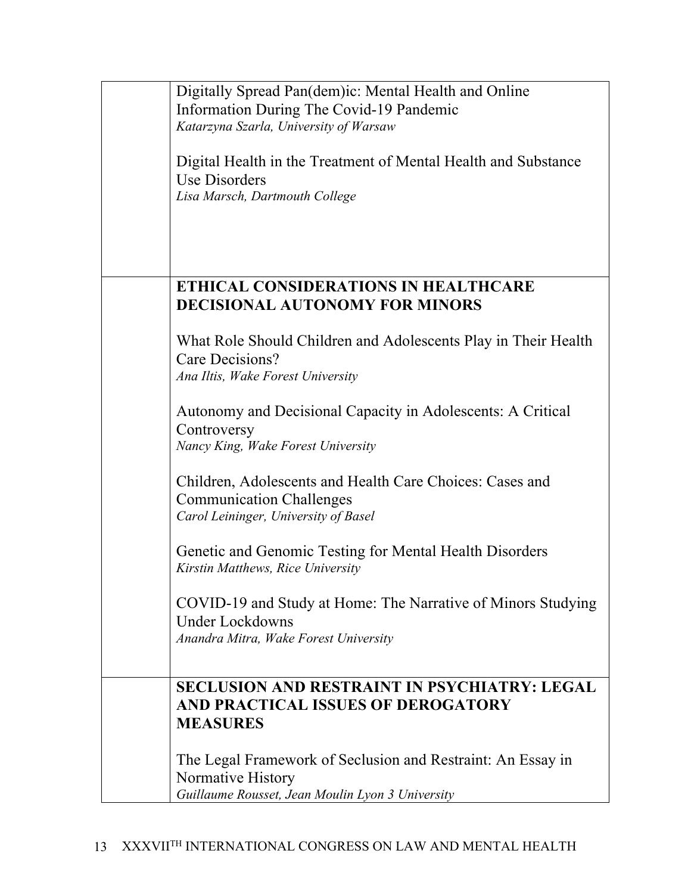| | |
|---|---|
| | Digitally Spread Pan(dem)ic: Mental Health and Online Information During The Covid-19 Pandemic<br>*Katarzyna Szarla, University of Warsaw*<br><br>Digital Health in the Treatment of Mental Health and Substance Use Disorders<br>*Lisa Marsch, Dartmouth College* |
| | **ETHICAL CONSIDERATIONS IN HEALTHCARE DECISIONAL AUTONOMY FOR MINORS**<br><br>What Role Should Children and Adolescents Play in Their Health Care Decisions?<br>*Ana Iltis, Wake Forest University*<br><br>Autonomy and Decisional Capacity in Adolescents: A Critical Controversy<br>*Nancy King, Wake Forest University*<br><br>Children, Adolescents and Health Care Choices: Cases and Communication Challenges<br>*Carol Leininger, University of Basel*<br><br>Genetic and Genomic Testing for Mental Health Disorders<br>*Kirstin Matthews, Rice University*<br><br>COVID-19 and Study at Home: The Narrative of Minors Studying Under Lockdowns<br>*Anandra Mitra, Wake Forest University* |
| | **SECLUSION AND RESTRAINT IN PSYCHIATRY: LEGAL AND PRACTICAL ISSUES OF DEROGATORY MEASURES**<br><br>The Legal Framework of Seclusion and Restraint: An Essay in Normative History<br>*Guillaume Rousset, Jean Moulin Lyon 3 University* |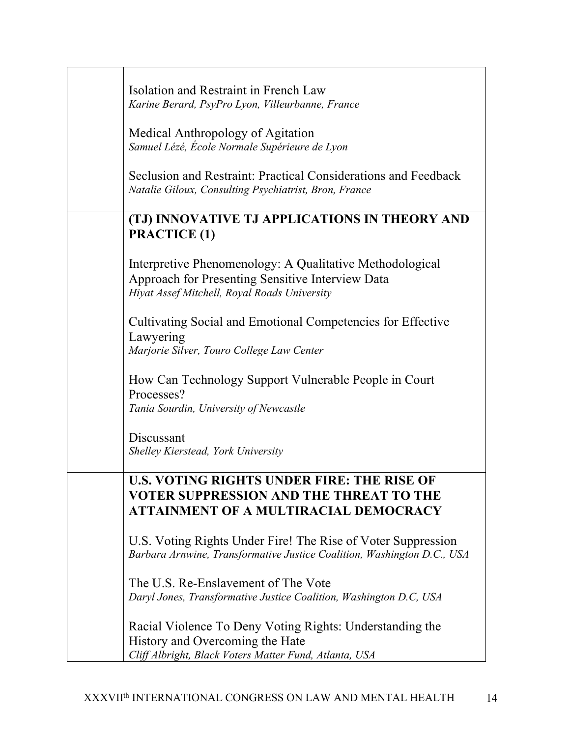Isolation and Restraint in French Law
*Karine Berard, PsyPro Lyon, Villeurbanne, France*

Medical Anthropology of Agitation
*Samuel Lézé, École Normale Supérieure de Lyon*

Seclusion and Restraint: Practical Considerations and Feedback
*Natalie Giloux, Consulting Psychiatrist, Bron, France*

**(TJ) INNOVATIVE TJ APPLICATIONS IN THEORY AND PRACTICE (1)**

Interpretive Phenomenology: A Qualitative Methodological Approach for Presenting Sensitive Interview Data
*Hiyat Assef Mitchell, Royal Roads University*

Cultivating Social and Emotional Competencies for Effective Lawyering
*Marjorie Silver, Touro College Law Center*

How Can Technology Support Vulnerable People in Court Processes?
*Tania Sourdin, University of Newcastle*

Discussant
*Shelley Kierstead, York University*

**U.S. VOTING RIGHTS UNDER FIRE: THE RISE OF VOTER SUPPRESSION AND THE THREAT TO THE ATTAINMENT OF A MULTIRACIAL DEMOCRACY**

U.S. Voting Rights Under Fire! The Rise of Voter Suppression
*Barbara Arnwine, Transformative Justice Coalition, Washington D.C., USA*

The U.S. Re-Enslavement of The Vote
*Daryl Jones, Transformative Justice Coalition, Washington D.C, USA*

Racial Violence To Deny Voting Rights: Understanding the History and Overcoming the Hate
*Cliff Albright, Black Voters Matter Fund, Atlanta, USA*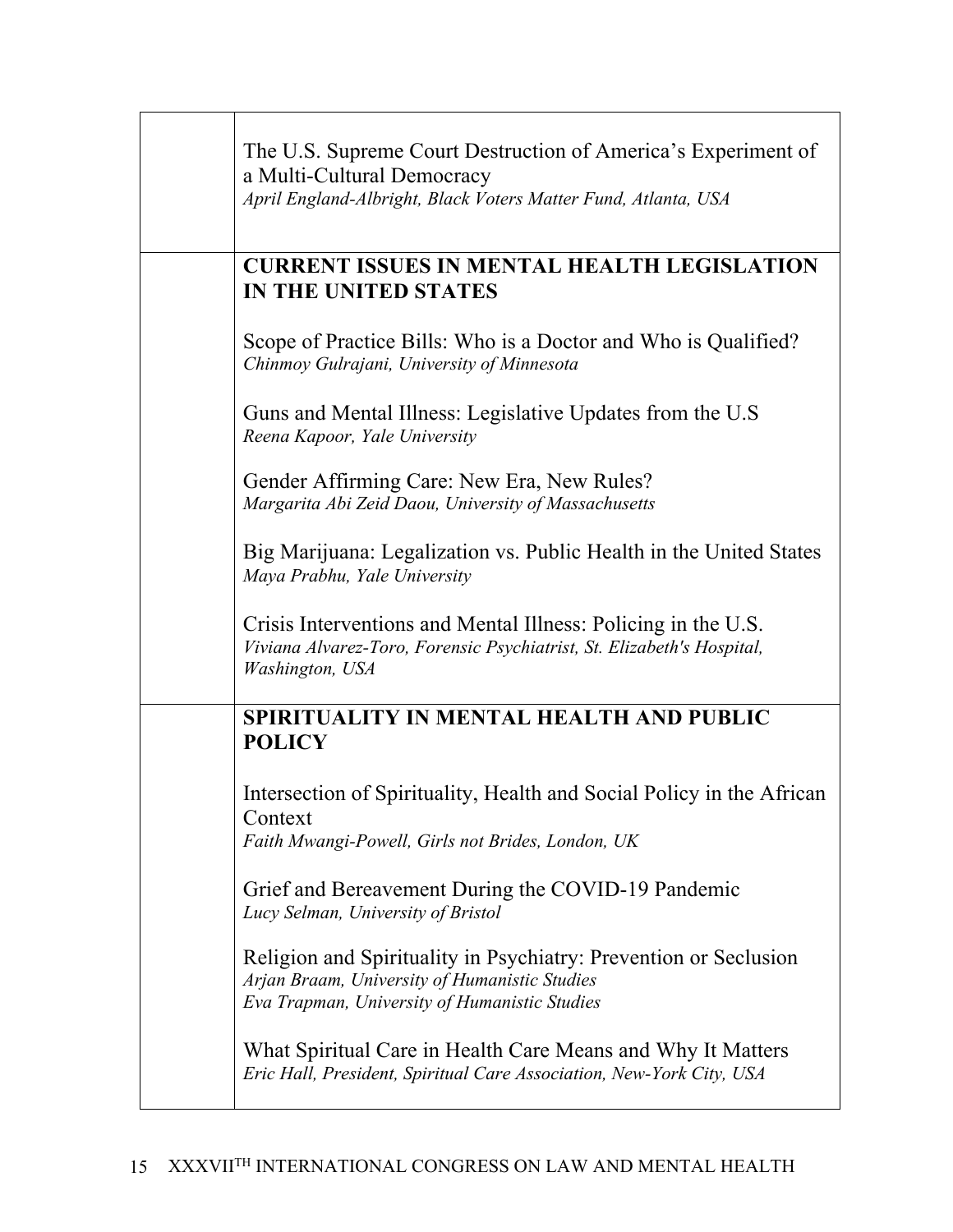| | |
|---|---|
| | The U.S. Supreme Court Destruction of America's Experiment of a Multi-Cultural Democracy<br>*April England-Albright, Black Voters Matter Fund, Atlanta, USA* |
| | **CURRENT ISSUES IN MENTAL HEALTH LEGISLATION IN THE UNITED STATES**<br><br>Scope of Practice Bills: Who is a Doctor and Who is Qualified?<br>*Chinmoy Gulrajani, University of Minnesota*<br><br>Guns and Mental Illness: Legislative Updates from the U.S<br>*Reena Kapoor, Yale University*<br><br>Gender Affirming Care: New Era, New Rules?<br>*Margarita Abi Zeid Daou, University of Massachusetts*<br><br>Big Marijuana: Legalization vs. Public Health in the United States<br>*Maya Prabhu, Yale University*<br><br>Crisis Interventions and Mental Illness: Policing in the U.S.<br>*Viviana Alvarez-Toro, Forensic Psychiatrist, St. Elizabeth's Hospital, Washington, USA* |
| | **SPIRITUALITY IN MENTAL HEALTH AND PUBLIC POLICY**<br><br>Intersection of Spirituality, Health and Social Policy in the African Context<br>*Faith Mwangi-Powell, Girls not Brides, London, UK*<br><br>Grief and Bereavement During the COVID-19 Pandemic<br>*Lucy Selman, University of Bristol*<br><br>Religion and Spirituality in Psychiatry: Prevention or Seclusion<br>*Arjan Braam, University of Humanistic Studies*<br>*Eva Trapman, University of Humanistic Studies*<br><br>What Spiritual Care in Health Care Means and Why It Matters<br>*Eric Hall, President, Spiritual Care Association, New-York City, USA* |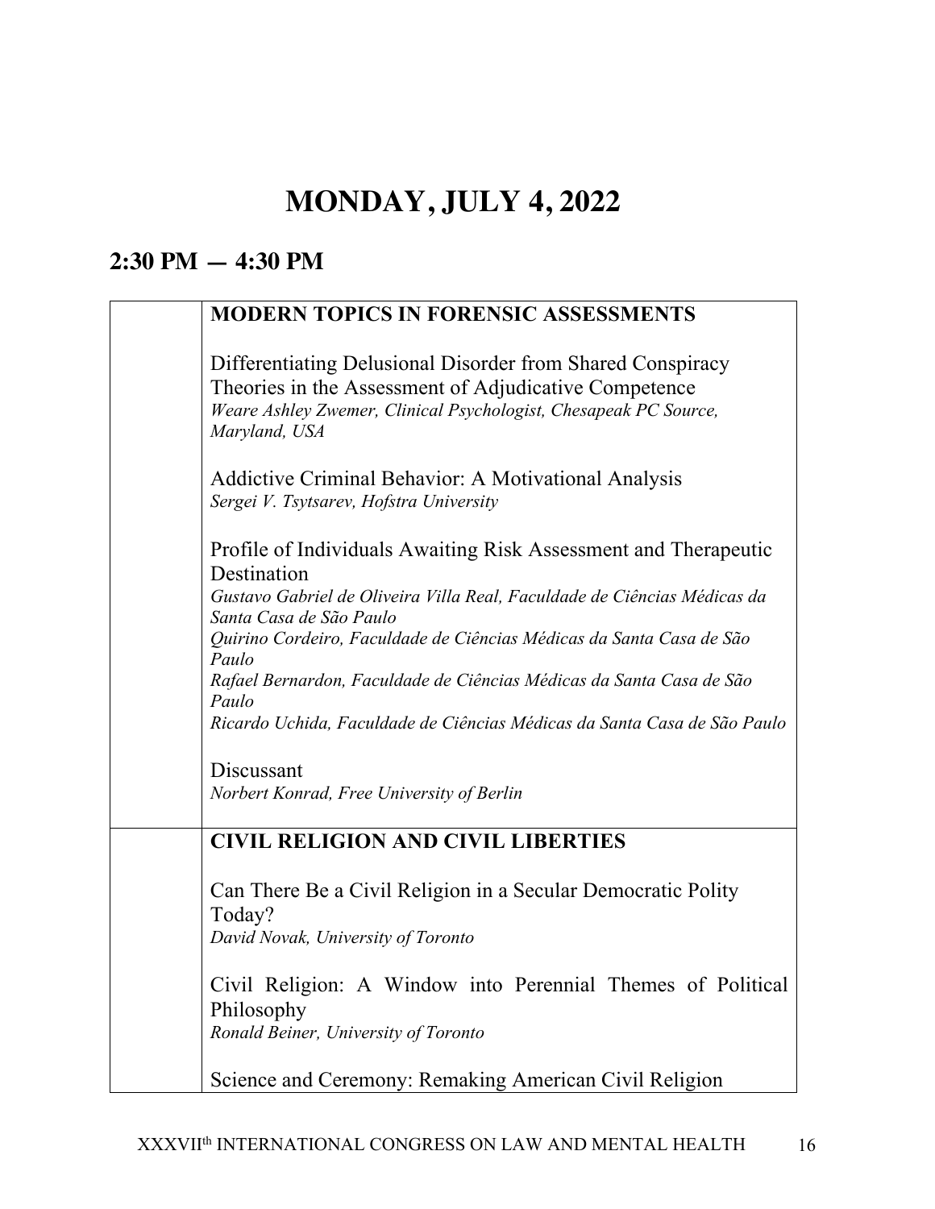# MONDAY, JULY 4, 2022

## 2:30 PM — 4:30 PM

| | |
|---|---|
| | **MODERN TOPICS IN FORENSIC ASSESSMENTS**<br><br>Differentiating Delusional Disorder from Shared Conspiracy Theories in the Assessment of Adjudicative Competence<br>*Weare Ashley Zwemer, Clinical Psychologist, Chesapeak PC Source, Maryland, USA*<br><br>Addictive Criminal Behavior: A Motivational Analysis<br>*Sergei V. Tsytsarev, Hofstra University*<br><br>Profile of Individuals Awaiting Risk Assessment and Therapeutic Destination<br>*Gustavo Gabriel de Oliveira Villa Real, Faculdade de Ciências Médicas da Santa Casa de São Paulo*<br>*Quirino Cordeiro, Faculdade de Ciências Médicas da Santa Casa de São Paulo*<br>*Rafael Bernardon, Faculdade de Ciências Médicas da Santa Casa de São Paulo*<br>*Ricardo Uchida, Faculdade de Ciências Médicas da Santa Casa de São Paulo*<br><br>Discussant<br>*Norbert Konrad, Free University of Berlin* |
| | **CIVIL RELIGION AND CIVIL LIBERTIES**<br><br>Can There Be a Civil Religion in a Secular Democratic Polity Today?<br>*David Novak, University of Toronto*<br><br>Civil Religion: A Window into Perennial Themes of Political Philosophy<br>*Ronald Beiner, University of Toronto*<br><br>Science and Ceremony: Remaking American Civil Religion |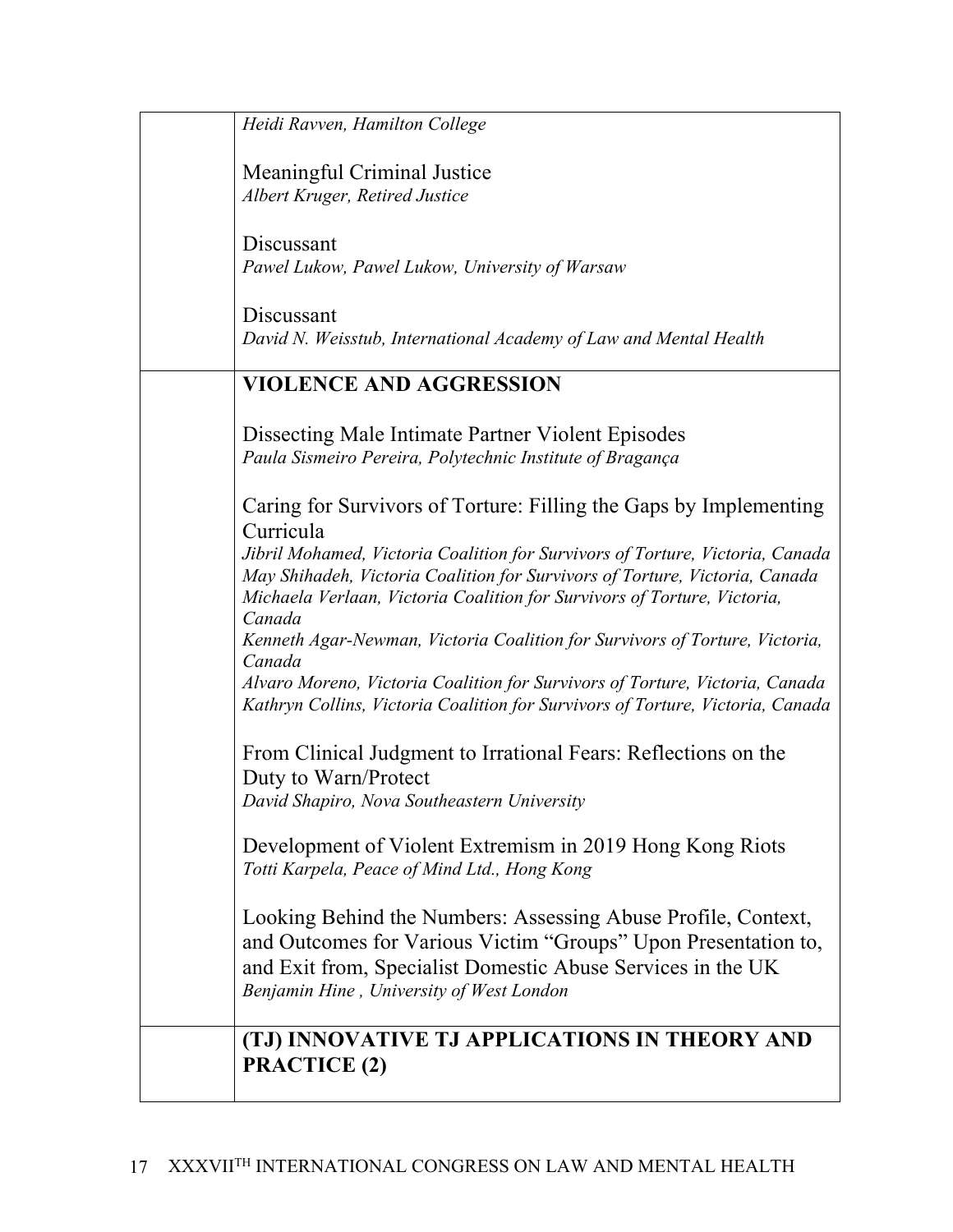| | |
|---|---|
| | *Heidi Ravven, Hamilton College*<br><br>Meaningful Criminal Justice<br>*Albert Kruger, Retired Justice*<br><br>Discussant<br>*Pawel Lukow, Pawel Lukow, University of Warsaw*<br><br>Discussant<br>*David N. Weisstub, International Academy of Law and Mental Health* |
| | **VIOLENCE AND AGGRESSION**<br><br>Dissecting Male Intimate Partner Violent Episodes<br>*Paula Sismeiro Pereira, Polytechnic Institute of Bragança*<br><br>Caring for Survivors of Torture: Filling the Gaps by Implementing Curricula<br>*Jibril Mohamed, Victoria Coalition for Survivors of Torture, Victoria, Canada*<br>*May Shihadeh, Victoria Coalition for Survivors of Torture, Victoria, Canada*<br>*Michaela Verlaan, Victoria Coalition for Survivors of Torture, Victoria, Canada*<br>*Kenneth Agar-Newman, Victoria Coalition for Survivors of Torture, Victoria, Canada*<br>*Alvaro Moreno, Victoria Coalition for Survivors of Torture, Victoria, Canada*<br>*Kathryn Collins, Victoria Coalition for Survivors of Torture, Victoria, Canada*<br><br>From Clinical Judgment to Irrational Fears: Reflections on the Duty to Warn/Protect<br>*David Shapiro, Nova Southeastern University*<br><br>Development of Violent Extremism in 2019 Hong Kong Riots<br>*Totti Karpela, Peace of Mind Ltd., Hong Kong*<br><br>Looking Behind the Numbers: Assessing Abuse Profile, Context, and Outcomes for Various Victim "Groups" Upon Presentation to, and Exit from, Specialist Domestic Abuse Services in the UK<br>*Benjamin Hine , University of West London* |
| | **(TJ) INNOVATIVE TJ APPLICATIONS IN THEORY AND PRACTICE (2)** |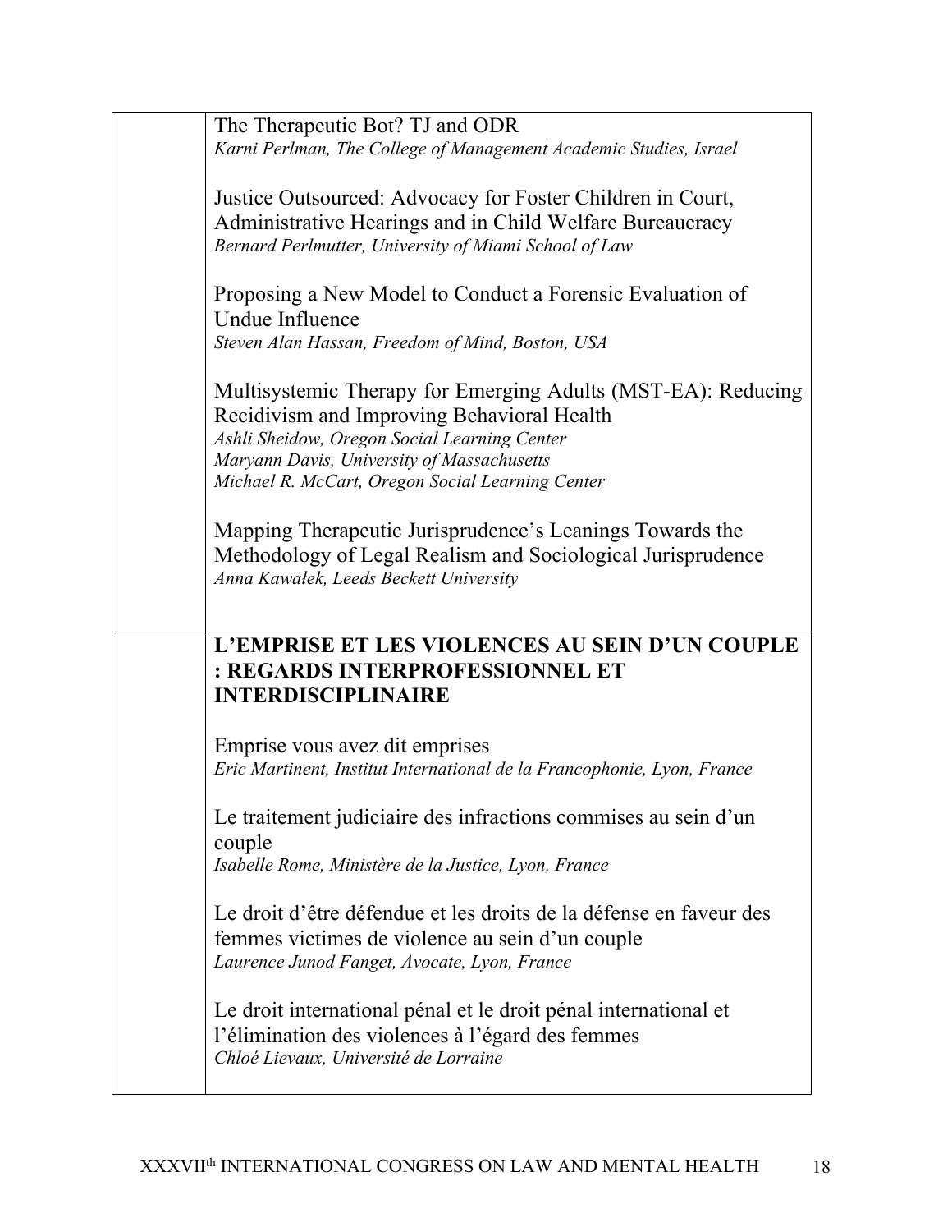The Therapeutic Bot? TJ and ODR
*Karni Perlman, The College of Management Academic Studies, Israel*

Justice Outsourced: Advocacy for Foster Children in Court, Administrative Hearings and in Child Welfare Bureaucracy
*Bernard Perlmutter, University of Miami School of Law*

Proposing a New Model to Conduct a Forensic Evaluation of Undue Influence
*Steven Alan Hassan, Freedom of Mind, Boston, USA*

Multisystemic Therapy for Emerging Adults (MST-EA): Reducing Recidivism and Improving Behavioral Health
*Ashli Sheidow, Oregon Social Learning Center*
*Maryann Davis, University of Massachusetts*
*Michael R. McCart, Oregon Social Learning Center*

Mapping Therapeutic Jurisprudence's Leanings Towards the Methodology of Legal Realism and Sociological Jurisprudence
*Anna Kawałek, Leeds Beckett University*

**L'EMPRISE ET LES VIOLENCES AU SEIN D'UN COUPLE : REGARDS INTERPROFESSIONNEL ET INTERDISCIPLINAIRE**

Emprise vous avez dit emprises
*Eric Martinent, Institut International de la Francophonie, Lyon, France*

Le traitement judiciaire des infractions commises au sein d'un couple
*Isabelle Rome, Ministère de la Justice, Lyon, France*

Le droit d'être défendue et les droits de la défense en faveur des femmes victimes de violence au sein d'un couple
*Laurence Junod Fanget, Avocate, Lyon, France*

Le droit international pénal et le droit pénal international et l'élimination des violences à l'égard des femmes
*Chloé Lievaux, Université de Lorraine*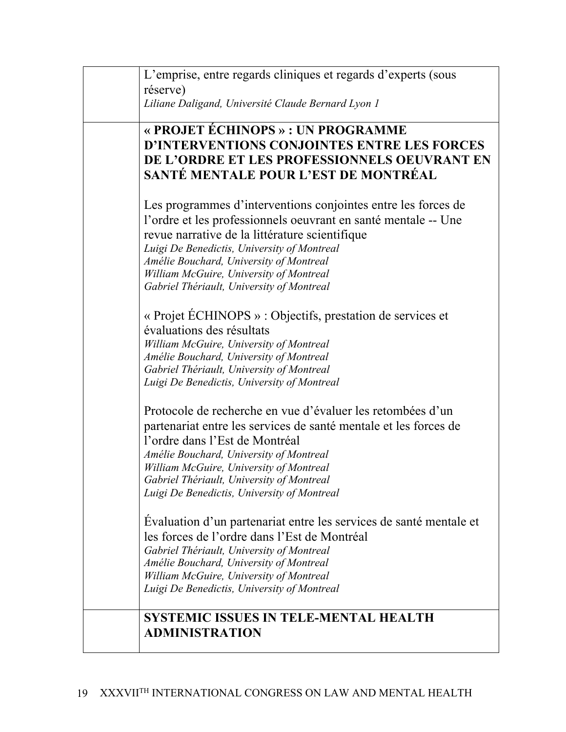| | |
|---|---|
| | L'emprise, entre regards cliniques et regards d'experts (sous réserve)<br>*Liliane Daligand, Université Claude Bernard Lyon 1* |
| | **« PROJET ÉCHINOPS » : UN PROGRAMME D'INTERVENTIONS CONJOINTES ENTRE LES FORCES DE L'ORDRE ET LES PROFESSIONNELS OEUVRANT EN SANTÉ MENTALE POUR L'EST DE MONTRÉAL**<br><br>Les programmes d'interventions conjointes entre les forces de l'ordre et les professionnels oeuvrant en santé mentale -- Une revue narrative de la littérature scientifique<br>*Luigi De Benedictis, University of Montreal*<br>*Amélie Bouchard, University of Montreal*<br>*William McGuire, University of Montreal*<br>*Gabriel Thériault, University of Montreal*<br><br>« Projet ÉCHINOPS » : Objectifs, prestation de services et évaluations des résultats<br>*William McGuire, University of Montreal*<br>*Amélie Bouchard, University of Montreal*<br>*Gabriel Thériault, University of Montreal*<br>*Luigi De Benedictis, University of Montreal*<br><br>Protocole de recherche en vue d'évaluer les retombées d'un partenariat entre les services de santé mentale et les forces de l'ordre dans l'Est de Montréal<br>*Amélie Bouchard, University of Montreal*<br>*William McGuire, University of Montreal*<br>*Gabriel Thériault, University of Montreal*<br>*Luigi De Benedictis, University of Montreal*<br><br>Évaluation d'un partenariat entre les services de santé mentale et les forces de l'ordre dans l'Est de Montréal<br>*Gabriel Thériault, University of Montreal*<br>*Amélie Bouchard, University of Montreal*<br>*William McGuire, University of Montreal*<br>*Luigi De Benedictis, University of Montreal* |
| | **SYSTEMIC ISSUES IN TELE-MENTAL HEALTH ADMINISTRATION** |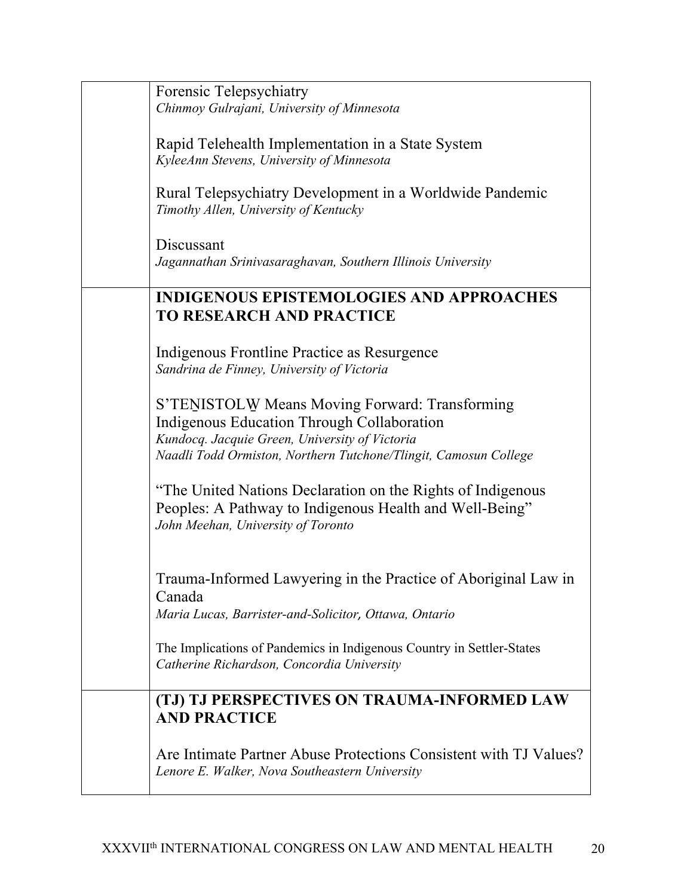| | |
|---|---|
| | Forensic Telepsychiatry<br>*Chinmoy Gulrajani, University of Minnesota*<br><br>Rapid Telehealth Implementation in a State System<br>*KyleeAnn Stevens, University of Minnesota*<br><br>Rural Telepsychiatry Development in a Worldwide Pandemic<br>*Timothy Allen, University of Kentucky*<br><br>Discussant<br>*Jagannathan Srinivasaraghavan, Southern Illinois University* |
| | **INDIGENOUS EPISTEMOLOGIES AND APPROACHES TO RESEARCH AND PRACTICE**<br><br>Indigenous Frontline Practice as Resurgence<br>*Sandrina de Finney, University of Victoria*<br><br>S'TEṈISTOLW̱ Means Moving Forward: Transforming Indigenous Education Through Collaboration<br>*Kundocq. Jacquie Green, University of Victoria*<br>*Naadli Todd Ormiston, Northern Tutchone/Tlingit, Camosun College*<br><br>"The United Nations Declaration on the Rights of Indigenous Peoples: A Pathway to Indigenous Health and Well-Being"<br>*John Meehan, University of Toronto*<br><br>Trauma-Informed Lawyering in the Practice of Aboriginal Law in Canada<br>*Maria Lucas, Barrister-and-Solicitor, Ottawa, Ontario*<br><br>The Implications of Pandemics in Indigenous Country in Settler-States<br>*Catherine Richardson, Concordia University* |
| | **(TJ) TJ PERSPECTIVES ON TRAUMA-INFORMED LAW AND PRACTICE**<br><br>Are Intimate Partner Abuse Protections Consistent with TJ Values?<br>*Lenore E. Walker, Nova Southeastern University* |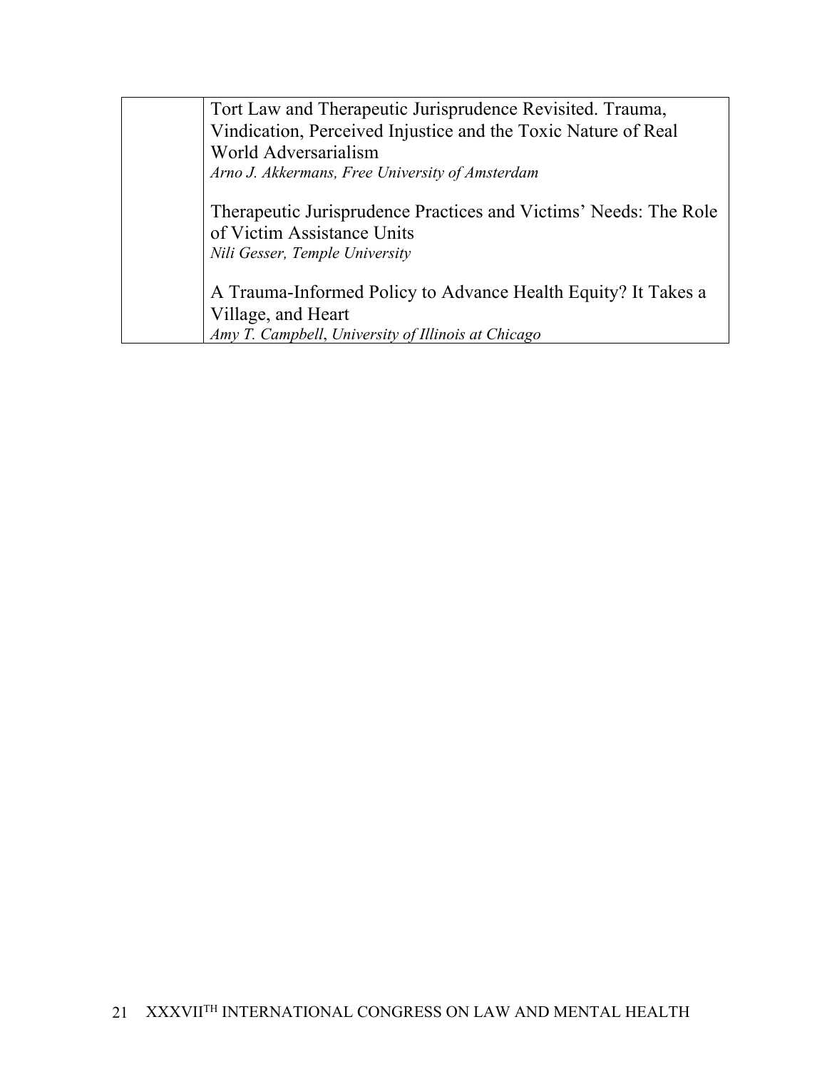| | |
|---|---|
| | Tort Law and Therapeutic Jurisprudence Revisited. Trauma, Vindication, Perceived Injustice and the Toxic Nature of Real World Adversarialism<br>*Arno J. Akkermans, Free University of Amsterdam*<br><br>Therapeutic Jurisprudence Practices and Victims' Needs: The Role of Victim Assistance Units<br>*Nili Gesser, Temple University*<br><br>A Trauma-Informed Policy to Advance Health Equity? It Takes a Village, and Heart<br>*Amy T. Campbell, University of Illinois at Chicago* |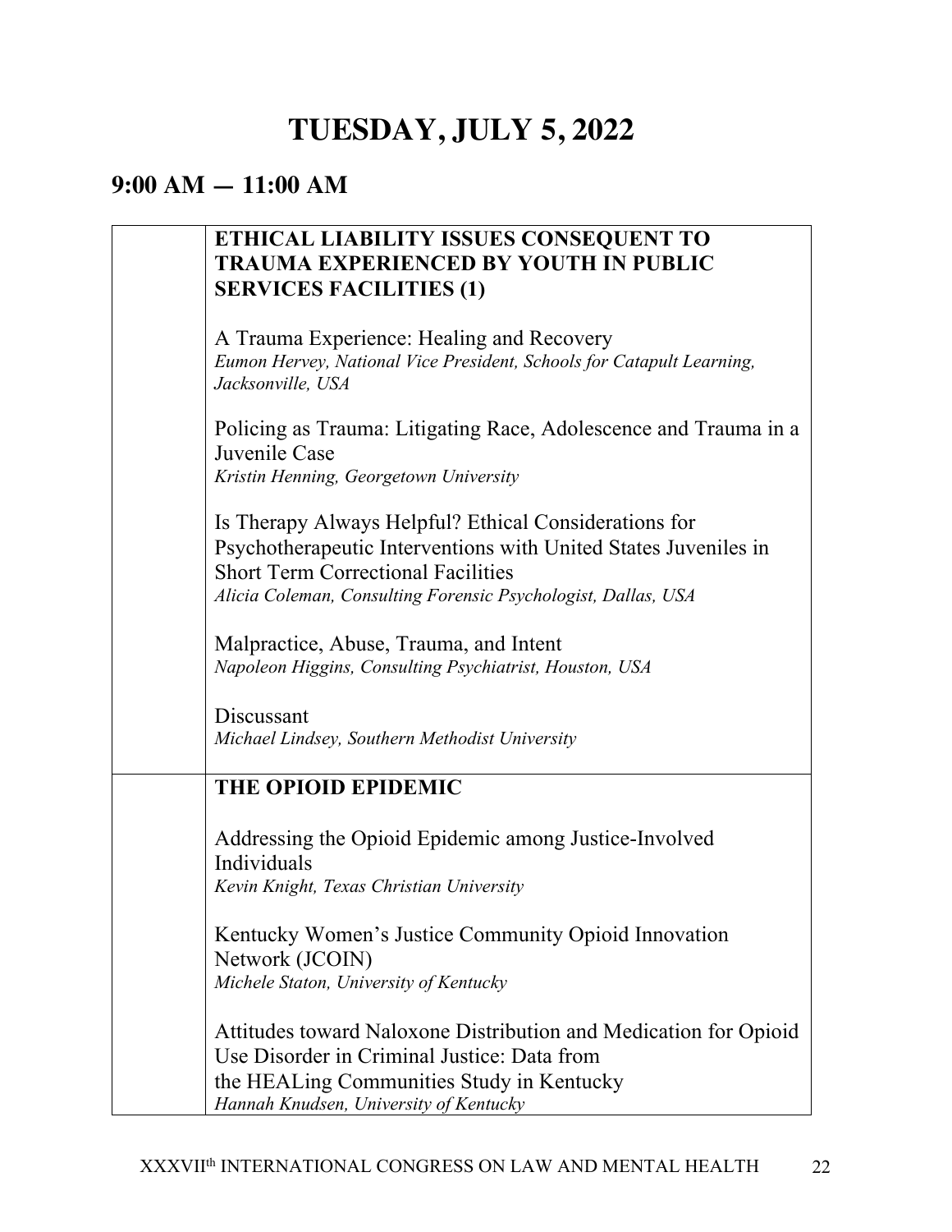# TUESDAY, JULY 5, 2022

## 9:00 AM — 11:00 AM

| | |
|---|---|
| | **ETHICAL LIABILITY ISSUES CONSEQUENT TO TRAUMA EXPERIENCED BY YOUTH IN PUBLIC SERVICES FACILITIES (1)**<br><br>A Trauma Experience: Healing and Recovery<br>*Eumon Hervey, National Vice President, Schools for Catapult Learning, Jacksonville, USA*<br><br>Policing as Trauma: Litigating Race, Adolescence and Trauma in a Juvenile Case<br>*Kristin Henning, Georgetown University*<br><br>Is Therapy Always Helpful? Ethical Considerations for Psychotherapeutic Interventions with United States Juveniles in Short Term Correctional Facilities<br>*Alicia Coleman, Consulting Forensic Psychologist, Dallas, USA*<br><br>Malpractice, Abuse, Trauma, and Intent<br>*Napoleon Higgins, Consulting Psychiatrist, Houston, USA*<br><br>Discussant<br>*Michael Lindsey, Southern Methodist University* |
| | **THE OPIOID EPIDEMIC**<br><br>Addressing the Opioid Epidemic among Justice-Involved Individuals<br>*Kevin Knight, Texas Christian University*<br><br>Kentucky Women's Justice Community Opioid Innovation Network (JCOIN)<br>*Michele Staton, University of Kentucky*<br><br>Attitudes toward Naloxone Distribution and Medication for Opioid Use Disorder in Criminal Justice: Data from the HEALing Communities Study in Kentucky<br>*Hannah Knudsen, University of Kentucky* |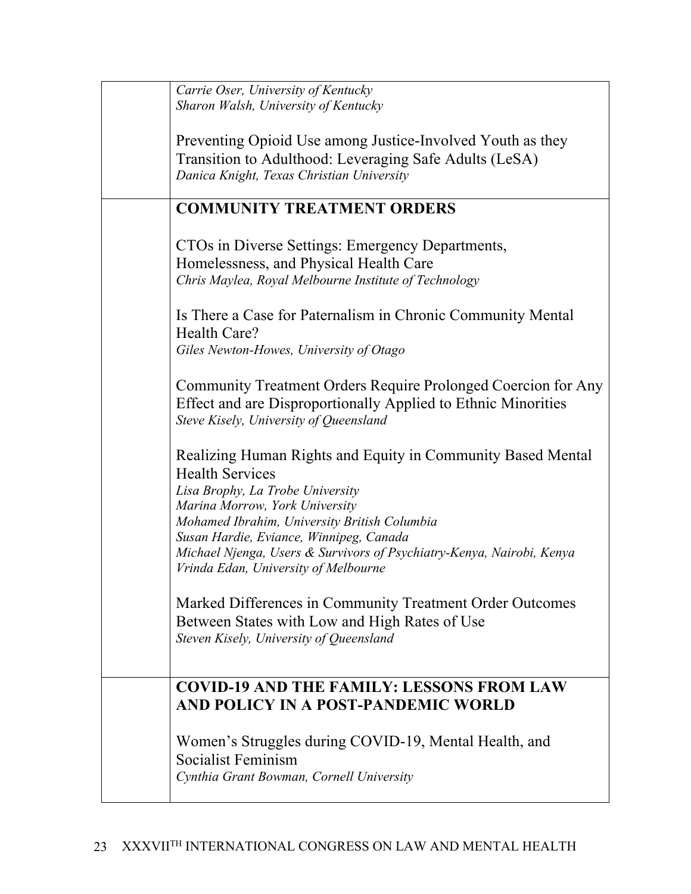*Carrie Oser, University of Kentucky*
*Sharon Walsh, University of Kentucky*

Preventing Opioid Use among Justice-Involved Youth as they Transition to Adulthood: Leveraging Safe Adults (LeSA)
*Danica Knight, Texas Christian University*

## COMMUNITY TREATMENT ORDERS

CTOs in Diverse Settings: Emergency Departments, Homelessness, and Physical Health Care
*Chris Maylea, Royal Melbourne Institute of Technology*

Is There a Case for Paternalism in Chronic Community Mental Health Care?
*Giles Newton-Howes, University of Otago*

Community Treatment Orders Require Prolonged Coercion for Any Effect and are Disproportionally Applied to Ethnic Minorities
*Steve Kisely, University of Queensland*

Realizing Human Rights and Equity in Community Based Mental Health Services
*Lisa Brophy, La Trobe University*
*Marina Morrow, York University*
*Mohamed Ibrahim, University British Columbia*
*Susan Hardie, Eviance, Winnipeg, Canada*
*Michael Njenga, Users & Survivors of Psychiatry-Kenya, Nairobi, Kenya*
*Vrinda Edan, University of Melbourne*

Marked Differences in Community Treatment Order Outcomes Between States with Low and High Rates of Use
*Steven Kisely, University of Queensland*

## COVID-19 AND THE FAMILY: LESSONS FROM LAW AND POLICY IN A POST-PANDEMIC WORLD

Women's Struggles during COVID-19, Mental Health, and Socialist Feminism
*Cynthia Grant Bowman, Cornell University*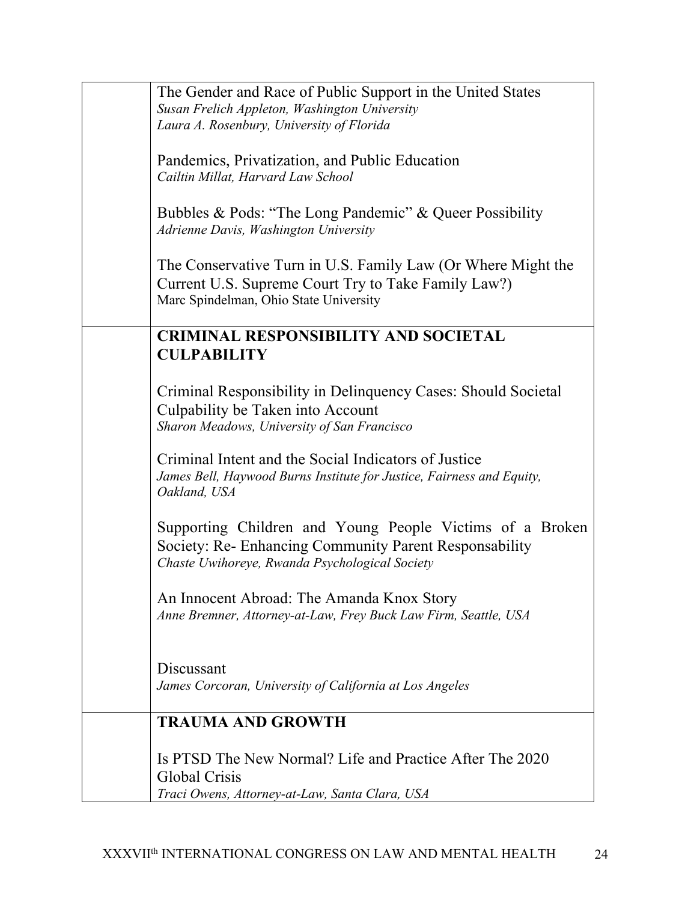| | |
|---|---|
| | The Gender and Race of Public Support in the United States<br>*Susan Frelich Appleton, Washington University*<br>*Laura A. Rosenbury, University of Florida*<br><br>Pandemics, Privatization, and Public Education<br>*Cailtin Millat, Harvard Law School*<br><br>Bubbles & Pods: "The Long Pandemic" & Queer Possibility<br>*Adrienne Davis, Washington University*<br><br>The Conservative Turn in U.S. Family Law (Or Where Might the Current U.S. Supreme Court Try to Take Family Law?)<br>Marc Spindelman, Ohio State University |
| | **CRIMINAL RESPONSIBILITY AND SOCIETAL CULPABILITY**<br><br>Criminal Responsibility in Delinquency Cases: Should Societal Culpability be Taken into Account<br>*Sharon Meadows, University of San Francisco*<br><br>Criminal Intent and the Social Indicators of Justice<br>*James Bell, Haywood Burns Institute for Justice, Fairness and Equity, Oakland, USA*<br><br>Supporting Children and Young People Victims of a Broken Society: Re- Enhancing Community Parent Responsability<br>*Chaste Uwihoreye, Rwanda Psychological Society*<br><br>An Innocent Abroad: The Amanda Knox Story<br>*Anne Bremner, Attorney-at-Law, Frey Buck Law Firm, Seattle, USA*<br><br>Discussant<br>*James Corcoran, University of California at Los Angeles* |
| | **TRAUMA AND GROWTH**<br><br>Is PTSD The New Normal? Life and Practice After The 2020 Global Crisis<br>*Traci Owens, Attorney-at-Law, Santa Clara, USA* |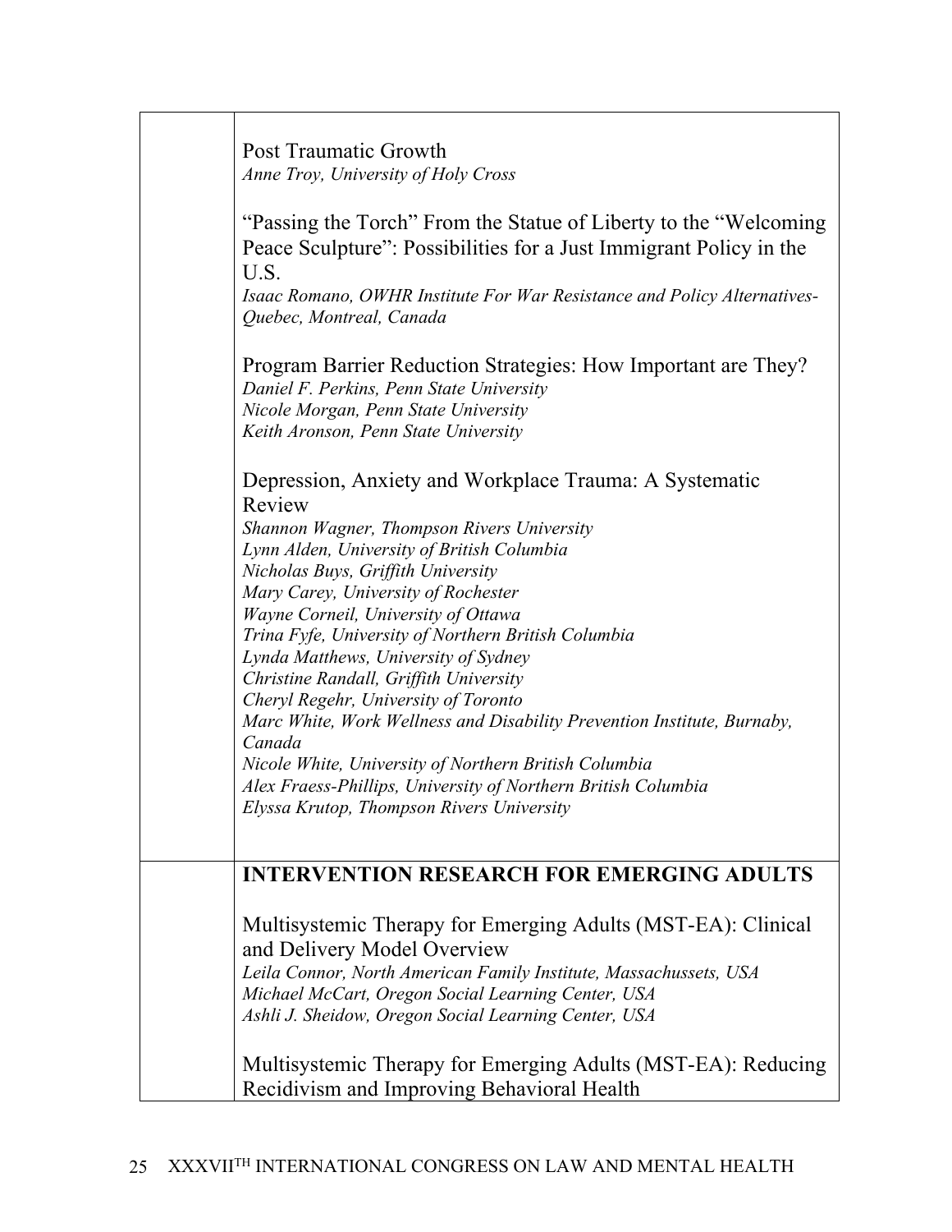Post Traumatic Growth
*Anne Troy, University of Holy Cross*

"Passing the Torch" From the Statue of Liberty to the "Welcoming Peace Sculpture": Possibilities for a Just Immigrant Policy in the U.S.
*Isaac Romano, OWHR Institute For War Resistance and Policy Alternatives-Quebec, Montreal, Canada*

Program Barrier Reduction Strategies: How Important are They?
*Daniel F. Perkins, Penn State University*
*Nicole Morgan, Penn State University*
*Keith Aronson, Penn State University*

Depression, Anxiety and Workplace Trauma: A Systematic Review
*Shannon Wagner, Thompson Rivers University*
*Lynn Alden, University of British Columbia*
*Nicholas Buys, Griffith University*
*Mary Carey, University of Rochester*
*Wayne Corneil, University of Ottawa*
*Trina Fyfe, University of Northern British Columbia*
*Lynda Matthews, University of Sydney*
*Christine Randall, Griffith University*
*Cheryl Regehr, University of Toronto*
*Marc White, Work Wellness and Disability Prevention Institute, Burnaby, Canada*
*Nicole White, University of Northern British Columbia*
*Alex Fraess-Phillips, University of Northern British Columbia*
*Elyssa Krutop, Thompson Rivers University*

**INTERVENTION RESEARCH FOR EMERGING ADULTS**

Multisystemic Therapy for Emerging Adults (MST-EA): Clinical and Delivery Model Overview
*Leila Connor, North American Family Institute, Massachussets, USA*
*Michael McCart, Oregon Social Learning Center, USA*
*Ashli J. Sheidow, Oregon Social Learning Center, USA*

Multisystemic Therapy for Emerging Adults (MST-EA): Reducing Recidivism and Improving Behavioral Health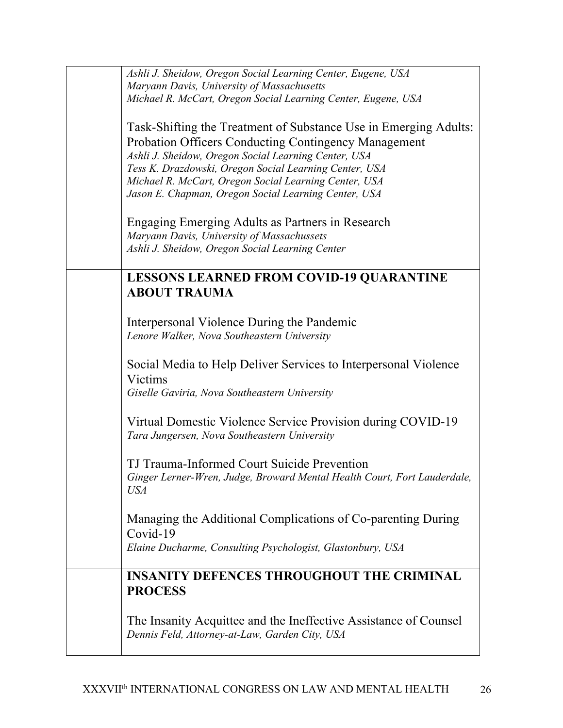| | |
|---|---|
| | *Ashli J. Sheidow, Oregon Social Learning Center, Eugene, USA*<br>*Maryann Davis, University of Massachusetts*<br>*Michael R. McCart, Oregon Social Learning Center, Eugene, USA*<br><br>Task-Shifting the Treatment of Substance Use in Emerging Adults: Probation Officers Conducting Contingency Management<br>*Ashli J. Sheidow, Oregon Social Learning Center, USA*<br>*Tess K. Drazdowski, Oregon Social Learning Center, USA*<br>*Michael R. McCart, Oregon Social Learning Center, USA*<br>*Jason E. Chapman, Oregon Social Learning Center, USA*<br><br>Engaging Emerging Adults as Partners in Research<br>*Maryann Davis, University of Massachussets*<br>*Ashli J. Sheidow, Oregon Social Learning Center* |
| | **LESSONS LEARNED FROM COVID-19 QUARANTINE ABOUT TRAUMA**<br><br>Interpersonal Violence During the Pandemic<br>*Lenore Walker, Nova Southeastern University*<br><br>Social Media to Help Deliver Services to Interpersonal Violence Victims<br>*Giselle Gaviria, Nova Southeastern University*<br><br>Virtual Domestic Violence Service Provision during COVID-19<br>*Tara Jungersen, Nova Southeastern University*<br><br>TJ Trauma-Informed Court Suicide Prevention<br>*Ginger Lerner-Wren, Judge, Broward Mental Health Court, Fort Lauderdale, USA*<br><br>Managing the Additional Complications of Co-parenting During Covid-19<br>*Elaine Ducharme, Consulting Psychologist, Glastonbury, USA* |
| | **INSANITY DEFENCES THROUGHOUT THE CRIMINAL PROCESS**<br><br>The Insanity Acquittee and the Ineffective Assistance of Counsel<br>*Dennis Feld, Attorney-at-Law, Garden City, USA* |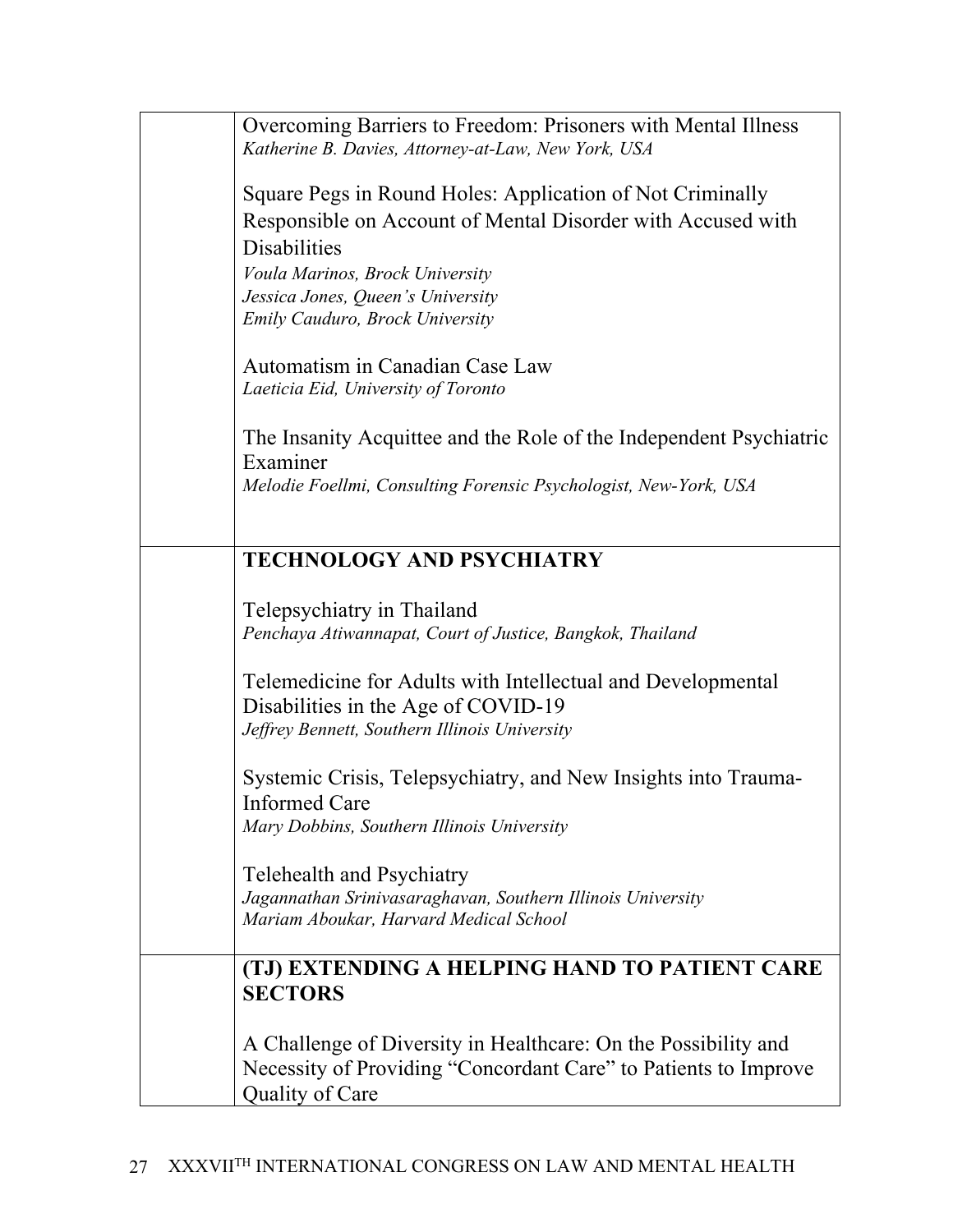Overcoming Barriers to Freedom: Prisoners with Mental Illness
*Katherine B. Davies, Attorney-at-Law, New York, USA*

Square Pegs in Round Holes: Application of Not Criminally Responsible on Account of Mental Disorder with Accused with Disabilities
*Voula Marinos, Brock University*
*Jessica Jones, Queen's University*
*Emily Cauduro, Brock University*

Automatism in Canadian Case Law
*Laeticia Eid, University of Toronto*

The Insanity Acquittee and the Role of the Independent Psychiatric Examiner
*Melodie Foellmi, Consulting Forensic Psychologist, New-York, USA*

## TECHNOLOGY AND PSYCHIATRY

Telepsychiatry in Thailand
*Penchaya Atiwannapat, Court of Justice, Bangkok, Thailand*

Telemedicine for Adults with Intellectual and Developmental Disabilities in the Age of COVID-19
*Jeffrey Bennett, Southern Illinois University*

Systemic Crisis, Telepsychiatry, and New Insights into Trauma-Informed Care
*Mary Dobbins, Southern Illinois University*

Telehealth and Psychiatry
*Jagannathan Srinivasaraghavan, Southern Illinois University*
*Mariam Aboukar, Harvard Medical School*

## (TJ) EXTENDING A HELPING HAND TO PATIENT CARE SECTORS

A Challenge of Diversity in Healthcare: On the Possibility and Necessity of Providing "Concordant Care" to Patients to Improve Quality of Care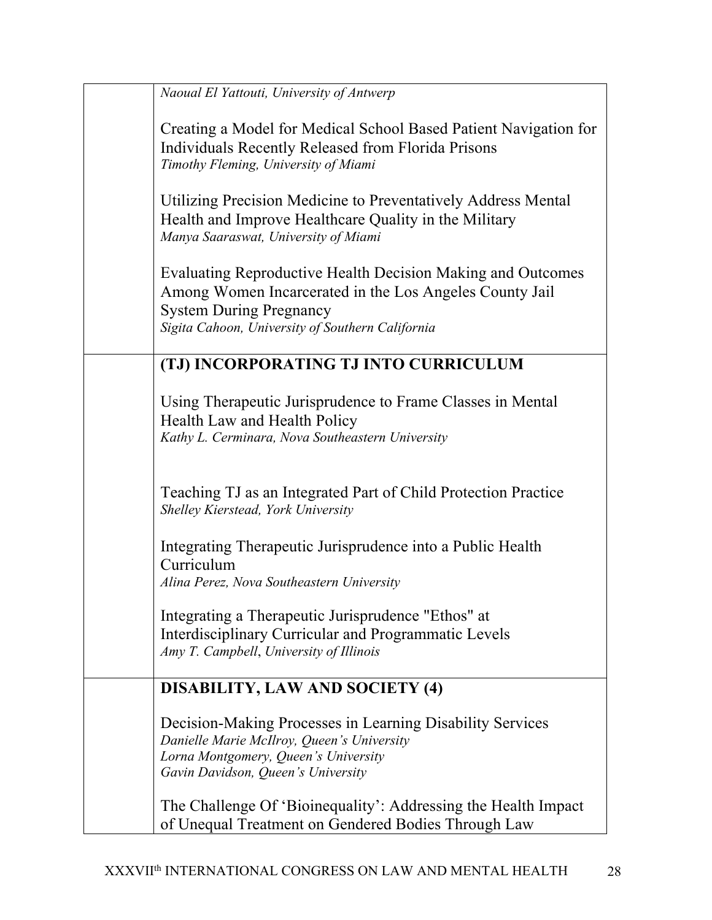*Naoual El Yattouti, University of Antwerp*

Creating a Model for Medical School Based Patient Navigation for Individuals Recently Released from Florida Prisons
*Timothy Fleming, University of Miami*

Utilizing Precision Medicine to Preventatively Address Mental Health and Improve Healthcare Quality in the Military
*Manya Saaraswat, University of Miami*

Evaluating Reproductive Health Decision Making and Outcomes Among Women Incarcerated in the Los Angeles County Jail System During Pregnancy
*Sigita Cahoon, University of Southern California*

**(TJ) INCORPORATING TJ INTO CURRICULUM**

Using Therapeutic Jurisprudence to Frame Classes in Mental Health Law and Health Policy
*Kathy L. Cerminara, Nova Southeastern University*

Teaching TJ as an Integrated Part of Child Protection Practice
*Shelley Kierstead, York University*

Integrating Therapeutic Jurisprudence into a Public Health Curriculum
*Alina Perez, Nova Southeastern University*

Integrating a Therapeutic Jurisprudence "Ethos" at Interdisciplinary Curricular and Programmatic Levels
*Amy T. Campbell, University of Illinois*

**DISABILITY, LAW AND SOCIETY (4)**

Decision-Making Processes in Learning Disability Services
*Danielle Marie McIlroy, Queen's University*
*Lorna Montgomery, Queen's University*
*Gavin Davidson, Queen's University*

The Challenge Of 'Bioinequality': Addressing the Health Impact of Unequal Treatment on Gendered Bodies Through Law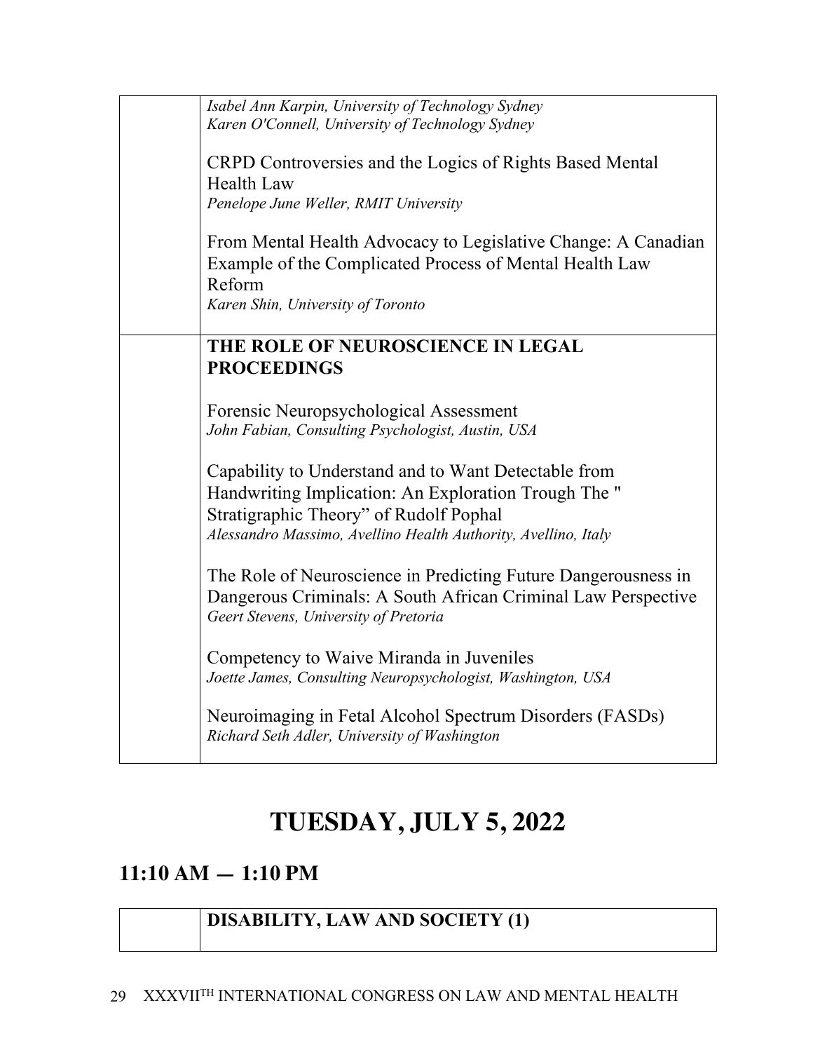| | |
|---|---|
| | *Isabel Ann Karpin, University of Technology Sydney*<br>*Karen O'Connell, University of Technology Sydney*<br><br>CRPD Controversies and the Logics of Rights Based Mental Health Law<br>*Penelope June Weller, RMIT University*<br><br>From Mental Health Advocacy to Legislative Change: A Canadian Example of the Complicated Process of Mental Health Law Reform<br>*Karen Shin, University of Toronto* |
| | **THE ROLE OF NEUROSCIENCE IN LEGAL PROCEEDINGS**<br><br>Forensic Neuropsychological Assessment<br>*John Fabian, Consulting Psychologist, Austin, USA*<br><br>Capability to Understand and to Want Detectable from Handwriting Implication: An Exploration Trough The " Stratigraphic Theory" of Rudolf Pophal<br>*Alessandro Massimo, Avellino Health Authority, Avellino, Italy*<br><br>The Role of Neuroscience in Predicting Future Dangerousness in Dangerous Criminals: A South African Criminal Law Perspective<br>*Geert Stevens, University of Pretoria*<br><br>Competency to Waive Miranda in Juveniles<br>*Joette James, Consulting Neuropsychologist, Washington, USA*<br><br>Neuroimaging in Fetal Alcohol Spectrum Disorders (FASDs)<br>*Richard Seth Adler, University of Washington* |

# TUESDAY, JULY 5, 2022

## 11:10 AM — 1:10 PM

| | |
|---|---|
| | **DISABILITY, LAW AND SOCIETY (1)** |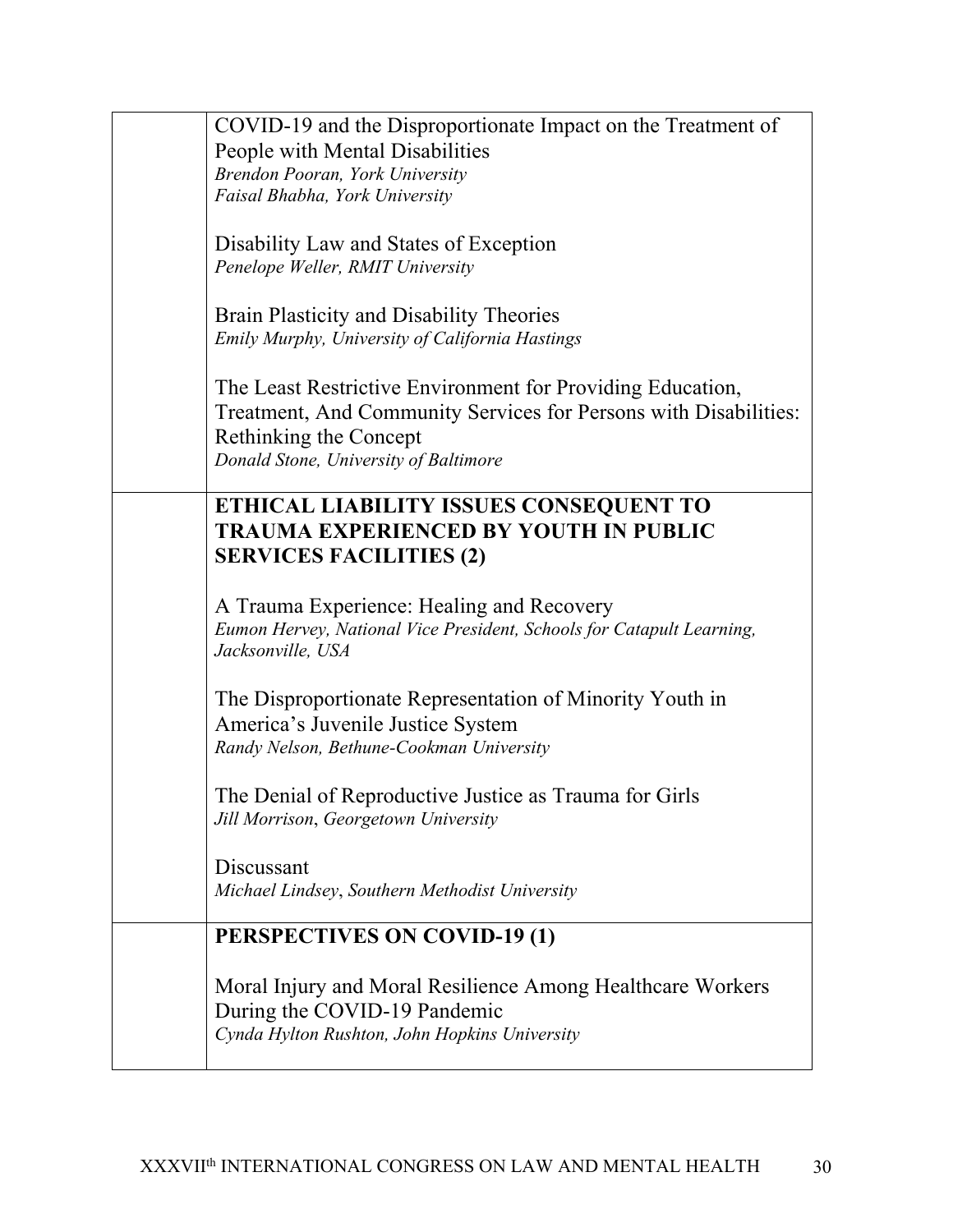COVID-19 and the Disproportionate Impact on the Treatment of People with Mental Disabilities
*Brendon Pooran, York University*
*Faisal Bhabha, York University*

Disability Law and States of Exception
*Penelope Weller, RMIT University*

Brain Plasticity and Disability Theories
*Emily Murphy, University of California Hastings*

The Least Restrictive Environment for Providing Education, Treatment, And Community Services for Persons with Disabilities: Rethinking the Concept
*Donald Stone, University of Baltimore*

## ETHICAL LIABILITY ISSUES CONSEQUENT TO TRAUMA EXPERIENCED BY YOUTH IN PUBLIC SERVICES FACILITIES (2)

A Trauma Experience: Healing and Recovery
*Eumon Hervey, National Vice President, Schools for Catapult Learning, Jacksonville, USA*

The Disproportionate Representation of Minority Youth in America's Juvenile Justice System
*Randy Nelson, Bethune-Cookman University*

The Denial of Reproductive Justice as Trauma for Girls
*Jill Morrison, Georgetown University*

Discussant
*Michael Lindsey, Southern Methodist University*

## PERSPECTIVES ON COVID-19 (1)

Moral Injury and Moral Resilience Among Healthcare Workers During the COVID-19 Pandemic
*Cynda Hylton Rushton, John Hopkins University*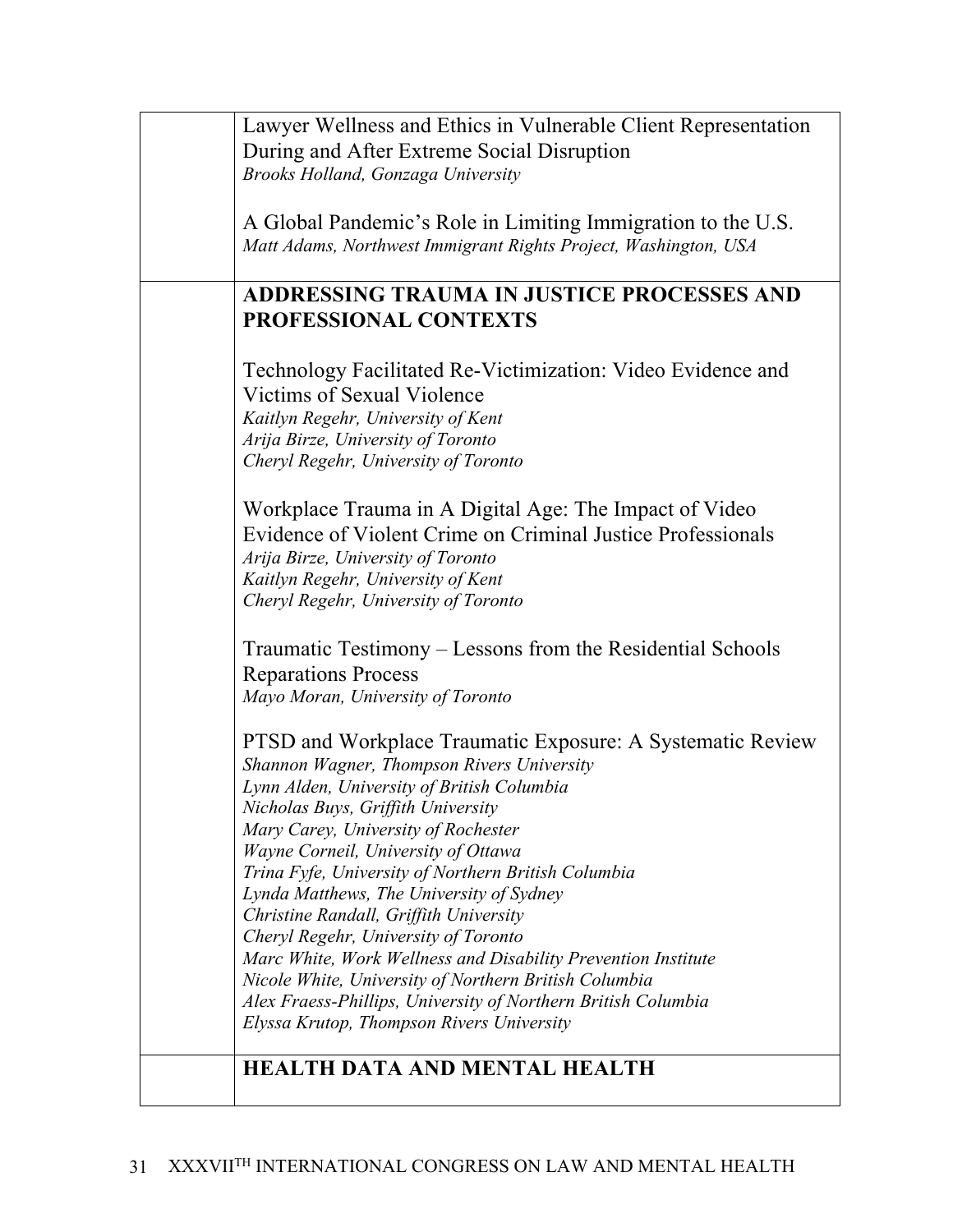| | |
|---|---|
| | Lawyer Wellness and Ethics in Vulnerable Client Representation During and After Extreme Social Disruption<br>*Brooks Holland, Gonzaga University*<br><br>A Global Pandemic's Role in Limiting Immigration to the U.S.<br>*Matt Adams, Northwest Immigrant Rights Project, Washington, USA* |
| | **ADDRESSING TRAUMA IN JUSTICE PROCESSES AND PROFESSIONAL CONTEXTS**<br><br>Technology Facilitated Re-Victimization: Video Evidence and Victims of Sexual Violence<br>*Kaitlyn Regehr, University of Kent*<br>*Arija Birze, University of Toronto*<br>*Cheryl Regehr, University of Toronto*<br><br>Workplace Trauma in A Digital Age: The Impact of Video Evidence of Violent Crime on Criminal Justice Professionals<br>*Arija Birze, University of Toronto*<br>*Kaitlyn Regehr, University of Kent*<br>*Cheryl Regehr, University of Toronto*<br><br>Traumatic Testimony – Lessons from the Residential Schools Reparations Process<br>*Mayo Moran, University of Toronto*<br><br>PTSD and Workplace Traumatic Exposure: A Systematic Review<br>*Shannon Wagner, Thompson Rivers University*<br>*Lynn Alden, University of British Columbia*<br>*Nicholas Buys, Griffith University*<br>*Mary Carey, University of Rochester*<br>*Wayne Corneil, University of Ottawa*<br>*Trina Fyfe, University of Northern British Columbia*<br>*Lynda Matthews, The University of Sydney*<br>*Christine Randall, Griffith University*<br>*Cheryl Regehr, University of Toronto*<br>*Marc White, Work Wellness and Disability Prevention Institute*<br>*Nicole White, University of Northern British Columbia*<br>*Alex Fraess-Phillips, University of Northern British Columbia*<br>*Elyssa Krutop, Thompson Rivers University* |
| | **HEALTH DATA AND MENTAL HEALTH** |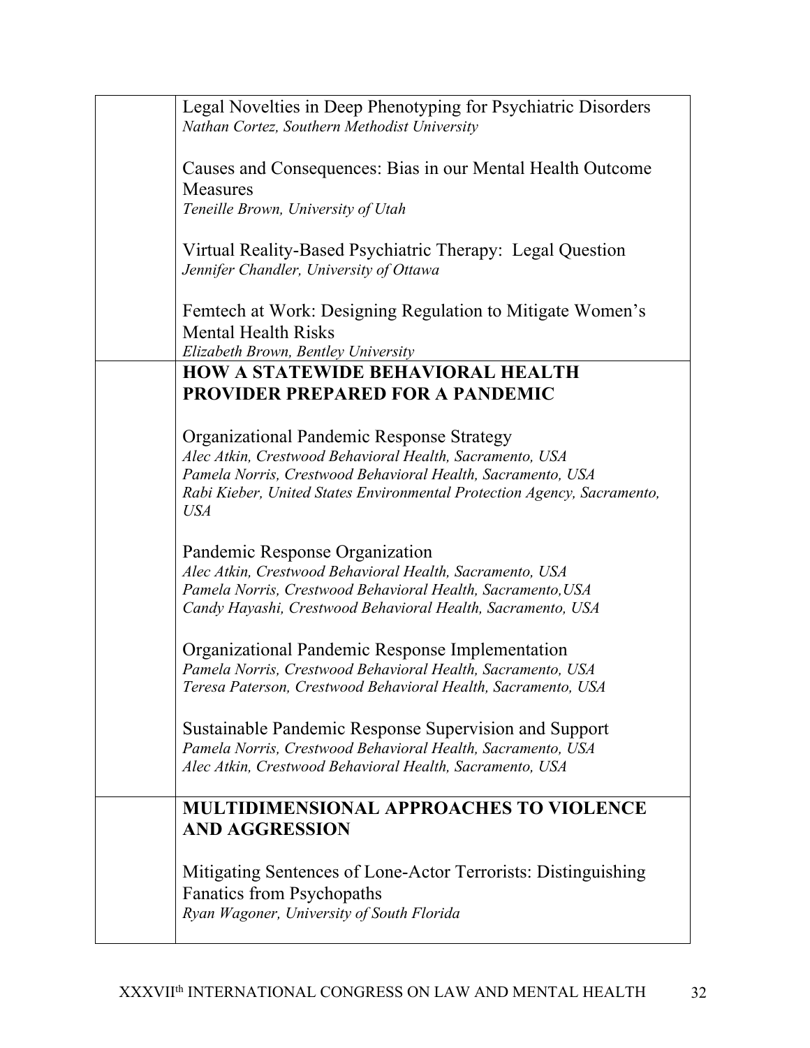Legal Novelties in Deep Phenotyping for Psychiatric Disorders
*Nathan Cortez, Southern Methodist University*

Causes and Consequences: Bias in our Mental Health Outcome Measures
*Teneille Brown, University of Utah*

Virtual Reality-Based Psychiatric Therapy: Legal Question
*Jennifer Chandler, University of Ottawa*

Femtech at Work: Designing Regulation to Mitigate Women's Mental Health Risks
*Elizabeth Brown, Bentley University*

## HOW A STATEWIDE BEHAVIORAL HEALTH PROVIDER PREPARED FOR A PANDEMIC

Organizational Pandemic Response Strategy
*Alec Atkin, Crestwood Behavioral Health, Sacramento, USA*
*Pamela Norris, Crestwood Behavioral Health, Sacramento, USA*
*Rabi Kieber, United States Environmental Protection Agency, Sacramento, USA*

Pandemic Response Organization
*Alec Atkin, Crestwood Behavioral Health, Sacramento, USA*
*Pamela Norris, Crestwood Behavioral Health, Sacramento,USA*
*Candy Hayashi, Crestwood Behavioral Health, Sacramento, USA*

Organizational Pandemic Response Implementation
*Pamela Norris, Crestwood Behavioral Health, Sacramento, USA*
*Teresa Paterson, Crestwood Behavioral Health, Sacramento, USA*

Sustainable Pandemic Response Supervision and Support
*Pamela Norris, Crestwood Behavioral Health, Sacramento, USA*
*Alec Atkin, Crestwood Behavioral Health, Sacramento, USA*

## MULTIDIMENSIONAL APPROACHES TO VIOLENCE AND AGGRESSION

Mitigating Sentences of Lone-Actor Terrorists: Distinguishing Fanatics from Psychopaths
*Ryan Wagoner, University of South Florida*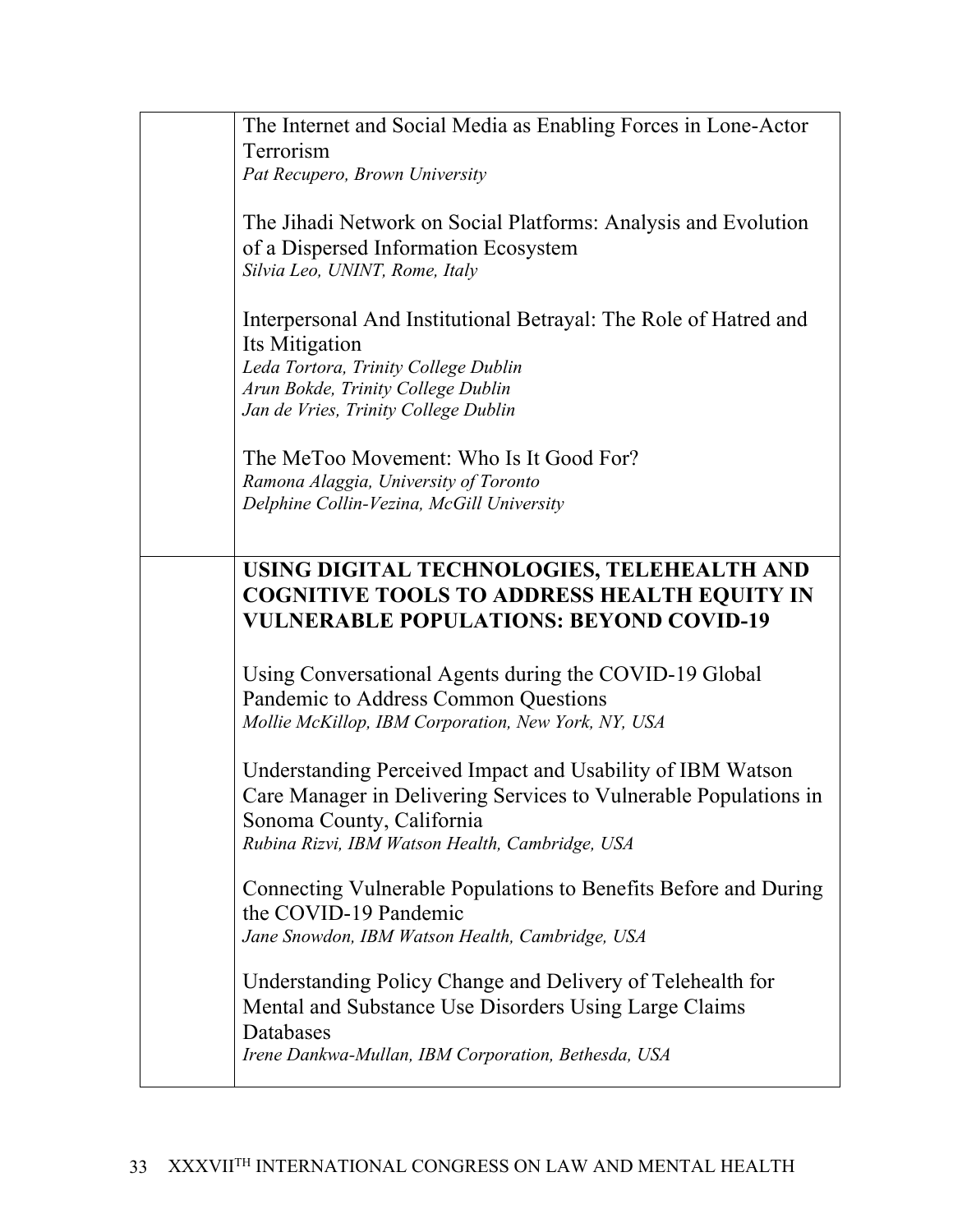The Internet and Social Media as Enabling Forces in Lone-Actor Terrorism
*Pat Recupero, Brown University*

The Jihadi Network on Social Platforms: Analysis and Evolution of a Dispersed Information Ecosystem
*Silvia Leo, UNINT, Rome, Italy*

Interpersonal And Institutional Betrayal: The Role of Hatred and Its Mitigation
*Leda Tortora, Trinity College Dublin*
*Arun Bokde, Trinity College Dublin*
*Jan de Vries, Trinity College Dublin*

The MeToo Movement: Who Is It Good For?
*Ramona Alaggia, University of Toronto*
*Delphine Collin-Vezina, McGill University*

**USING DIGITAL TECHNOLOGIES, TELEHEALTH AND COGNITIVE TOOLS TO ADDRESS HEALTH EQUITY IN VULNERABLE POPULATIONS: BEYOND COVID-19**

Using Conversational Agents during the COVID-19 Global Pandemic to Address Common Questions
*Mollie McKillop, IBM Corporation, New York, NY, USA*

Understanding Perceived Impact and Usability of IBM Watson Care Manager in Delivering Services to Vulnerable Populations in Sonoma County, California
*Rubina Rizvi, IBM Watson Health, Cambridge, USA*

Connecting Vulnerable Populations to Benefits Before and During the COVID-19 Pandemic
*Jane Snowdon, IBM Watson Health, Cambridge, USA*

Understanding Policy Change and Delivery of Telehealth for Mental and Substance Use Disorders Using Large Claims Databases
*Irene Dankwa-Mullan, IBM Corporation, Bethesda, USA*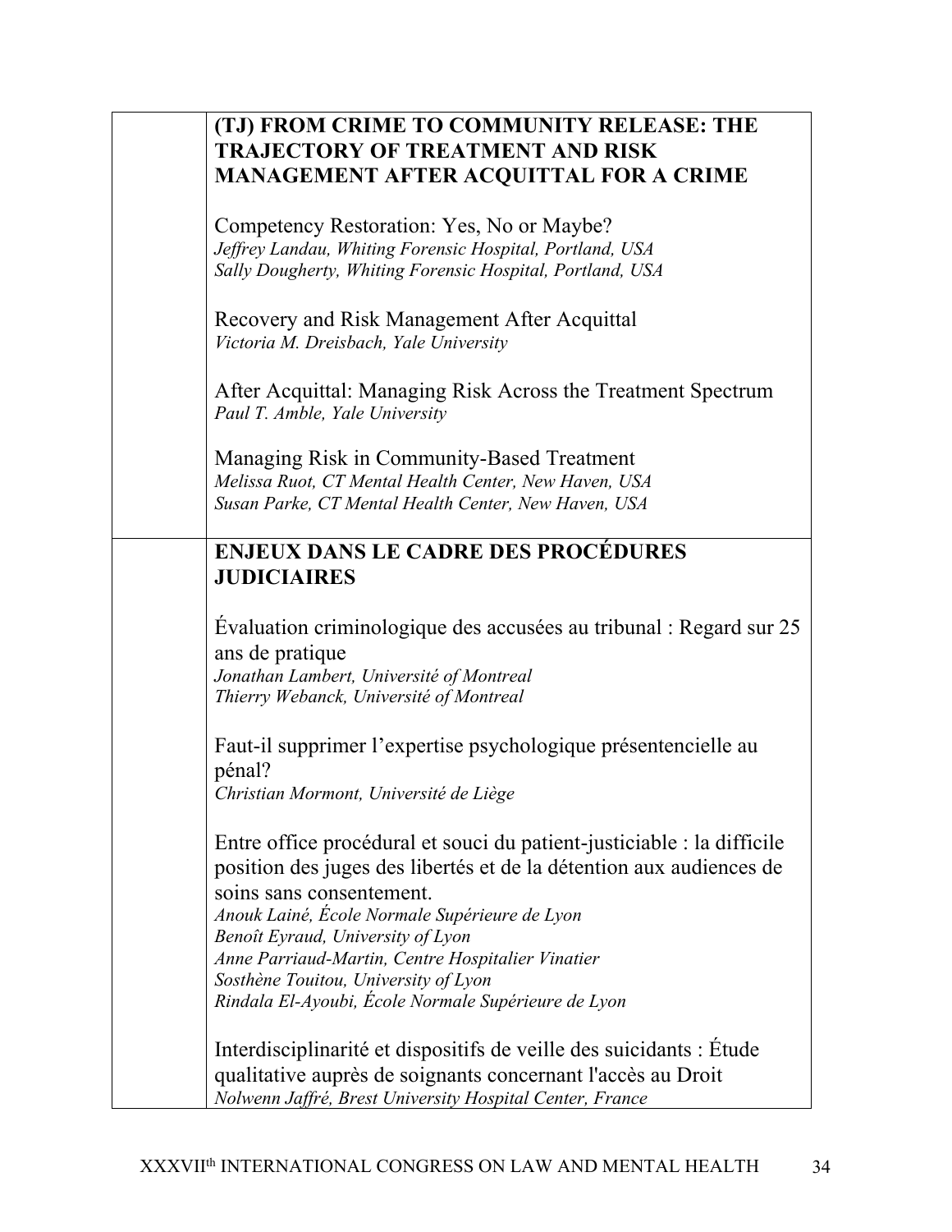## (TJ) FROM CRIME TO COMMUNITY RELEASE: THE TRAJECTORY OF TREATMENT AND RISK MANAGEMENT AFTER ACQUITTAL FOR A CRIME

Competency Restoration: Yes, No or Maybe?
*Jeffrey Landau, Whiting Forensic Hospital, Portland, USA*
*Sally Dougherty, Whiting Forensic Hospital, Portland, USA*

Recovery and Risk Management After Acquittal
*Victoria M. Dreisbach, Yale University*

After Acquittal: Managing Risk Across the Treatment Spectrum
*Paul T. Amble, Yale University*

Managing Risk in Community-Based Treatment
*Melissa Ruot, CT Mental Health Center, New Haven, USA*
*Susan Parke, CT Mental Health Center, New Haven, USA*

## ENJEUX DANS LE CADRE DES PROCÉDURES JUDICIAIRES

Évaluation criminologique des accusées au tribunal : Regard sur 25 ans de pratique
*Jonathan Lambert, Université of Montreal*
*Thierry Webanck, Université of Montreal*

Faut-il supprimer l'expertise psychologique présentencielle au pénal?
*Christian Mormont, Université de Liège*

Entre office procédural et souci du patient-justiciable : la difficile position des juges des libertés et de la détention aux audiences de soins sans consentement.
*Anouk Lainé, École Normale Supérieure de Lyon*
*Benoît Eyraud, University of Lyon*
*Anne Parriaud-Martin, Centre Hospitalier Vinatier*
*Sosthène Touitou, University of Lyon*
*Rindala El-Ayoubi, École Normale Supérieure de Lyon*

Interdisciplinarité et dispositifs de veille des suicidants : Étude qualitative auprès de soignants concernant l'accès au Droit
*Nolwenn Jaffré, Brest University Hospital Center, France*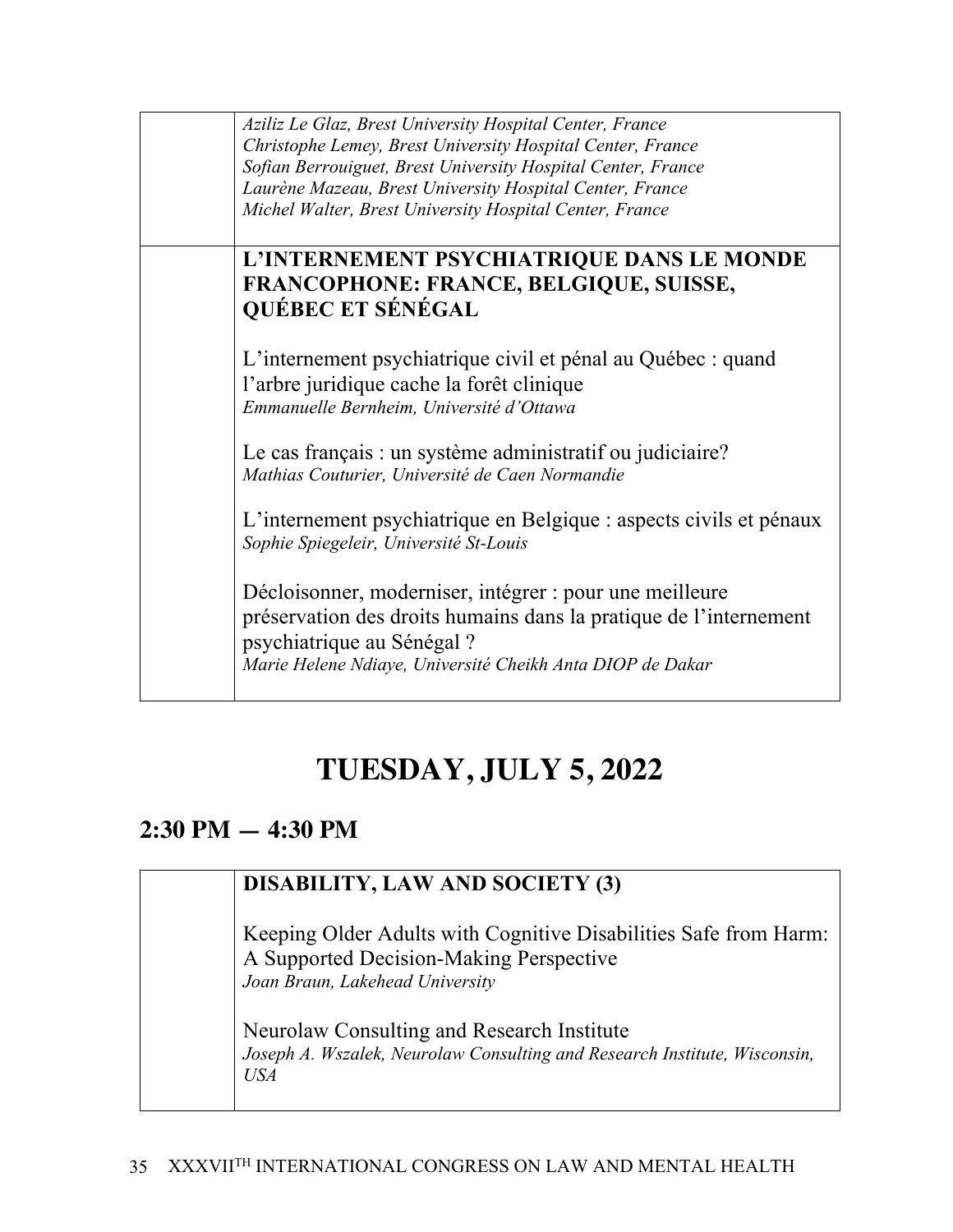*Aziliz Le Glaz, Brest University Hospital Center, France*
*Christophe Lemey, Brest University Hospital Center, France*
*Sofian Berrouiguet, Brest University Hospital Center, France*
*Laurène Mazeau, Brest University Hospital Center, France*
*Michel Walter, Brest University Hospital Center, France*

**L'INTERNEMENT PSYCHIATRIQUE DANS LE MONDE FRANCOPHONE: FRANCE, BELGIQUE, SUISSE, QUÉBEC ET SÉNÉGAL**

L'internement psychiatrique civil et pénal au Québec : quand l'arbre juridique cache la forêt clinique
*Emmanuelle Bernheim, Université d'Ottawa*

Le cas français : un système administratif ou judiciaire?
*Mathias Couturier, Université de Caen Normandie*

L'internement psychiatrique en Belgique : aspects civils et pénaux
*Sophie Spiegeleir, Université St-Louis*

Décloisonner, moderniser, intégrer : pour une meilleure préservation des droits humains dans la pratique de l'internement psychiatrique au Sénégal ?
*Marie Helene Ndiaye, Université Cheikh Anta DIOP de Dakar*

# TUESDAY, JULY 5, 2022

## 2:30 PM — 4:30 PM

**DISABILITY, LAW AND SOCIETY (3)**

Keeping Older Adults with Cognitive Disabilities Safe from Harm: A Supported Decision-Making Perspective
*Joan Braun, Lakehead University*

Neurolaw Consulting and Research Institute
*Joseph A. Wszalek, Neurolaw Consulting and Research Institute, Wisconsin, USA*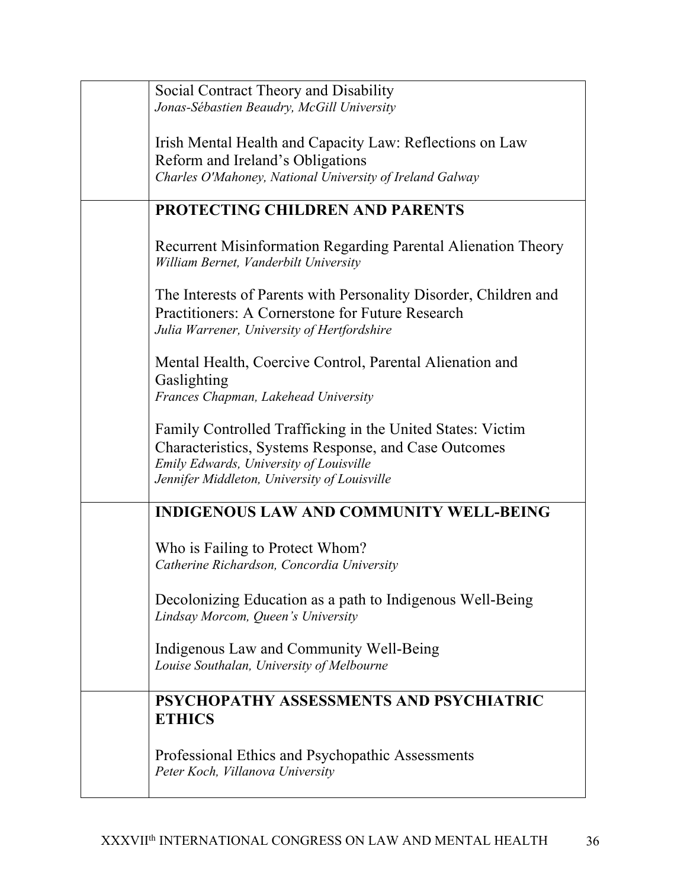Social Contract Theory and Disability
*Jonas-Sébastien Beaudry, McGill University*

Irish Mental Health and Capacity Law: Reflections on Law Reform and Ireland's Obligations
*Charles O'Mahoney, National University of Ireland Galway*

## PROTECTING CHILDREN AND PARENTS

Recurrent Misinformation Regarding Parental Alienation Theory
*William Bernet, Vanderbilt University*

The Interests of Parents with Personality Disorder, Children and Practitioners: A Cornerstone for Future Research
*Julia Warrener, University of Hertfordshire*

Mental Health, Coercive Control, Parental Alienation and Gaslighting
*Frances Chapman, Lakehead University*

Family Controlled Trafficking in the United States: Victim Characteristics, Systems Response, and Case Outcomes
*Emily Edwards, University of Louisville*
*Jennifer Middleton, University of Louisville*

## INDIGENOUS LAW AND COMMUNITY WELL-BEING

Who is Failing to Protect Whom?
*Catherine Richardson, Concordia University*

Decolonizing Education as a path to Indigenous Well-Being
*Lindsay Morcom, Queen's University*

Indigenous Law and Community Well-Being
*Louise Southalan, University of Melbourne*

## PSYCHOPATHY ASSESSMENTS AND PSYCHIATRIC ETHICS

Professional Ethics and Psychopathic Assessments
*Peter Koch, Villanova University*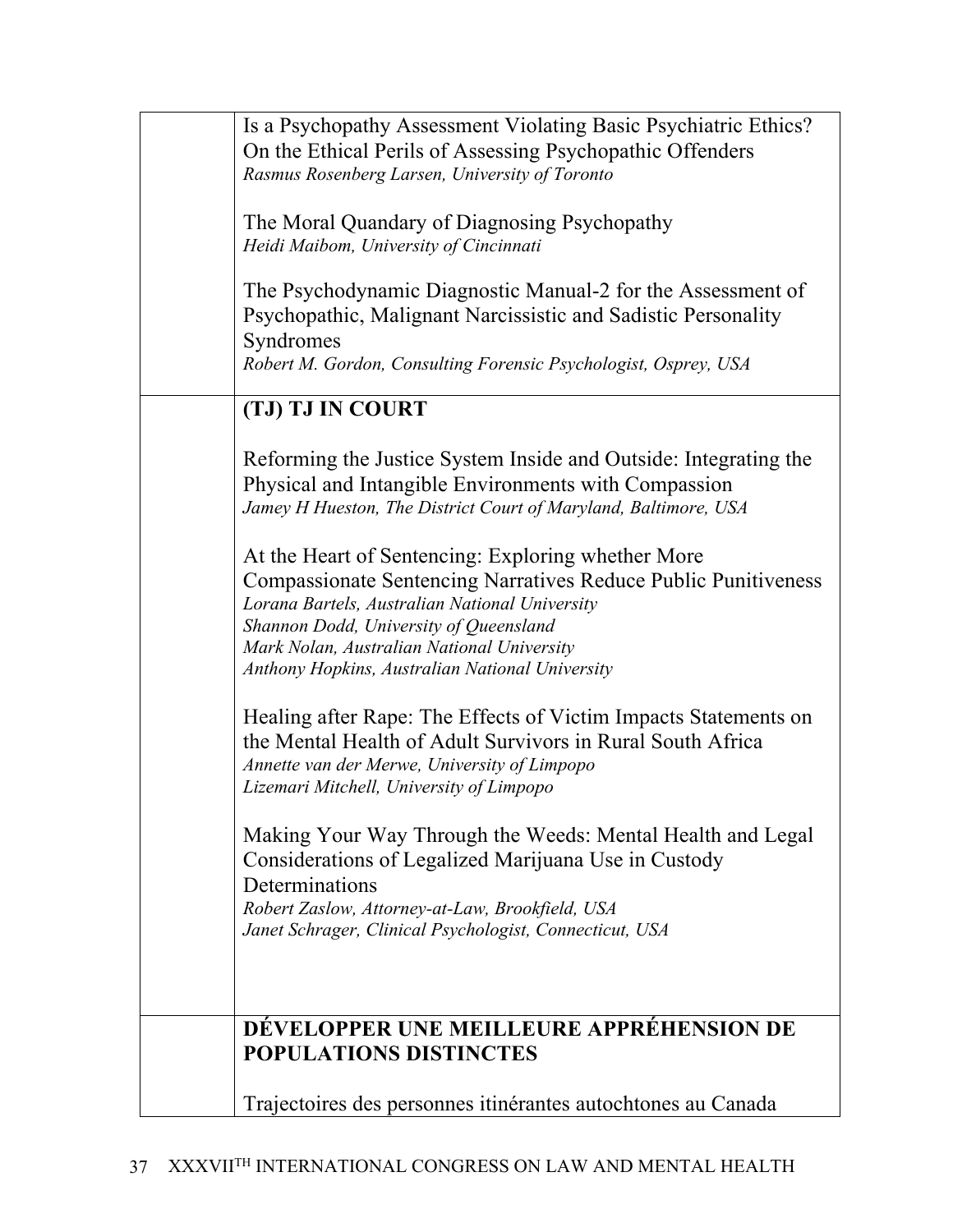Is a Psychopathy Assessment Violating Basic Psychiatric Ethics? On the Ethical Perils of Assessing Psychopathic Offenders
*Rasmus Rosenberg Larsen, University of Toronto*

The Moral Quandary of Diagnosing Psychopathy
*Heidi Maibom, University of Cincinnati*

The Psychodynamic Diagnostic Manual-2 for the Assessment of Psychopathic, Malignant Narcissistic and Sadistic Personality Syndromes
*Robert M. Gordon, Consulting Forensic Psychologist, Osprey, USA*

**(TJ) TJ IN COURT**

Reforming the Justice System Inside and Outside: Integrating the Physical and Intangible Environments with Compassion
*Jamey H Hueston, The District Court of Maryland, Baltimore, USA*

At the Heart of Sentencing: Exploring whether More Compassionate Sentencing Narratives Reduce Public Punitiveness
*Lorana Bartels, Australian National University*
*Shannon Dodd, University of Queensland*
*Mark Nolan, Australian National University*
*Anthony Hopkins, Australian National University*

Healing after Rape: The Effects of Victim Impacts Statements on the Mental Health of Adult Survivors in Rural South Africa
*Annette van der Merwe, University of Limpopo*
*Lizemari Mitchell, University of Limpopo*

Making Your Way Through the Weeds: Mental Health and Legal Considerations of Legalized Marijuana Use in Custody Determinations
*Robert Zaslow, Attorney-at-Law, Brookfield, USA*
*Janet Schrager, Clinical Psychologist, Connecticut, USA*

**DÉVELOPPER UNE MEILLEURE APPRÉHENSION DE POPULATIONS DISTINCTES**

Trajectoires des personnes itinérantes autochtones au Canada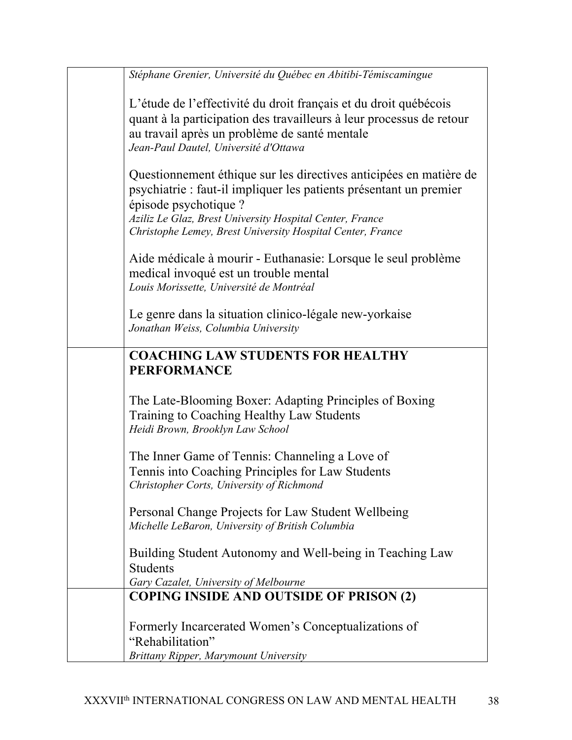*Stéphane Grenier, Université du Québec en Abitibi-Témiscamingue*

L'étude de l'effectivité du droit français et du droit québécois quant à la participation des travailleurs à leur processus de retour au travail après un problème de santé mentale
*Jean-Paul Dautel, Université d'Ottawa*

Questionnement éthique sur les directives anticipées en matière de psychiatrie : faut-il impliquer les patients présentant un premier épisode psychotique ?
*Aziliz Le Glaz, Brest University Hospital Center, France*
*Christophe Lemey, Brest University Hospital Center, France*

Aide médicale à mourir - Euthanasie: Lorsque le seul problème medical invoqué est un trouble mental
*Louis Morissette, Université de Montréal*

Le genre dans la situation clinico-légale new-yorkaise
*Jonathan Weiss, Columbia University*

**COACHING LAW STUDENTS FOR HEALTHY PERFORMANCE**

The Late-Blooming Boxer: Adapting Principles of Boxing Training to Coaching Healthy Law Students
*Heidi Brown, Brooklyn Law School*

The Inner Game of Tennis: Channeling a Love of Tennis into Coaching Principles for Law Students
*Christopher Corts, University of Richmond*

Personal Change Projects for Law Student Wellbeing
*Michelle LeBaron, University of British Columbia*

Building Student Autonomy and Well-being in Teaching Law Students
*Gary Cazalet, University of Melbourne*

**COPING INSIDE AND OUTSIDE OF PRISON (2)**

Formerly Incarcerated Women's Conceptualizations of "Rehabilitation"
*Brittany Ripper, Marymount University*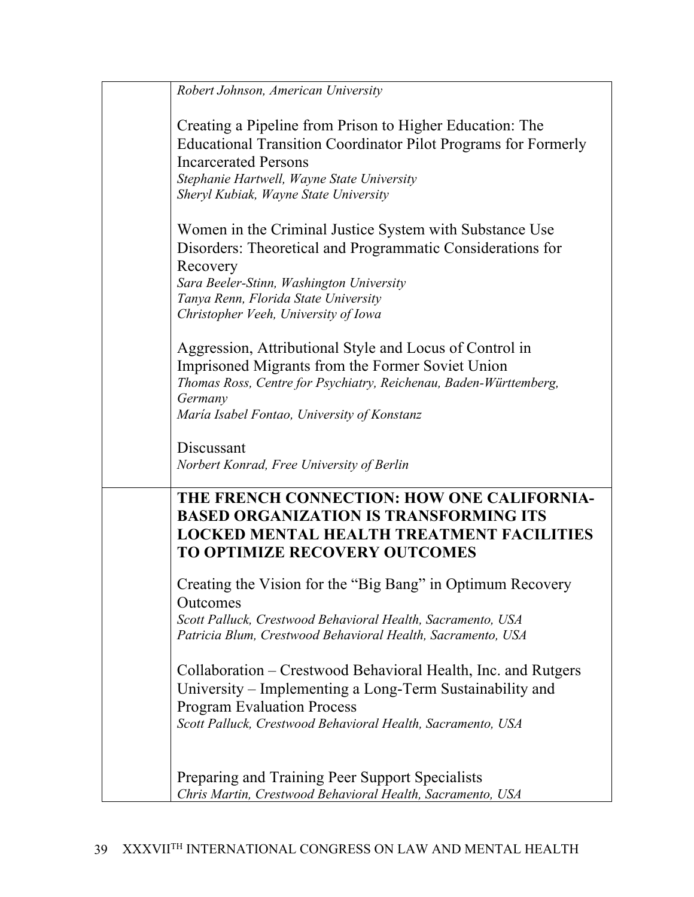*Robert Johnson, American University*

Creating a Pipeline from Prison to Higher Education: The Educational Transition Coordinator Pilot Programs for Formerly Incarcerated Persons
*Stephanie Hartwell, Wayne State University*
*Sheryl Kubiak, Wayne State University*

Women in the Criminal Justice System with Substance Use Disorders: Theoretical and Programmatic Considerations for Recovery
*Sara Beeler-Stinn, Washington University*
*Tanya Renn, Florida State University*
*Christopher Veeh, University of Iowa*

Aggression, Attributional Style and Locus of Control in Imprisoned Migrants from the Former Soviet Union
*Thomas Ross, Centre for Psychiatry, Reichenau, Baden-Württemberg, Germany*
*María Isabel Fontao, University of Konstanz*

Discussant
*Norbert Konrad, Free University of Berlin*

**THE FRENCH CONNECTION: HOW ONE CALIFORNIA-BASED ORGANIZATION IS TRANSFORMING ITS LOCKED MENTAL HEALTH TREATMENT FACILITIES TO OPTIMIZE RECOVERY OUTCOMES**

Creating the Vision for the "Big Bang" in Optimum Recovery Outcomes
*Scott Palluck, Crestwood Behavioral Health, Sacramento, USA*
*Patricia Blum, Crestwood Behavioral Health, Sacramento, USA*

Collaboration – Crestwood Behavioral Health, Inc. and Rutgers University – Implementing a Long-Term Sustainability and Program Evaluation Process
*Scott Palluck, Crestwood Behavioral Health, Sacramento, USA*

Preparing and Training Peer Support Specialists
*Chris Martin, Crestwood Behavioral Health, Sacramento, USA*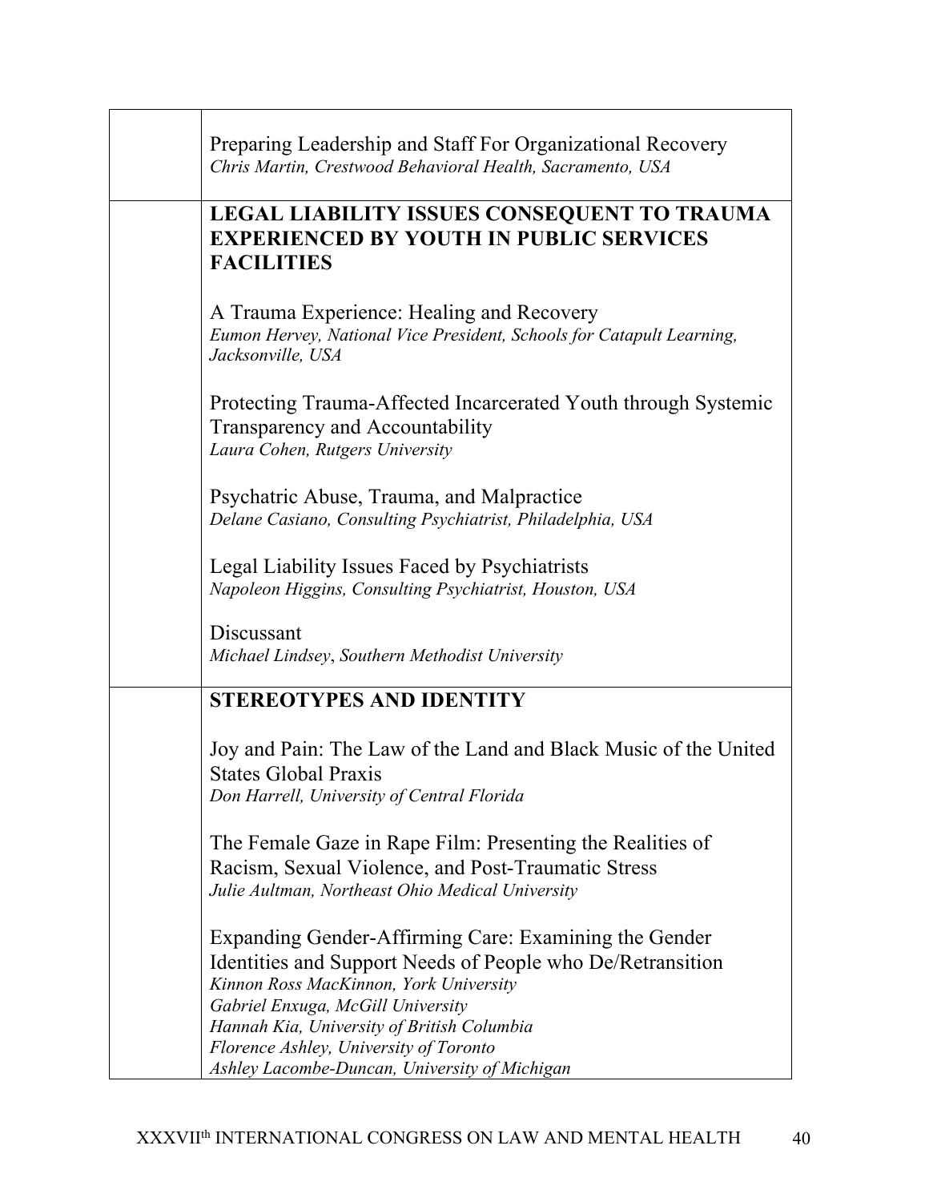Preparing Leadership and Staff For Organizational Recovery
*Chris Martin, Crestwood Behavioral Health, Sacramento, USA*

## LEGAL LIABILITY ISSUES CONSEQUENT TO TRAUMA EXPERIENCED BY YOUTH IN PUBLIC SERVICES FACILITIES

A Trauma Experience: Healing and Recovery
*Eumon Hervey, National Vice President, Schools for Catapult Learning, Jacksonville, USA*

Protecting Trauma-Affected Incarcerated Youth through Systemic Transparency and Accountability
*Laura Cohen, Rutgers University*

Psychatric Abuse, Trauma, and Malpractice
*Delane Casiano, Consulting Psychiatrist, Philadelphia, USA*

Legal Liability Issues Faced by Psychiatrists
*Napoleon Higgins, Consulting Psychiatrist, Houston, USA*

Discussant
*Michael Lindsey, Southern Methodist University*

## STEREOTYPES AND IDENTITY

Joy and Pain: The Law of the Land and Black Music of the United States Global Praxis
*Don Harrell, University of Central Florida*

The Female Gaze in Rape Film: Presenting the Realities of Racism, Sexual Violence, and Post-Traumatic Stress
*Julie Aultman, Northeast Ohio Medical University*

Expanding Gender-Affirming Care: Examining the Gender Identities and Support Needs of People who De/Retransition
*Kinnon Ross MacKinnon, York University*
*Gabriel Enxuga, McGill University*
*Hannah Kia, University of British Columbia*
*Florence Ashley, University of Toronto*
*Ashley Lacombe-Duncan, University of Michigan*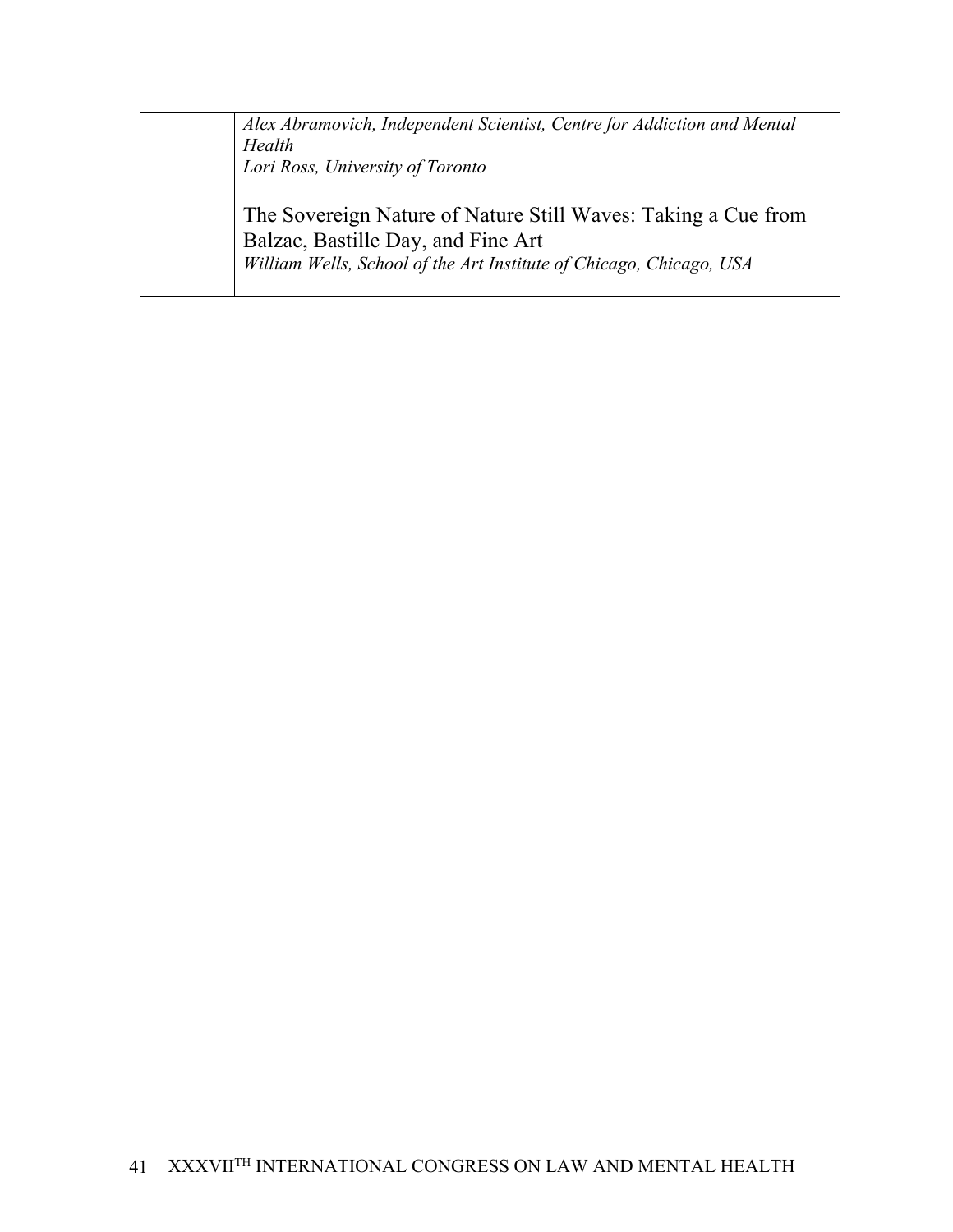| | |
|---|---|
| | *Alex Abramovich, Independent Scientist, Centre for Addiction and Mental Health*<br>*Lori Ross, University of Toronto*<br><br>The Sovereign Nature of Nature Still Waves: Taking a Cue from Balzac, Bastille Day, and Fine Art<br>*William Wells, School of the Art Institute of Chicago, Chicago, USA* |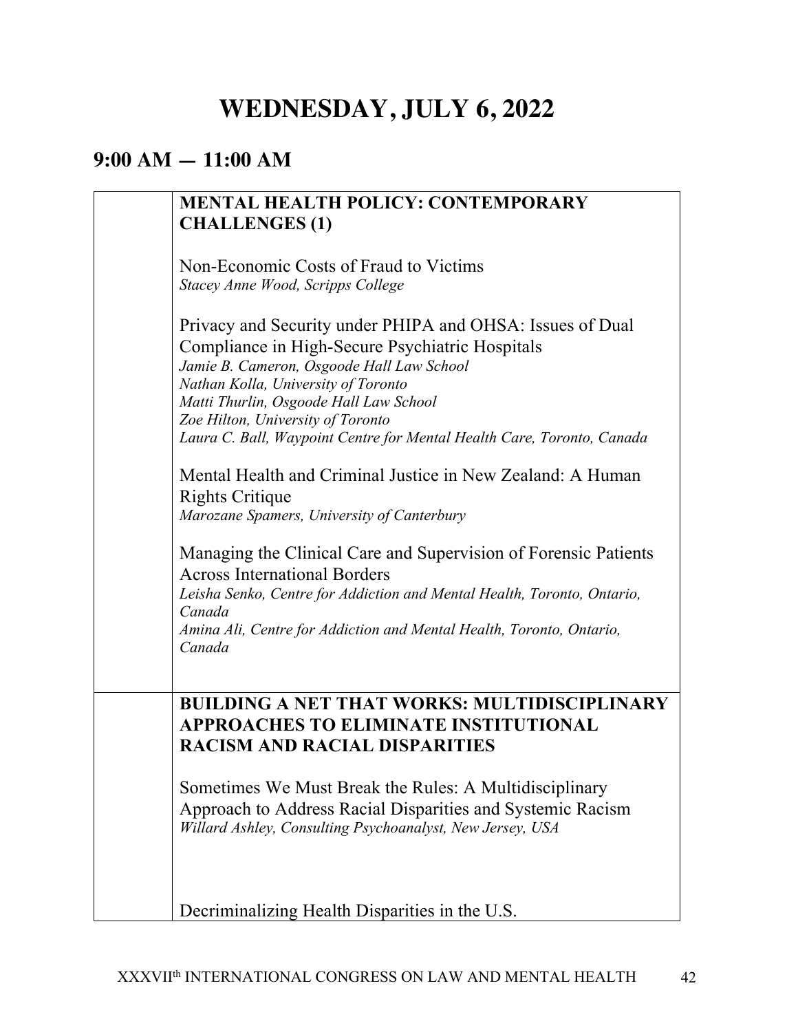# WEDNESDAY, JULY 6, 2022

## 9:00 AM — 11:00 AM

| | |
|---|---|
| | **MENTAL HEALTH POLICY: CONTEMPORARY CHALLENGES (1)**<br><br>Non-Economic Costs of Fraud to Victims<br>*Stacey Anne Wood, Scripps College*<br><br>Privacy and Security under PHIPA and OHSA: Issues of Dual Compliance in High-Secure Psychiatric Hospitals<br>*Jamie B. Cameron, Osgoode Hall Law School*<br>*Nathan Kolla, University of Toronto*<br>*Matti Thurlin, Osgoode Hall Law School*<br>*Zoe Hilton, University of Toronto*<br>*Laura C. Ball, Waypoint Centre for Mental Health Care, Toronto, Canada*<br><br>Mental Health and Criminal Justice in New Zealand: A Human Rights Critique<br>*Marozane Spamers, University of Canterbury*<br><br>Managing the Clinical Care and Supervision of Forensic Patients Across International Borders<br>*Leisha Senko, Centre for Addiction and Mental Health, Toronto, Ontario, Canada*<br>*Amina Ali, Centre for Addiction and Mental Health, Toronto, Ontario, Canada* |
| | **BUILDING A NET THAT WORKS: MULTIDISCIPLINARY APPROACHES TO ELIMINATE INSTITUTIONAL RACISM AND RACIAL DISPARITIES**<br><br>Sometimes We Must Break the Rules: A Multidisciplinary Approach to Address Racial Disparities and Systemic Racism<br>*Willard Ashley, Consulting Psychoanalyst, New Jersey, USA*<br><br>Decriminalizing Health Disparities in the U.S. |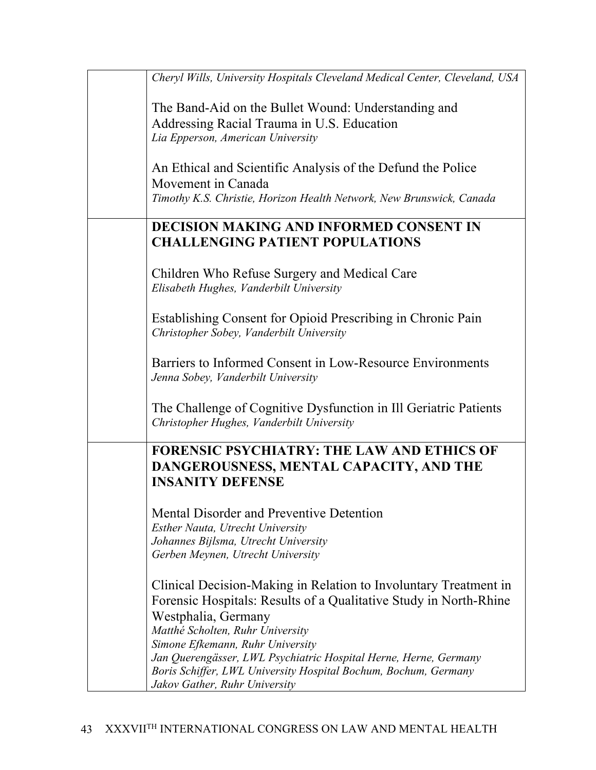*Cheryl Wills, University Hospitals Cleveland Medical Center, Cleveland, USA*

The Band-Aid on the Bullet Wound: Understanding and Addressing Racial Trauma in U.S. Education
*Lia Epperson, American University*

An Ethical and Scientific Analysis of the Defund the Police Movement in Canada
*Timothy K.S. Christie, Horizon Health Network, New Brunswick, Canada*

**DECISION MAKING AND INFORMED CONSENT IN CHALLENGING PATIENT POPULATIONS**

Children Who Refuse Surgery and Medical Care
*Elisabeth Hughes, Vanderbilt University*

Establishing Consent for Opioid Prescribing in Chronic Pain
*Christopher Sobey, Vanderbilt University*

Barriers to Informed Consent in Low-Resource Environments
*Jenna Sobey, Vanderbilt University*

The Challenge of Cognitive Dysfunction in Ill Geriatric Patients
*Christopher Hughes, Vanderbilt University*

**FORENSIC PSYCHIATRY: THE LAW AND ETHICS OF DANGEROUSNESS, MENTAL CAPACITY, AND THE INSANITY DEFENSE**

Mental Disorder and Preventive Detention
*Esther Nauta, Utrecht University*
*Johannes Bijlsma, Utrecht University*
*Gerben Meynen, Utrecht University*

Clinical Decision-Making in Relation to Involuntary Treatment in Forensic Hospitals: Results of a Qualitative Study in North-Rhine Westphalia, Germany
*Matthé Scholten, Ruhr University*
*Simone Efkemann, Ruhr University*
*Jan Querengässer, LWL Psychiatric Hospital Herne, Herne, Germany*
*Boris Schiffer, LWL University Hospital Bochum, Bochum, Germany*
*Jakov Gather, Ruhr University*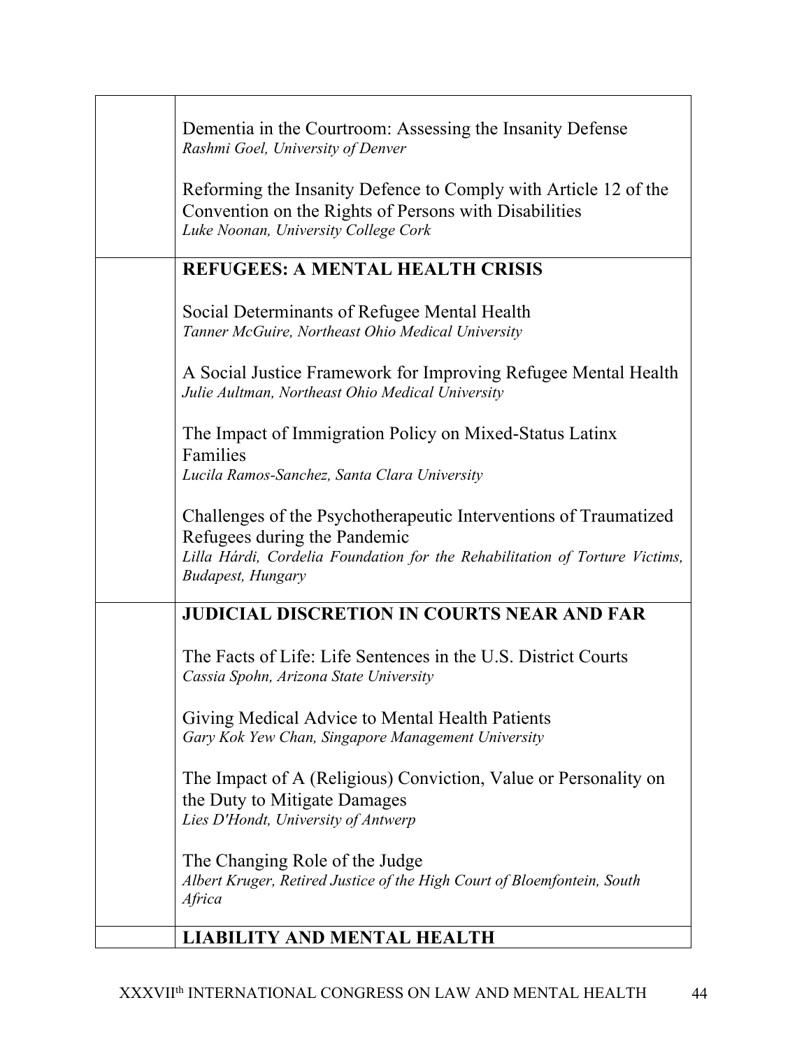| | |
|---|---|
| | Dementia in the Courtroom: Assessing the Insanity Defense<br>*Rashmi Goel, University of Denver*<br><br>Reforming the Insanity Defence to Comply with Article 12 of the Convention on the Rights of Persons with Disabilities<br>*Luke Noonan, University College Cork* |
| | **REFUGEES: A MENTAL HEALTH CRISIS**<br><br>Social Determinants of Refugee Mental Health<br>*Tanner McGuire, Northeast Ohio Medical University*<br><br>A Social Justice Framework for Improving Refugee Mental Health<br>*Julie Aultman, Northeast Ohio Medical University*<br><br>The Impact of Immigration Policy on Mixed-Status Latinx Families<br>*Lucila Ramos-Sanchez, Santa Clara University*<br><br>Challenges of the Psychotherapeutic Interventions of Traumatized Refugees during the Pandemic<br>*Lilla Hárdi, Cordelia Foundation for the Rehabilitation of Torture Victims, Budapest, Hungary* |
| | **JUDICIAL DISCRETION IN COURTS NEAR AND FAR**<br><br>The Facts of Life: Life Sentences in the U.S. District Courts<br>*Cassia Spohn, Arizona State University*<br><br>Giving Medical Advice to Mental Health Patients<br>*Gary Kok Yew Chan, Singapore Management University*<br><br>The Impact of A (Religious) Conviction, Value or Personality on the Duty to Mitigate Damages<br>*Lies D'Hondt, University of Antwerp*<br><br>The Changing Role of the Judge<br>*Albert Kruger, Retired Justice of the High Court of Bloemfontein, South Africa* |
| | **LIABILITY AND MENTAL HEALTH** |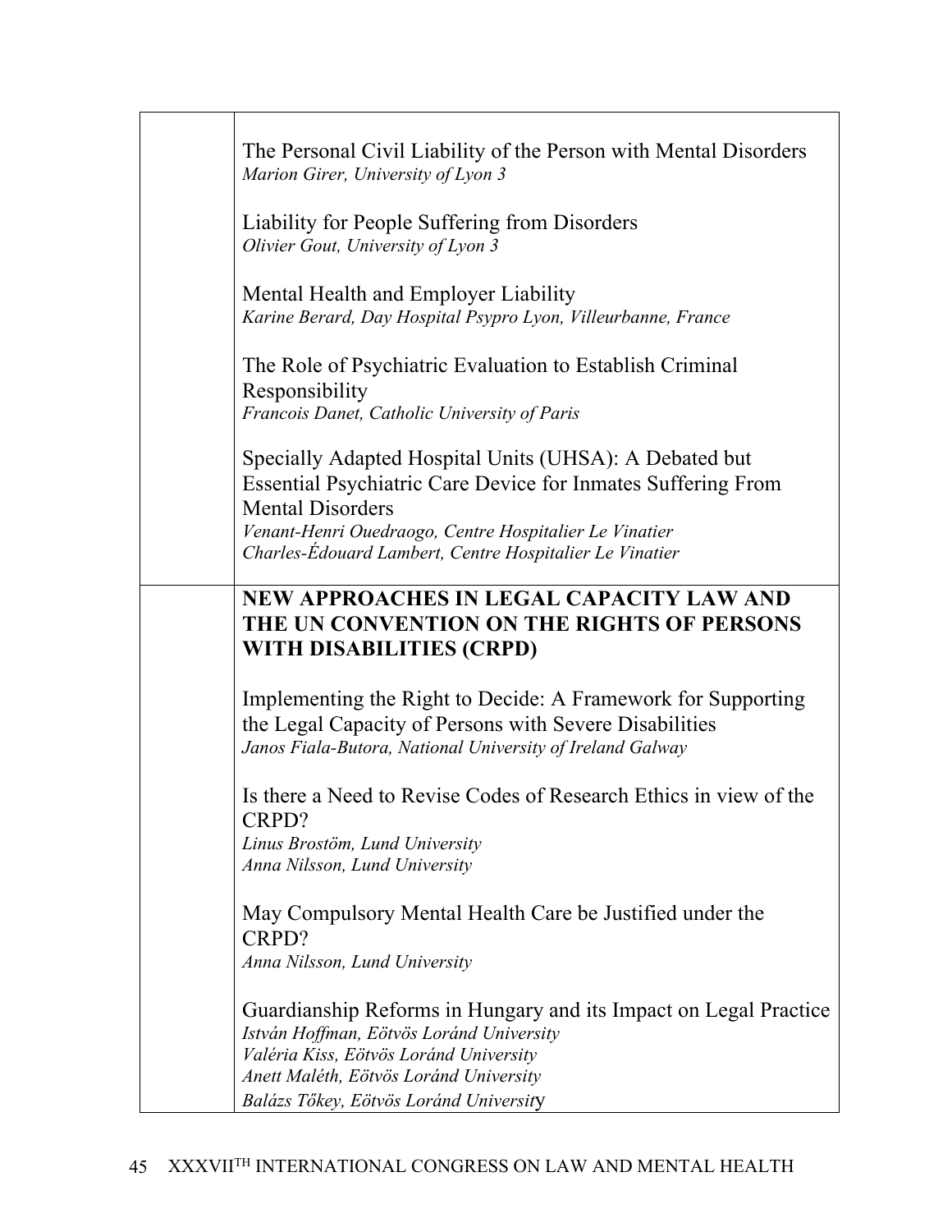The Personal Civil Liability of the Person with Mental Disorders
*Marion Girer, University of Lyon 3*

Liability for People Suffering from Disorders
*Olivier Gout, University of Lyon 3*

Mental Health and Employer Liability
*Karine Berard, Day Hospital Psypro Lyon, Villeurbanne, France*

The Role of Psychiatric Evaluation to Establish Criminal Responsibility
*Francois Danet, Catholic University of Paris*

Specially Adapted Hospital Units (UHSA): A Debated but Essential Psychiatric Care Device for Inmates Suffering From Mental Disorders
*Venant-Henri Ouedraogo, Centre Hospitalier Le Vinatier*
*Charles-Édouard Lambert, Centre Hospitalier Le Vinatier*

**NEW APPROACHES IN LEGAL CAPACITY LAW AND THE UN CONVENTION ON THE RIGHTS OF PERSONS WITH DISABILITIES (CRPD)**

Implementing the Right to Decide: A Framework for Supporting the Legal Capacity of Persons with Severe Disabilities
*Janos Fiala-Butora, National University of Ireland Galway*

Is there a Need to Revise Codes of Research Ethics in view of the CRPD?
*Linus Broström, Lund University*
*Anna Nilsson, Lund University*

May Compulsory Mental Health Care be Justified under the CRPD?
*Anna Nilsson, Lund University*

Guardianship Reforms in Hungary and its Impact on Legal Practice
*István Hoffman, Eötvös Loránd University*
*Valéria Kiss, Eötvös Loránd University*
*Anett Maléth, Eötvös Loránd University*
*Balázs Tőkey, Eötvös Loránd University*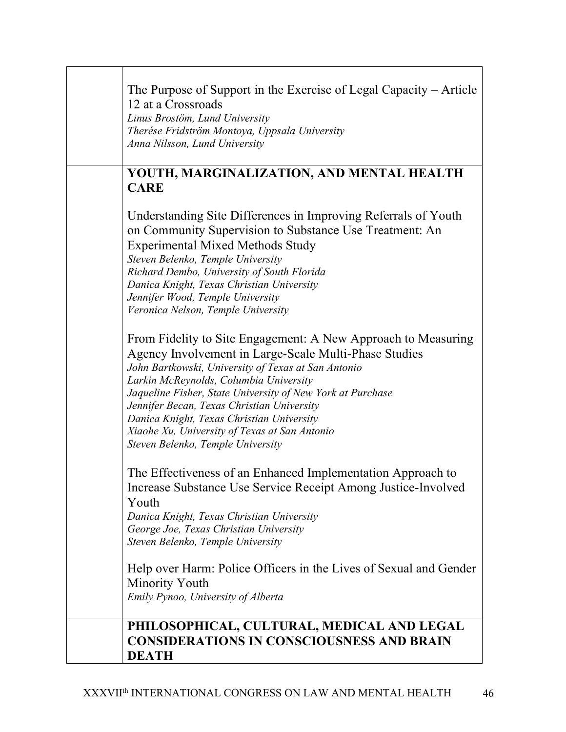The Purpose of Support in the Exercise of Legal Capacity – Article 12 at a Crossroads
*Linus Brostöm, Lund University*
*Therése Fridström Montoya, Uppsala University*
*Anna Nilsson, Lund University*

## YOUTH, MARGINALIZATION, AND MENTAL HEALTH CARE

Understanding Site Differences in Improving Referrals of Youth on Community Supervision to Substance Use Treatment: An Experimental Mixed Methods Study
*Steven Belenko, Temple University*
*Richard Dembo, University of South Florida*
*Danica Knight, Texas Christian University*
*Jennifer Wood, Temple University*
*Veronica Nelson, Temple University*

From Fidelity to Site Engagement: A New Approach to Measuring Agency Involvement in Large-Scale Multi-Phase Studies
*John Bartkowski, University of Texas at San Antonio*
*Larkin McReynolds, Columbia University*
*Jaqueline Fisher, State University of New York at Purchase*
*Jennifer Becan, Texas Christian University*
*Danica Knight, Texas Christian University*
*Xiaohe Xu, University of Texas at San Antonio*
*Steven Belenko, Temple University*

The Effectiveness of an Enhanced Implementation Approach to Increase Substance Use Service Receipt Among Justice-Involved Youth
*Danica Knight, Texas Christian University*
*George Joe, Texas Christian University*
*Steven Belenko, Temple University*

Help over Harm: Police Officers in the Lives of Sexual and Gender Minority Youth
*Emily Pynoo, University of Alberta*

## PHILOSOPHICAL, CULTURAL, MEDICAL AND LEGAL CONSIDERATIONS IN CONSCIOUSNESS AND BRAIN DEATH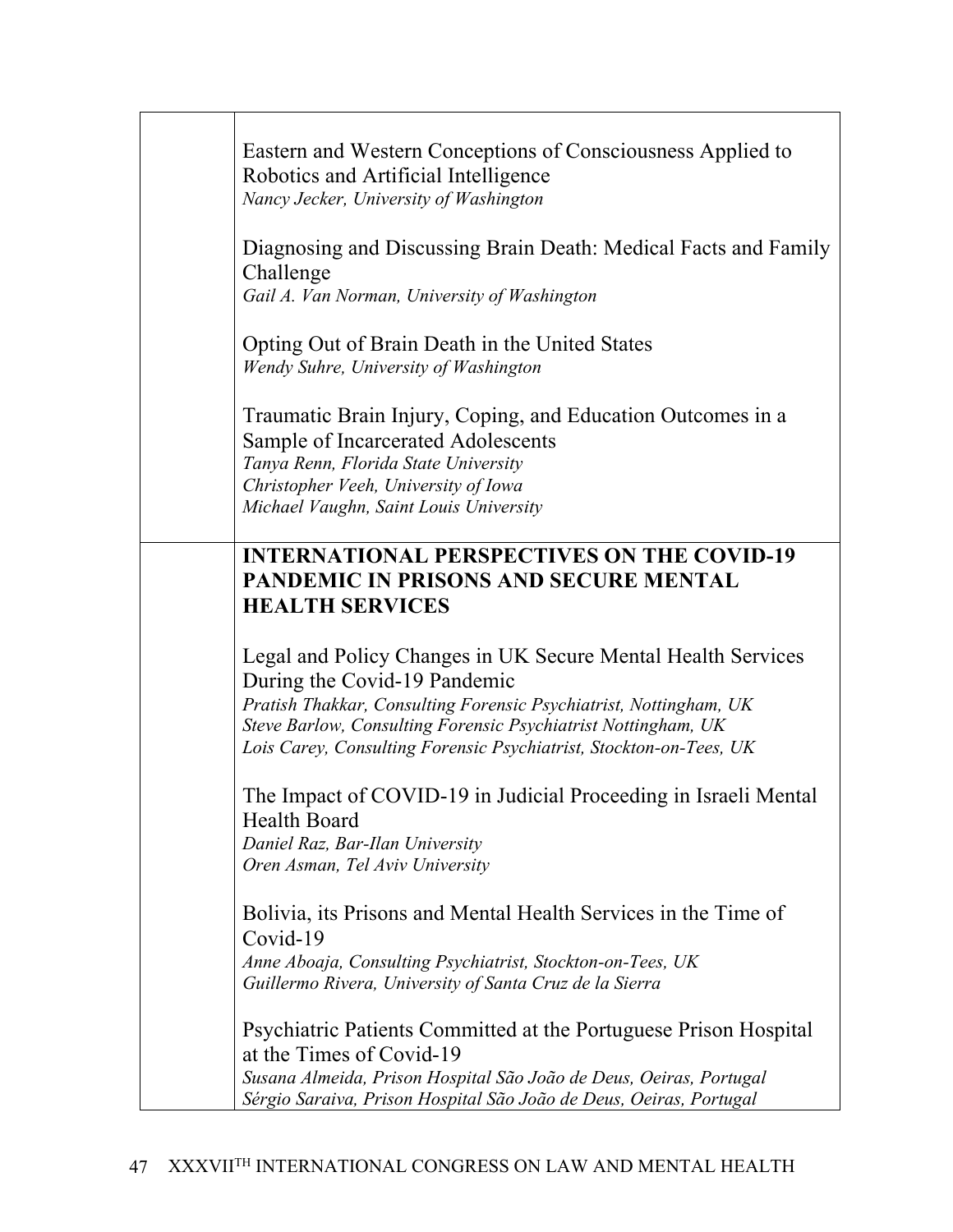| | |
|---|---|
| | Eastern and Western Conceptions of Consciousness Applied to Robotics and Artificial Intelligence<br>*Nancy Jecker, University of Washington*<br><br>Diagnosing and Discussing Brain Death: Medical Facts and Family Challenge<br>*Gail A. Van Norman, University of Washington*<br><br>Opting Out of Brain Death in the United States<br>*Wendy Suhre, University of Washington*<br><br>Traumatic Brain Injury, Coping, and Education Outcomes in a Sample of Incarcerated Adolescents<br>*Tanya Renn, Florida State University*<br>*Christopher Veeh, University of Iowa*<br>*Michael Vaughn, Saint Louis University* |
| | **INTERNATIONAL PERSPECTIVES ON THE COVID-19 PANDEMIC IN PRISONS AND SECURE MENTAL HEALTH SERVICES**<br><br>Legal and Policy Changes in UK Secure Mental Health Services During the Covid-19 Pandemic<br>*Pratish Thakkar, Consulting Forensic Psychiatrist, Nottingham, UK*<br>*Steve Barlow, Consulting Forensic Psychiatrist Nottingham, UK*<br>*Lois Carey, Consulting Forensic Psychiatrist, Stockton-on-Tees, UK*<br><br>The Impact of COVID-19 in Judicial Proceeding in Israeli Mental Health Board<br>*Daniel Raz, Bar-Ilan University*<br>*Oren Asman, Tel Aviv University*<br><br>Bolivia, its Prisons and Mental Health Services in the Time of Covid-19<br>*Anne Aboaja, Consulting Psychiatrist, Stockton-on-Tees, UK*<br>*Guillermo Rivera, University of Santa Cruz de la Sierra*<br><br>Psychiatric Patients Committed at the Portuguese Prison Hospital at the Times of Covid-19<br>*Susana Almeida, Prison Hospital São João de Deus, Oeiras, Portugal*<br>*Sérgio Saraiva, Prison Hospital São João de Deus, Oeiras, Portugal* |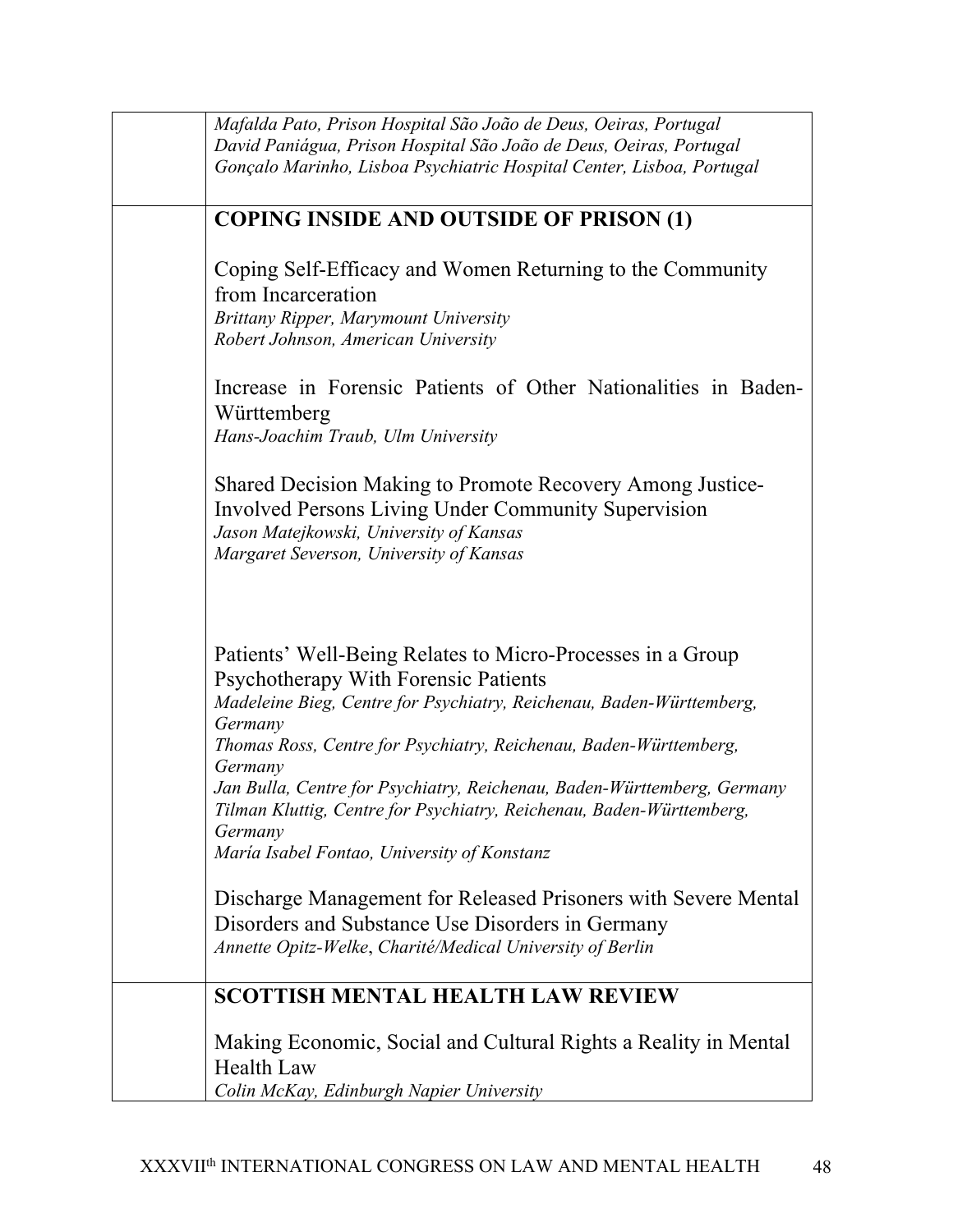*Mafalda Pato, Prison Hospital São João de Deus, Oeiras, Portugal*
*David Paniágua, Prison Hospital São João de Deus, Oeiras, Portugal*
*Gonçalo Marinho, Lisboa Psychiatric Hospital Center, Lisboa, Portugal*

## COPING INSIDE AND OUTSIDE OF PRISON (1)

Coping Self-Efficacy and Women Returning to the Community from Incarceration
*Brittany Ripper, Marymount University*
*Robert Johnson, American University*

Increase in Forensic Patients of Other Nationalities in Baden-Württemberg
*Hans-Joachim Traub, Ulm University*

Shared Decision Making to Promote Recovery Among Justice-Involved Persons Living Under Community Supervision
*Jason Matejkowski, University of Kansas*
*Margaret Severson, University of Kansas*

Patients' Well-Being Relates to Micro-Processes in a Group Psychotherapy With Forensic Patients
*Madeleine Bieg, Centre for Psychiatry, Reichenau, Baden-Württemberg, Germany*
*Thomas Ross, Centre for Psychiatry, Reichenau, Baden-Württemberg, Germany*
*Jan Bulla, Centre for Psychiatry, Reichenau, Baden-Württemberg, Germany*
*Tilman Kluttig, Centre for Psychiatry, Reichenau, Baden-Württemberg, Germany*
*María Isabel Fontao, University of Konstanz*

Discharge Management for Released Prisoners with Severe Mental Disorders and Substance Use Disorders in Germany
*Annette Opitz-Welke, Charité/Medical University of Berlin*

## SCOTTISH MENTAL HEALTH LAW REVIEW

Making Economic, Social and Cultural Rights a Reality in Mental Health Law
*Colin McKay, Edinburgh Napier University*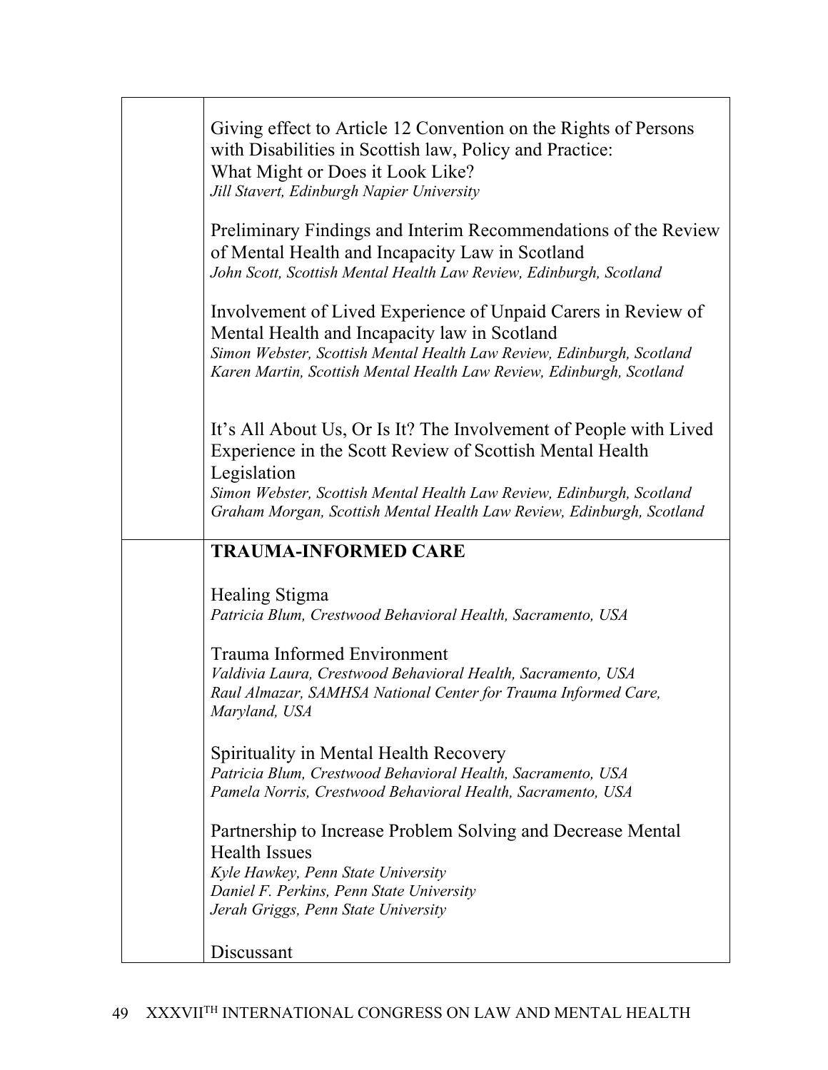Giving effect to Article 12 Convention on the Rights of Persons with Disabilities in Scottish law, Policy and Practice: What Might or Does it Look Like?
*Jill Stavert, Edinburgh Napier University*

Preliminary Findings and Interim Recommendations of the Review of Mental Health and Incapacity Law in Scotland
*John Scott, Scottish Mental Health Law Review, Edinburgh, Scotland*

Involvement of Lived Experience of Unpaid Carers in Review of Mental Health and Incapacity law in Scotland
*Simon Webster, Scottish Mental Health Law Review, Edinburgh, Scotland*
*Karen Martin, Scottish Mental Health Law Review, Edinburgh, Scotland*

It's All About Us, Or Is It? The Involvement of People with Lived Experience in the Scott Review of Scottish Mental Health Legislation
*Simon Webster, Scottish Mental Health Law Review, Edinburgh, Scotland*
*Graham Morgan, Scottish Mental Health Law Review, Edinburgh, Scotland*

**TRAUMA-INFORMED CARE**

Healing Stigma
*Patricia Blum, Crestwood Behavioral Health, Sacramento, USA*

Trauma Informed Environment
*Valdivia Laura, Crestwood Behavioral Health, Sacramento, USA*
*Raul Almazar, SAMHSA National Center for Trauma Informed Care, Maryland, USA*

Spirituality in Mental Health Recovery
*Patricia Blum, Crestwood Behavioral Health, Sacramento, USA*
*Pamela Norris, Crestwood Behavioral Health, Sacramento, USA*

Partnership to Increase Problem Solving and Decrease Mental Health Issues
*Kyle Hawkey, Penn State University*
*Daniel F. Perkins, Penn State University*
*Jerah Griggs, Penn State University*

Discussant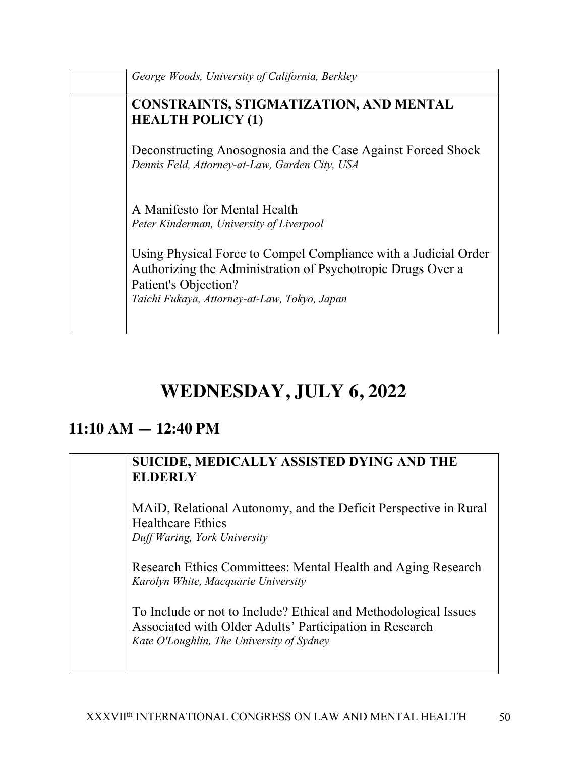| | |
|---|---|
| | *George Woods, University of California, Berkley* |
| | **CONSTRAINTS, STIGMATIZATION, AND MENTAL HEALTH POLICY (1)**<br><br>Deconstructing Anosognosia and the Case Against Forced Shock<br>*Dennis Feld, Attorney-at-Law, Garden City, USA*<br><br>A Manifesto for Mental Health<br>*Peter Kinderman, University of Liverpool*<br><br>Using Physical Force to Compel Compliance with a Judicial Order Authorizing the Administration of Psychotropic Drugs Over a Patient's Objection?<br>*Taichi Fukaya, Attorney-at-Law, Tokyo, Japan* |

# WEDNESDAY, JULY 6, 2022

## 11:10 AM — 12:40 PM

| | |
|---|---|
| | **SUICIDE, MEDICALLY ASSISTED DYING AND THE ELDERLY**<br><br>MAiD, Relational Autonomy, and the Deficit Perspective in Rural Healthcare Ethics<br>*Duff Waring, York University*<br><br>Research Ethics Committees: Mental Health and Aging Research<br>*Karolyn White, Macquarie University*<br><br>To Include or not to Include? Ethical and Methodological Issues Associated with Older Adults' Participation in Research<br>*Kate O'Loughlin, The University of Sydney* |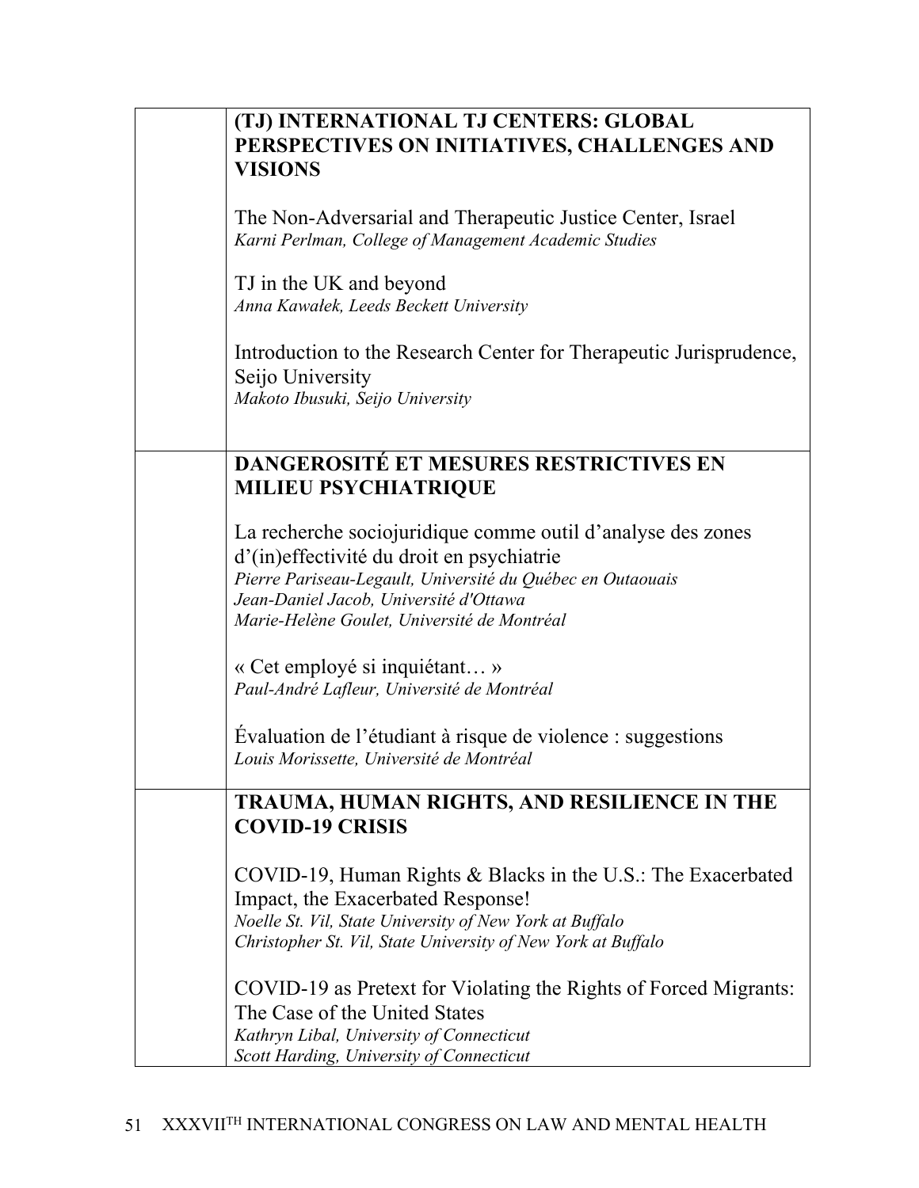| | |
|---|---|
| | **(TJ) INTERNATIONAL TJ CENTERS: GLOBAL PERSPECTIVES ON INITIATIVES, CHALLENGES AND VISIONS**<br><br>The Non-Adversarial and Therapeutic Justice Center, Israel<br>*Karni Perlman, College of Management Academic Studies*<br><br>TJ in the UK and beyond<br>*Anna Kawałek, Leeds Beckett University*<br><br>Introduction to the Research Center for Therapeutic Jurisprudence, Seijo University<br>*Makoto Ibusuki, Seijo University* |
| | **DANGEROSITÉ ET MESURES RESTRICTIVES EN MILIEU PSYCHIATRIQUE**<br><br>La recherche sociojuridique comme outil d'analyse des zones d'(in)effectivité du droit en psychiatrie<br>*Pierre Pariseau-Legault, Université du Québec en Outaouais*<br>*Jean-Daniel Jacob, Université d'Ottawa*<br>*Marie-Helène Goulet, Université de Montréal*<br><br>« Cet employé si inquiétant… »<br>*Paul-André Lafleur, Université de Montréal*<br><br>Évaluation de l'étudiant à risque de violence : suggestions<br>*Louis Morissette, Université de Montréal* |
| | **TRAUMA, HUMAN RIGHTS, AND RESILIENCE IN THE COVID-19 CRISIS**<br><br>COVID-19, Human Rights & Blacks in the U.S.: The Exacerbated Impact, the Exacerbated Response!<br>*Noelle St. Vil, State University of New York at Buffalo*<br>*Christopher St. Vil, State University of New York at Buffalo*<br><br>COVID-19 as Pretext for Violating the Rights of Forced Migrants: The Case of the United States<br>*Kathryn Libal, University of Connecticut*<br>*Scott Harding, University of Connecticut* |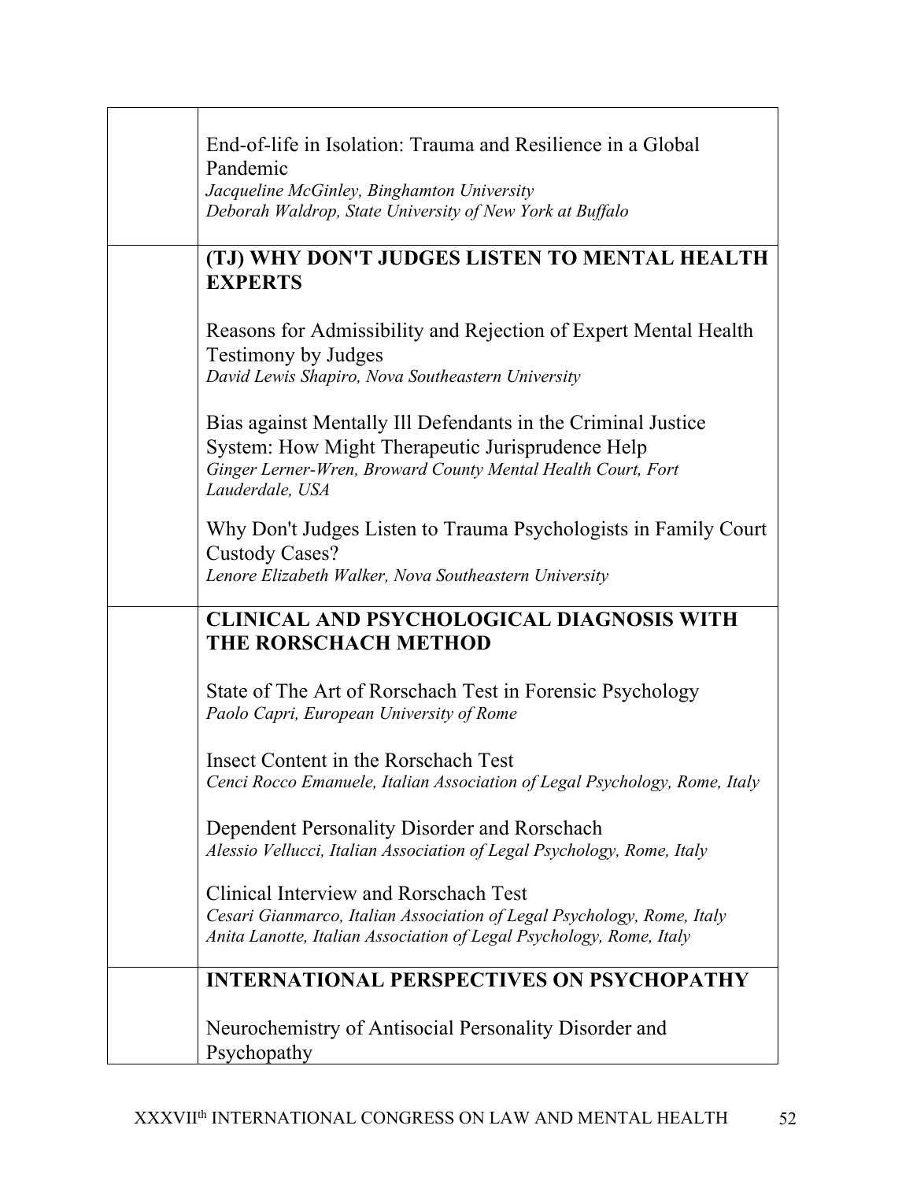End-of-life in Isolation: Trauma and Resilience in a Global Pandemic
*Jacqueline McGinley, Binghamton University*
*Deborah Waldrop, State University of New York at Buffalo*

## (TJ) WHY DON'T JUDGES LISTEN TO MENTAL HEALTH EXPERTS

Reasons for Admissibility and Rejection of Expert Mental Health Testimony by Judges
*David Lewis Shapiro, Nova Southeastern University*

Bias against Mentally Ill Defendants in the Criminal Justice System: How Might Therapeutic Jurisprudence Help
*Ginger Lerner-Wren, Broward County Mental Health Court, Fort Lauderdale, USA*

Why Don't Judges Listen to Trauma Psychologists in Family Court Custody Cases?
*Lenore Elizabeth Walker, Nova Southeastern University*

## CLINICAL AND PSYCHOLOGICAL DIAGNOSIS WITH THE RORSCHACH METHOD

State of The Art of Rorschach Test in Forensic Psychology
*Paolo Capri, European University of Rome*

Insect Content in the Rorschach Test
*Cenci Rocco Emanuele, Italian Association of Legal Psychology, Rome, Italy*

Dependent Personality Disorder and Rorschach
*Alessio Vellucci, Italian Association of Legal Psychology, Rome, Italy*

Clinical Interview and Rorschach Test
*Cesari Gianmarco, Italian Association of Legal Psychology, Rome, Italy*
*Anita Lanotte, Italian Association of Legal Psychology, Rome, Italy*

## INTERNATIONAL PERSPECTIVES ON PSYCHOPATHY

Neurochemistry of Antisocial Personality Disorder and Psychopathy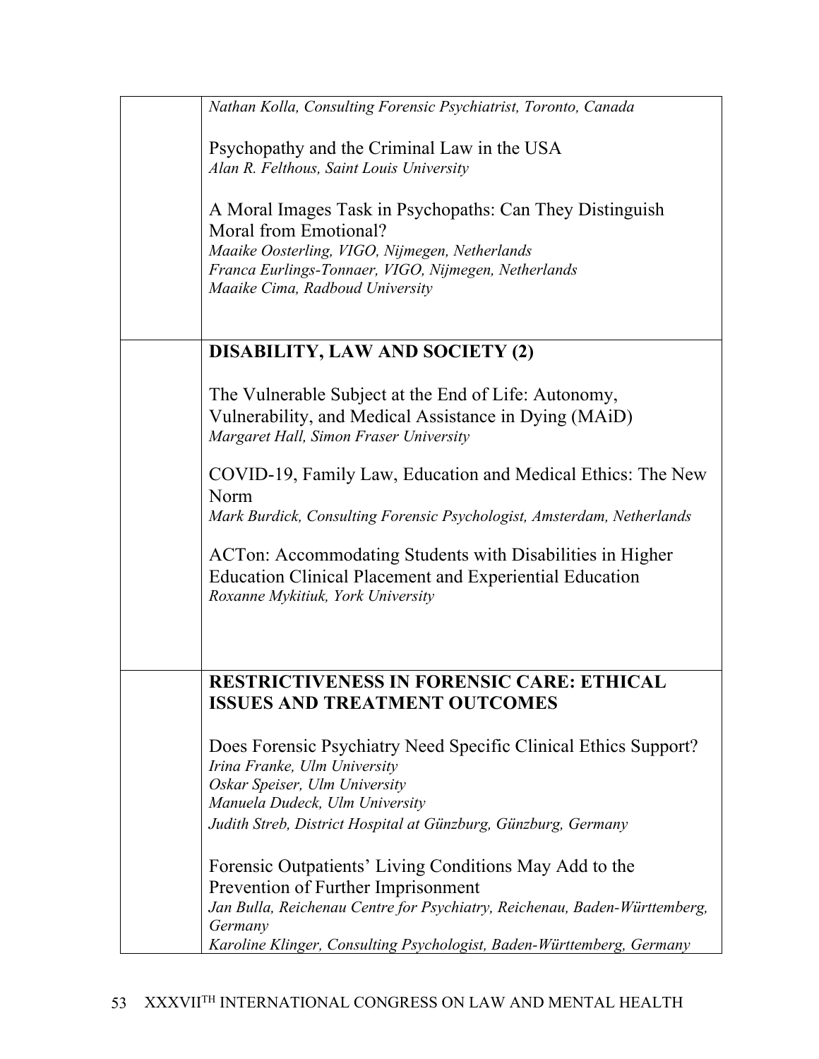*Nathan Kolla, Consulting Forensic Psychiatrist, Toronto, Canada*

Psychopathy and the Criminal Law in the USA
*Alan R. Felthous, Saint Louis University*

A Moral Images Task in Psychopaths: Can They Distinguish Moral from Emotional?
*Maaike Oosterling, VIGO, Nijmegen, Netherlands*
*Franca Eurlings-Tonnaer, VIGO, Nijmegen, Netherlands*
*Maaike Cima, Radboud University*

**DISABILITY, LAW AND SOCIETY (2)**

The Vulnerable Subject at the End of Life: Autonomy, Vulnerability, and Medical Assistance in Dying (MAiD)
*Margaret Hall, Simon Fraser University*

COVID-19, Family Law, Education and Medical Ethics: The New Norm
*Mark Burdick, Consulting Forensic Psychologist, Amsterdam, Netherlands*

ACTon: Accommodating Students with Disabilities in Higher Education Clinical Placement and Experiential Education
*Roxanne Mykitiuk, York University*

**RESTRICTIVENESS IN FORENSIC CARE: ETHICAL ISSUES AND TREATMENT OUTCOMES**

Does Forensic Psychiatry Need Specific Clinical Ethics Support?
*Irina Franke, Ulm University*
*Oskar Speiser, Ulm University*
*Manuela Dudeck, Ulm University*
*Judith Streb, District Hospital at Günzburg, Günzburg, Germany*

Forensic Outpatients' Living Conditions May Add to the Prevention of Further Imprisonment
*Jan Bulla, Reichenau Centre for Psychiatry, Reichenau, Baden-Württemberg, Germany*
*Karoline Klinger, Consulting Psychologist, Baden-Württemberg, Germany*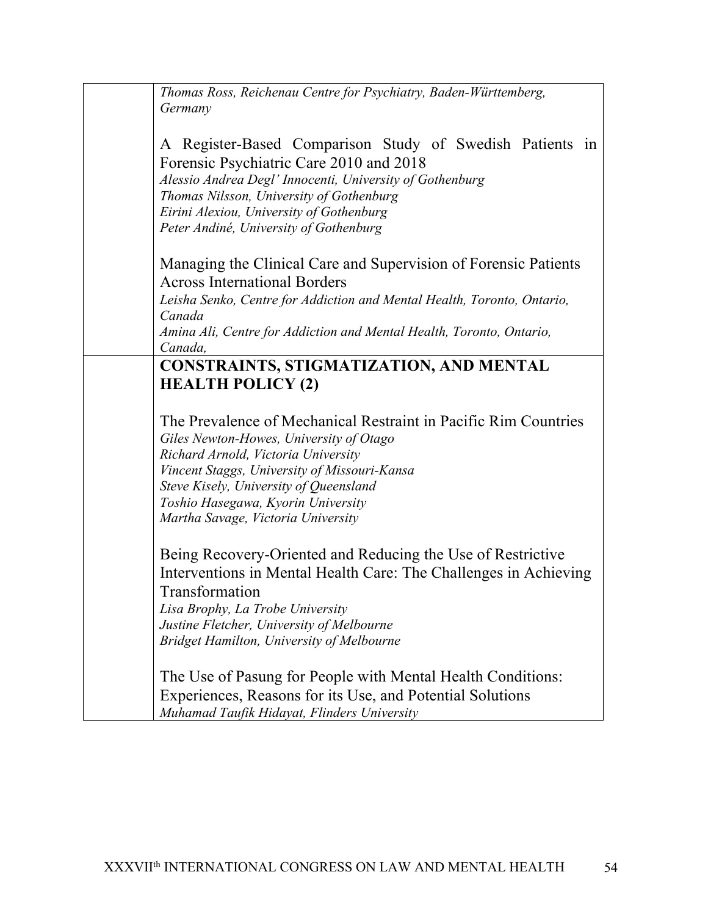*Thomas Ross, Reichenau Centre for Psychiatry, Baden-Württemberg, Germany*

A Register-Based Comparison Study of Swedish Patients in Forensic Psychiatric Care 2010 and 2018

*Alessio Andrea Degl' Innocenti, University of Gothenburg*
*Thomas Nilsson, University of Gothenburg*
*Eirini Alexiou, University of Gothenburg*
*Peter Andiné, University of Gothenburg*

Managing the Clinical Care and Supervision of Forensic Patients Across International Borders

*Leisha Senko, Centre for Addiction and Mental Health, Toronto, Ontario, Canada*
*Amina Ali, Centre for Addiction and Mental Health, Toronto, Ontario, Canada,*

## CONSTRAINTS, STIGMATIZATION, AND MENTAL HEALTH POLICY (2)

The Prevalence of Mechanical Restraint in Pacific Rim Countries

*Giles Newton-Howes, University of Otago*
*Richard Arnold, Victoria University*
*Vincent Staggs, University of Missouri-Kansa*
*Steve Kisely, University of Queensland*
*Toshio Hasegawa, Kyorin University*
*Martha Savage, Victoria University*

Being Recovery-Oriented and Reducing the Use of Restrictive Interventions in Mental Health Care: The Challenges in Achieving Transformation

*Lisa Brophy, La Trobe University*
*Justine Fletcher, University of Melbourne*
*Bridget Hamilton, University of Melbourne*

The Use of Pasung for People with Mental Health Conditions: Experiences, Reasons for its Use, and Potential Solutions

*Muhamad Taufik Hidayat, Flinders University*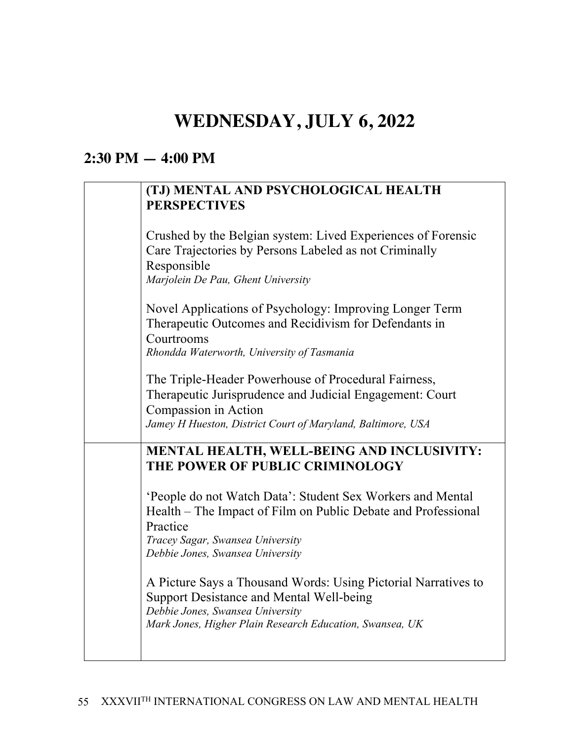# WEDNESDAY, JULY 6, 2022

## 2:30 PM — 4:00 PM

| | |
|---|---|
| | **(TJ) MENTAL AND PSYCHOLOGICAL HEALTH PERSPECTIVES**<br><br>Crushed by the Belgian system: Lived Experiences of Forensic Care Trajectories by Persons Labeled as not Criminally Responsible<br>*Marjolein De Pau, Ghent University*<br><br>Novel Applications of Psychology: Improving Longer Term Therapeutic Outcomes and Recidivism for Defendants in Courtrooms<br>*Rhondda Waterworth, University of Tasmania*<br><br>The Triple-Header Powerhouse of Procedural Fairness, Therapeutic Jurisprudence and Judicial Engagement: Court Compassion in Action<br>*Jamey H Hueston, District Court of Maryland, Baltimore, USA* |
| | **MENTAL HEALTH, WELL-BEING AND INCLUSIVITY: THE POWER OF PUBLIC CRIMINOLOGY**<br><br>'People do not Watch Data': Student Sex Workers and Mental Health – The Impact of Film on Public Debate and Professional Practice<br>*Tracey Sagar, Swansea University*<br>*Debbie Jones, Swansea University*<br><br>A Picture Says a Thousand Words: Using Pictorial Narratives to Support Desistance and Mental Well-being<br>*Debbie Jones, Swansea University*<br>*Mark Jones, Higher Plain Research Education, Swansea, UK* |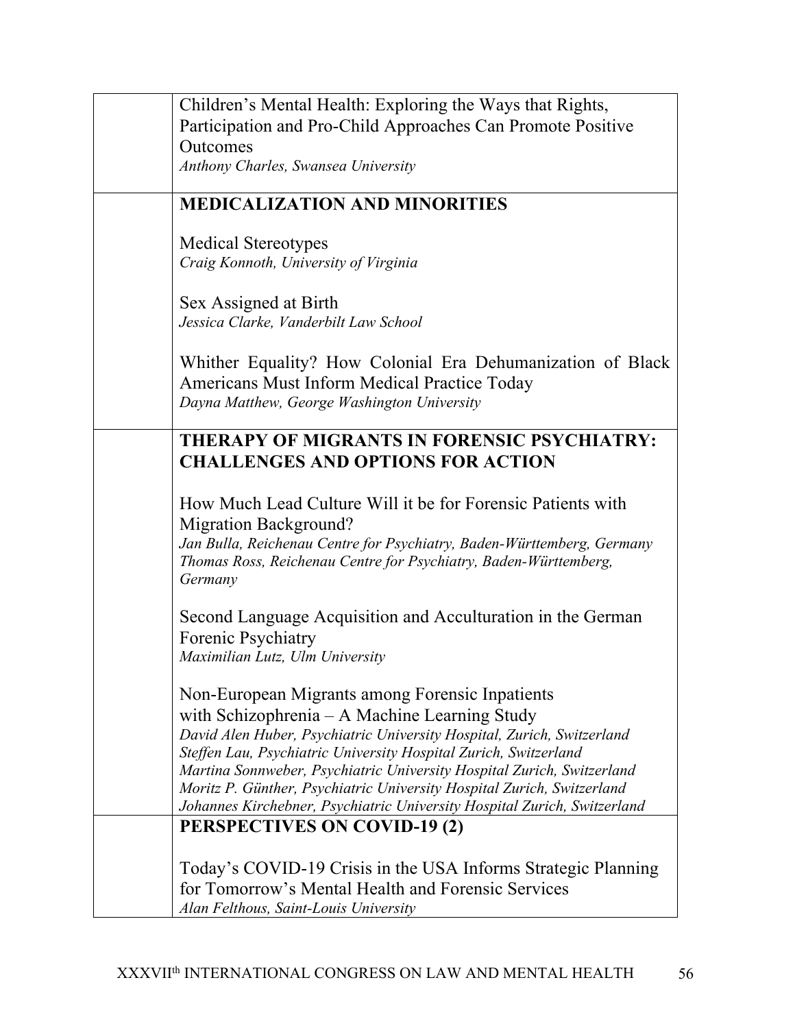| | |
|---|---|
| | Children's Mental Health: Exploring the Ways that Rights, Participation and Pro-Child Approaches Can Promote Positive Outcomes<br>*Anthony Charles, Swansea University* |
| | **MEDICALIZATION AND MINORITIES**<br><br>Medical Stereotypes<br>*Craig Konnoth, University of Virginia*<br><br>Sex Assigned at Birth<br>*Jessica Clarke, Vanderbilt Law School*<br><br>Whither Equality? How Colonial Era Dehumanization of Black Americans Must Inform Medical Practice Today<br>*Dayna Matthew, George Washington University* |
| | **THERAPY OF MIGRANTS IN FORENSIC PSYCHIATRY: CHALLENGES AND OPTIONS FOR ACTION**<br><br>How Much Lead Culture Will it be for Forensic Patients with Migration Background?<br>*Jan Bulla, Reichenau Centre for Psychiatry, Baden-Württemberg, Germany*<br>*Thomas Ross, Reichenau Centre for Psychiatry, Baden-Württemberg, Germany*<br><br>Second Language Acquisition and Acculturation in the German Forenic Psychiatry<br>*Maximilian Lutz, Ulm University*<br><br>Non-European Migrants among Forensic Inpatients with Schizophrenia – A Machine Learning Study<br>*David Alen Huber, Psychiatric University Hospital, Zurich, Switzerland*<br>*Steffen Lau, Psychiatric University Hospital Zurich, Switzerland*<br>*Martina Sonnweber, Psychiatric University Hospital Zurich, Switzerland*<br>*Moritz P. Günther, Psychiatric University Hospital Zurich, Switzerland*<br>*Johannes Kirchebner, Psychiatric University Hospital Zurich, Switzerland* |
| | **PERSPECTIVES ON COVID-19 (2)**<br><br>Today's COVID-19 Crisis in the USA Informs Strategic Planning for Tomorrow's Mental Health and Forensic Services<br>*Alan Felthous, Saint-Louis University* |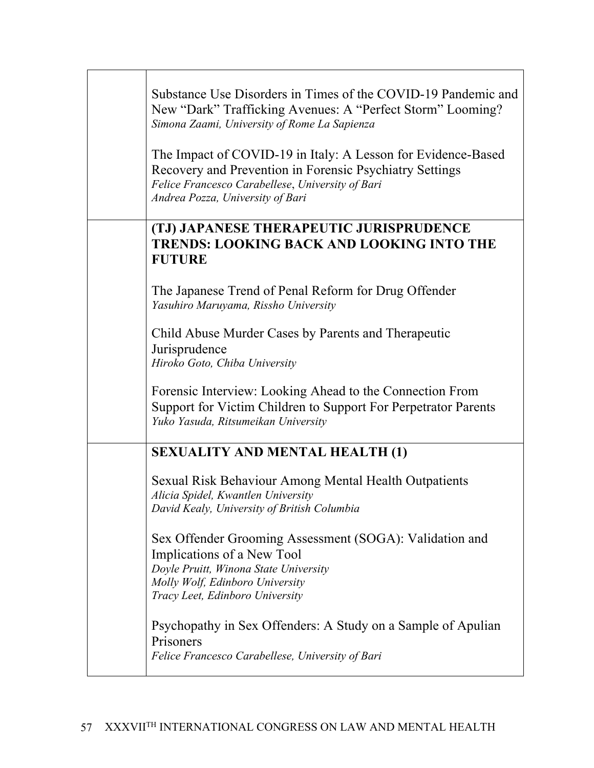Substance Use Disorders in Times of the COVID-19 Pandemic and New “Dark” Trafficking Avenues: A “Perfect Storm” Looming?
*Simona Zaami, University of Rome La Sapienza*

The Impact of COVID-19 in Italy: A Lesson for Evidence-Based Recovery and Prevention in Forensic Psychiatry Settings
*Felice Francesco Carabellese, University of Bari*
*Andrea Pozza, University of Bari*

**(TJ) JAPANESE THERAPEUTIC JURISPRUDENCE TRENDS: LOOKING BACK AND LOOKING INTO THE FUTURE**

The Japanese Trend of Penal Reform for Drug Offender
*Yasuhiro Maruyama, Rissho University*

Child Abuse Murder Cases by Parents and Therapeutic Jurisprudence
*Hiroko Goto, Chiba University*

Forensic Interview: Looking Ahead to the Connection From Support for Victim Children to Support For Perpetrator Parents
*Yuko Yasuda, Ritsumeikan University*

**SEXUALITY AND MENTAL HEALTH (1)**

Sexual Risk Behaviour Among Mental Health Outpatients
*Alicia Spidel, Kwantlen University*
*David Kealy, University of British Columbia*

Sex Offender Grooming Assessment (SOGA): Validation and Implications of a New Tool
*Doyle Pruitt, Winona State University*
*Molly Wolf, Edinboro University*
*Tracy Leet, Edinboro University*

Psychopathy in Sex Offenders: A Study on a Sample of Apulian Prisoners
*Felice Francesco Carabellese, University of Bari*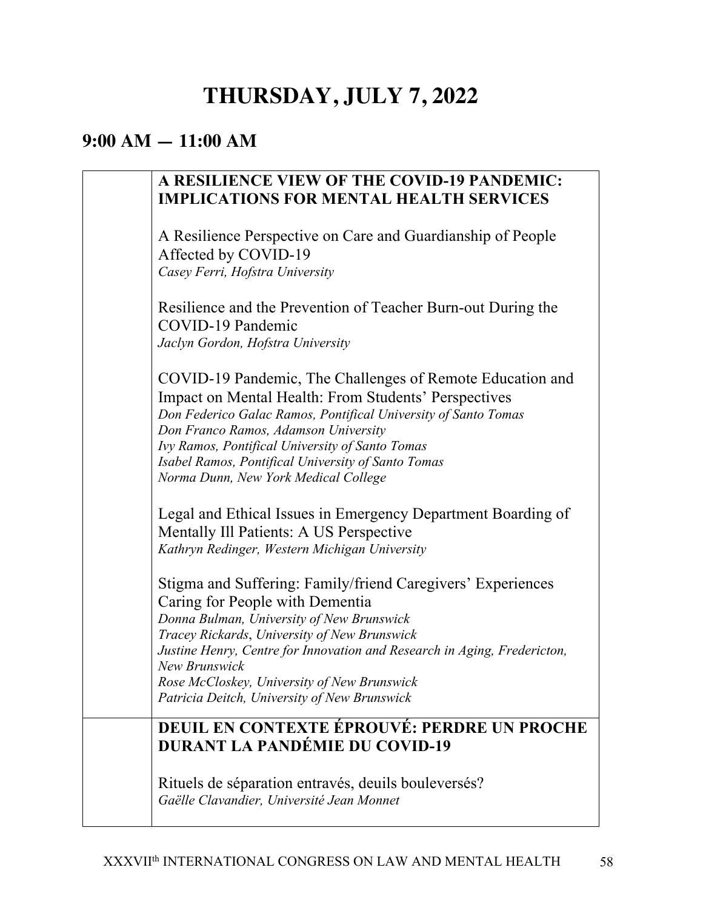# THURSDAY, JULY 7, 2022

## 9:00 AM — 11:00 AM

| | |
|---|---|
| | **A RESILIENCE VIEW OF THE COVID-19 PANDEMIC: IMPLICATIONS FOR MENTAL HEALTH SERVICES**<br><br>A Resilience Perspective on Care and Guardianship of People Affected by COVID-19<br>*Casey Ferri, Hofstra University*<br><br>Resilience and the Prevention of Teacher Burn-out During the COVID-19 Pandemic<br>*Jaclyn Gordon, Hofstra University*<br><br>COVID-19 Pandemic, The Challenges of Remote Education and Impact on Mental Health: From Students' Perspectives<br>*Don Federico Galac Ramos, Pontifical University of Santo Tomas*<br>*Don Franco Ramos, Adamson University*<br>*Ivy Ramos, Pontifical University of Santo Tomas*<br>*Isabel Ramos, Pontifical University of Santo Tomas*<br>*Norma Dunn, New York Medical College*<br><br>Legal and Ethical Issues in Emergency Department Boarding of Mentally Ill Patients: A US Perspective<br>*Kathryn Redinger, Western Michigan University*<br><br>Stigma and Suffering: Family/friend Caregivers' Experiences Caring for People with Dementia<br>*Donna Bulman, University of New Brunswick*<br>*Tracey Rickards, University of New Brunswick*<br>*Justine Henry, Centre for Innovation and Research in Aging, Fredericton, New Brunswick*<br>*Rose McCloskey, University of New Brunswick*<br>*Patricia Deitch, University of New Brunswick* |
| | **DEUIL EN CONTEXTE ÉPROUVÉ: PERDRE UN PROCHE DURANT LA PANDÉMIE DU COVID-19**<br><br>Rituels de séparation entravés, deuils bouleversés?<br>*Gaëlle Clavandier, Université Jean Monnet* |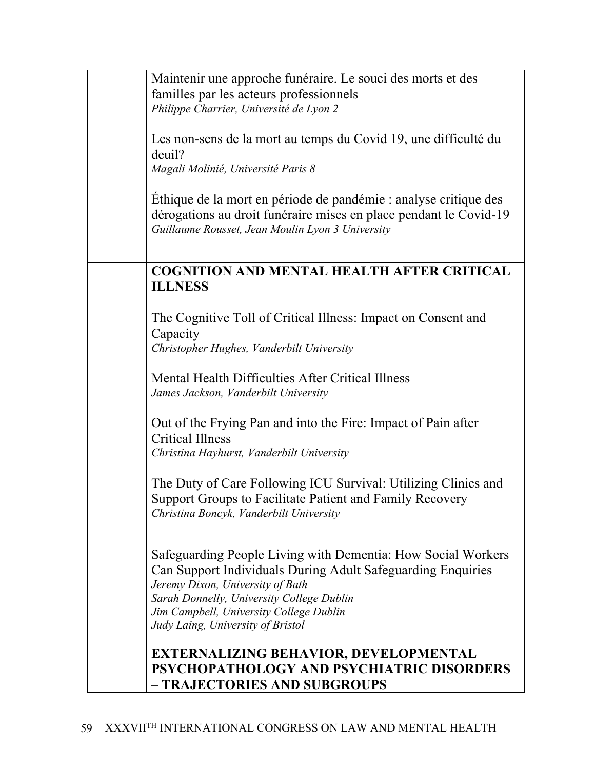Maintenir une approche funéraire. Le souci des morts et des familles par les acteurs professionnels
*Philippe Charrier, Université de Lyon 2*

Les non-sens de la mort au temps du Covid 19, une difficulté du deuil?
*Magali Molinié, Université Paris 8*

Éthique de la mort en période de pandémie : analyse critique des dérogations au droit funéraire mises en place pendant le Covid-19
*Guillaume Rousset, Jean Moulin Lyon 3 University*

**COGNITION AND MENTAL HEALTH AFTER CRITICAL ILLNESS**

The Cognitive Toll of Critical Illness: Impact on Consent and Capacity
*Christopher Hughes, Vanderbilt University*

Mental Health Difficulties After Critical Illness
*James Jackson, Vanderbilt University*

Out of the Frying Pan and into the Fire: Impact of Pain after Critical Illness
*Christina Hayhurst, Vanderbilt University*

The Duty of Care Following ICU Survival: Utilizing Clinics and Support Groups to Facilitate Patient and Family Recovery
*Christina Boncyk, Vanderbilt University*

Safeguarding People Living with Dementia: How Social Workers Can Support Individuals During Adult Safeguarding Enquiries
*Jeremy Dixon, University of Bath*
*Sarah Donnelly, University College Dublin*
*Jim Campbell, University College Dublin*
*Judy Laing, University of Bristol*

**EXTERNALIZING BEHAVIOR, DEVELOPMENTAL PSYCHOPATHOLOGY AND PSYCHIATRIC DISORDERS – TRAJECTORIES AND SUBGROUPS**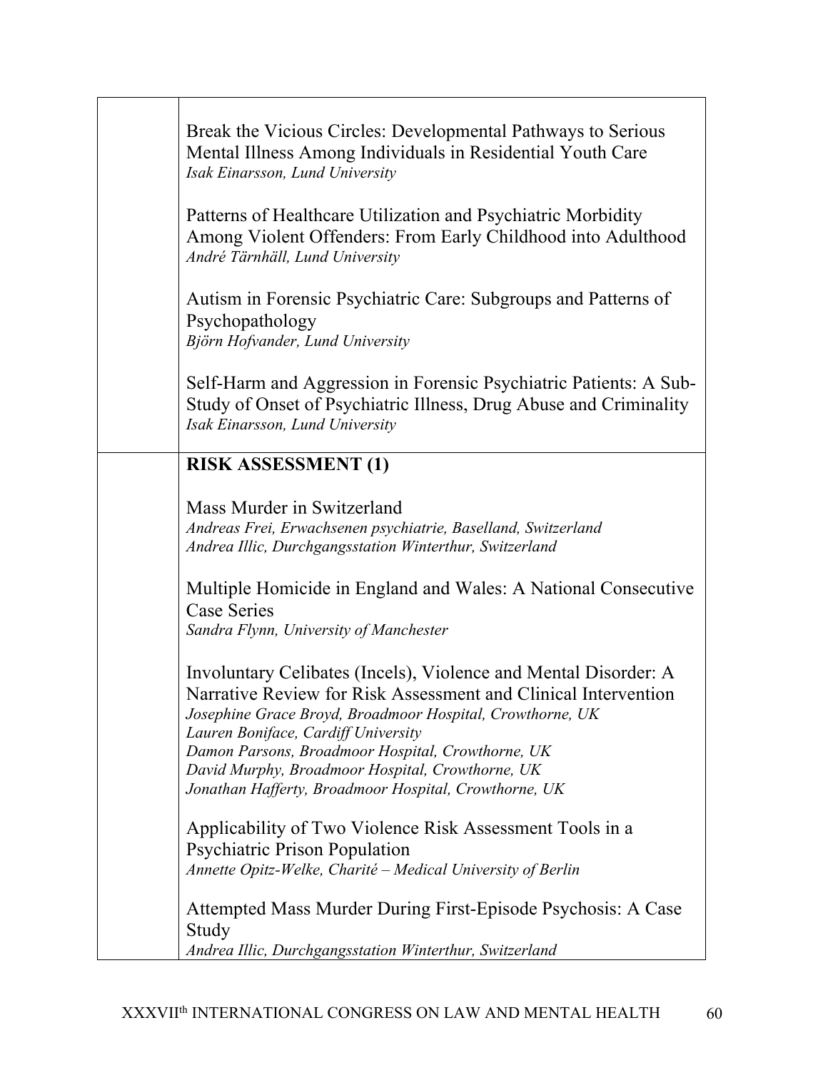Break the Vicious Circles: Developmental Pathways to Serious Mental Illness Among Individuals in Residential Youth Care
*Isak Einarsson, Lund University*

Patterns of Healthcare Utilization and Psychiatric Morbidity Among Violent Offenders: From Early Childhood into Adulthood
*André Tärnhäll, Lund University*

Autism in Forensic Psychiatric Care: Subgroups and Patterns of Psychopathology
*Björn Hofvander, Lund University*

Self-Harm and Aggression in Forensic Psychiatric Patients: A Sub-Study of Onset of Psychiatric Illness, Drug Abuse and Criminality
*Isak Einarsson, Lund University*

**RISK ASSESSMENT (1)**

Mass Murder in Switzerland
*Andreas Frei, Erwachsenen psychiatrie, Baselland, Switzerland*
*Andrea Illic, Durchgangsstation Winterthur, Switzerland*

Multiple Homicide in England and Wales: A National Consecutive Case Series
*Sandra Flynn, University of Manchester*

Involuntary Celibates (Incels), Violence and Mental Disorder: A Narrative Review for Risk Assessment and Clinical Intervention
*Josephine Grace Broyd, Broadmoor Hospital, Crowthorne, UK*
*Lauren Boniface, Cardiff University*
*Damon Parsons, Broadmoor Hospital, Crowthorne, UK*
*David Murphy, Broadmoor Hospital, Crowthorne, UK*
*Jonathan Hafferty, Broadmoor Hospital, Crowthorne, UK*

Applicability of Two Violence Risk Assessment Tools in a Psychiatric Prison Population
*Annette Opitz-Welke, Charité – Medical University of Berlin*

Attempted Mass Murder During First-Episode Psychosis: A Case Study
*Andrea Illic, Durchgangsstation Winterthur, Switzerland*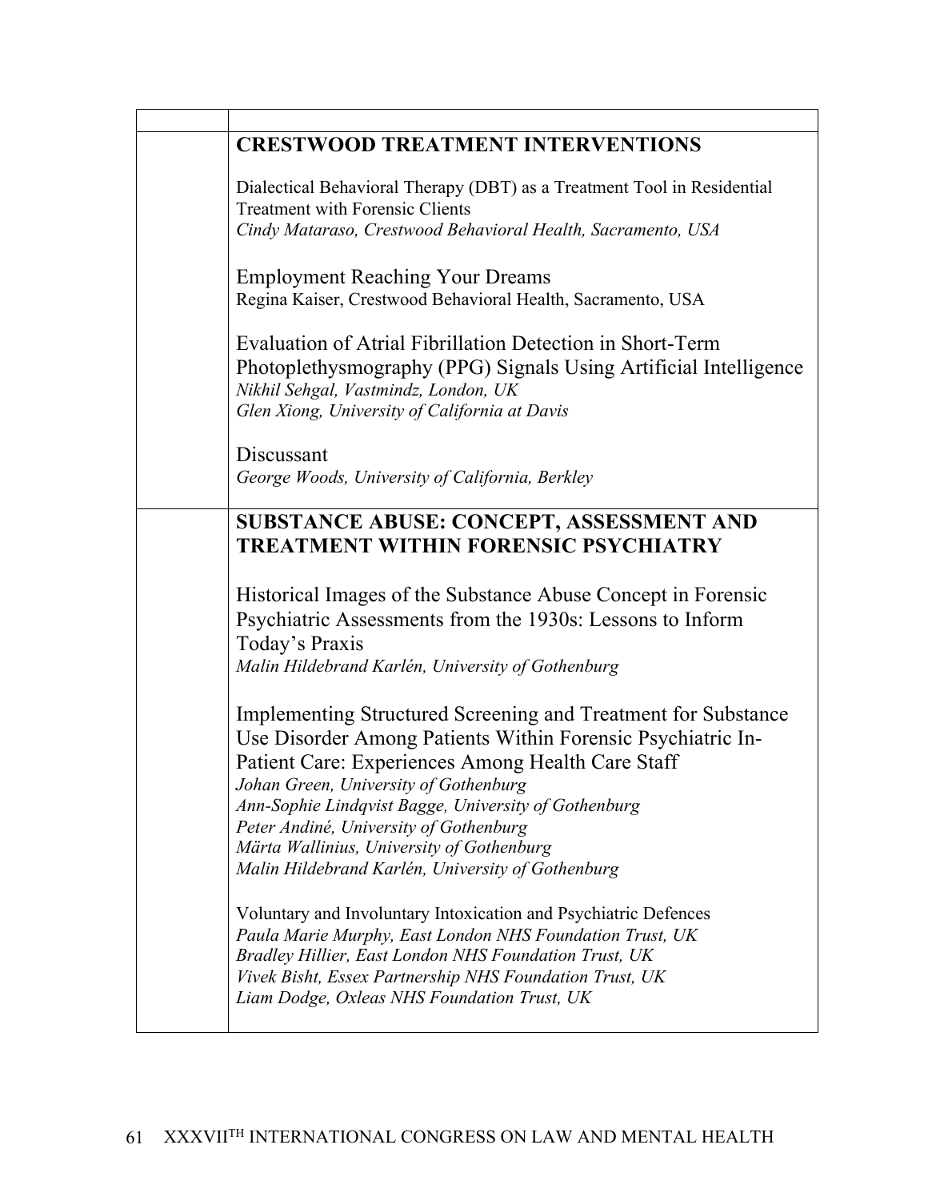## CRESTWOOD TREATMENT INTERVENTIONS

Dialectical Behavioral Therapy (DBT) as a Treatment Tool in Residential Treatment with Forensic Clients
*Cindy Mataraso, Crestwood Behavioral Health, Sacramento, USA*

Employment Reaching Your Dreams
Regina Kaiser, Crestwood Behavioral Health, Sacramento, USA

Evaluation of Atrial Fibrillation Detection in Short-Term Photoplethysmography (PPG) Signals Using Artificial Intelligence
*Nikhil Sehgal, Vastmindz, London, UK*
*Glen Xiong, University of California at Davis*

Discussant
*George Woods, University of California, Berkley*

## SUBSTANCE ABUSE: CONCEPT, ASSESSMENT AND TREATMENT WITHIN FORENSIC PSYCHIATRY

Historical Images of the Substance Abuse Concept in Forensic Psychiatric Assessments from the 1930s: Lessons to Inform Today's Praxis
*Malin Hildebrand Karlén, University of Gothenburg*

Implementing Structured Screening and Treatment for Substance Use Disorder Among Patients Within Forensic Psychiatric In-Patient Care: Experiences Among Health Care Staff
*Johan Green, University of Gothenburg*
*Ann-Sophie Lindqvist Bagge, University of Gothenburg*
*Peter Andiné, University of Gothenburg*
*Märta Wallinius, University of Gothenburg*
*Malin Hildebrand Karlén, University of Gothenburg*

Voluntary and Involuntary Intoxication and Psychiatric Defences
*Paula Marie Murphy, East London NHS Foundation Trust, UK*
*Bradley Hillier, East London NHS Foundation Trust, UK*
*Vivek Bisht, Essex Partnership NHS Foundation Trust, UK*
*Liam Dodge, Oxleas NHS Foundation Trust, UK*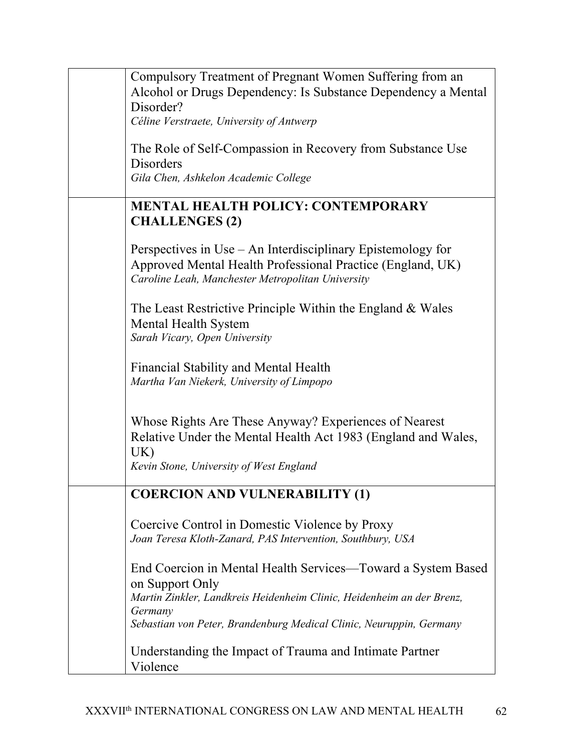| | |
|---|---|
| | Compulsory Treatment of Pregnant Women Suffering from an Alcohol or Drugs Dependency: Is Substance Dependency a Mental Disorder?<br>*Céline Verstraete, University of Antwerp*<br><br>The Role of Self-Compassion in Recovery from Substance Use Disorders<br>*Gila Chen, Ashkelon Academic College* |
| | **MENTAL HEALTH POLICY: CONTEMPORARY CHALLENGES (2)**<br><br>Perspectives in Use – An Interdisciplinary Epistemology for Approved Mental Health Professional Practice (England, UK)<br>*Caroline Leah, Manchester Metropolitan University*<br><br>The Least Restrictive Principle Within the England & Wales Mental Health System<br>*Sarah Vicary, Open University*<br><br>Financial Stability and Mental Health<br>*Martha Van Niekerk, University of Limpopo*<br><br>Whose Rights Are These Anyway? Experiences of Nearest Relative Under the Mental Health Act 1983 (England and Wales, UK)<br>*Kevin Stone, University of West England* |
| | **COERCION AND VULNERABILITY (1)**<br><br>Coercive Control in Domestic Violence by Proxy<br>*Joan Teresa Kloth-Zanard, PAS Intervention, Southbury, USA*<br><br>End Coercion in Mental Health Services—Toward a System Based on Support Only<br>*Martin Zinkler, Landkreis Heidenheim Clinic, Heidenheim an der Brenz, Germany*<br>*Sebastian von Peter, Brandenburg Medical Clinic, Neuruppin, Germany*<br><br>Understanding the Impact of Trauma and Intimate Partner Violence |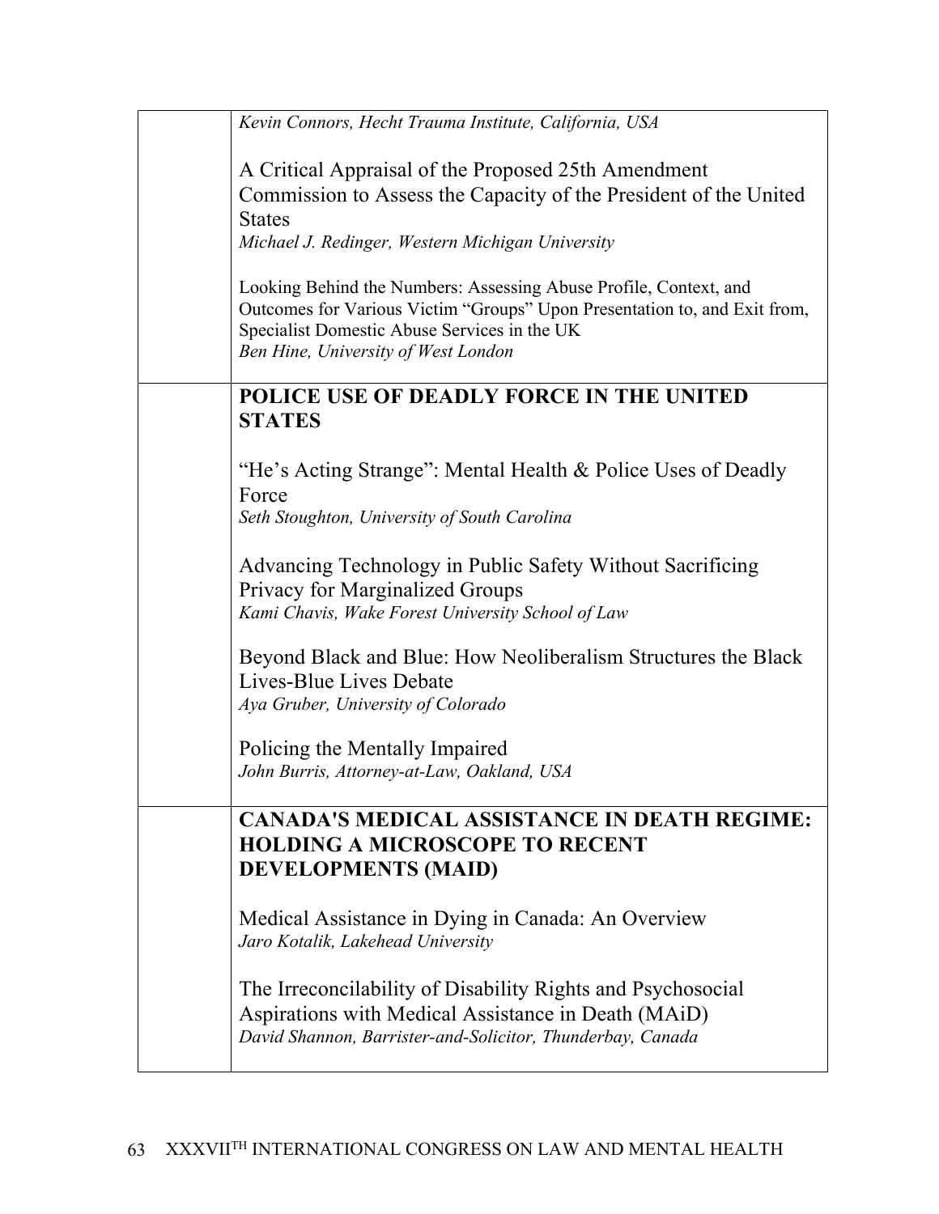*Kevin Connors, Hecht Trauma Institute, California, USA*

A Critical Appraisal of the Proposed 25th Amendment Commission to Assess the Capacity of the President of the United States
*Michael J. Redinger, Western Michigan University*

Looking Behind the Numbers: Assessing Abuse Profile, Context, and Outcomes for Various Victim "Groups" Upon Presentation to, and Exit from, Specialist Domestic Abuse Services in the UK
*Ben Hine, University of West London*

**POLICE USE OF DEADLY FORCE IN THE UNITED STATES**

"He's Acting Strange": Mental Health & Police Uses of Deadly Force
*Seth Stoughton, University of South Carolina*

Advancing Technology in Public Safety Without Sacrificing Privacy for Marginalized Groups
*Kami Chavis, Wake Forest University School of Law*

Beyond Black and Blue: How Neoliberalism Structures the Black Lives-Blue Lives Debate
*Aya Gruber, University of Colorado*

Policing the Mentally Impaired
*John Burris, Attorney-at-Law, Oakland, USA*

**CANADA'S MEDICAL ASSISTANCE IN DEATH REGIME: HOLDING A MICROSCOPE TO RECENT DEVELOPMENTS (MAID)**

Medical Assistance in Dying in Canada: An Overview
*Jaro Kotalik, Lakehead University*

The Irreconcilability of Disability Rights and Psychosocial Aspirations with Medical Assistance in Death (MAiD)
*David Shannon, Barrister-and-Solicitor, Thunderbay, Canada*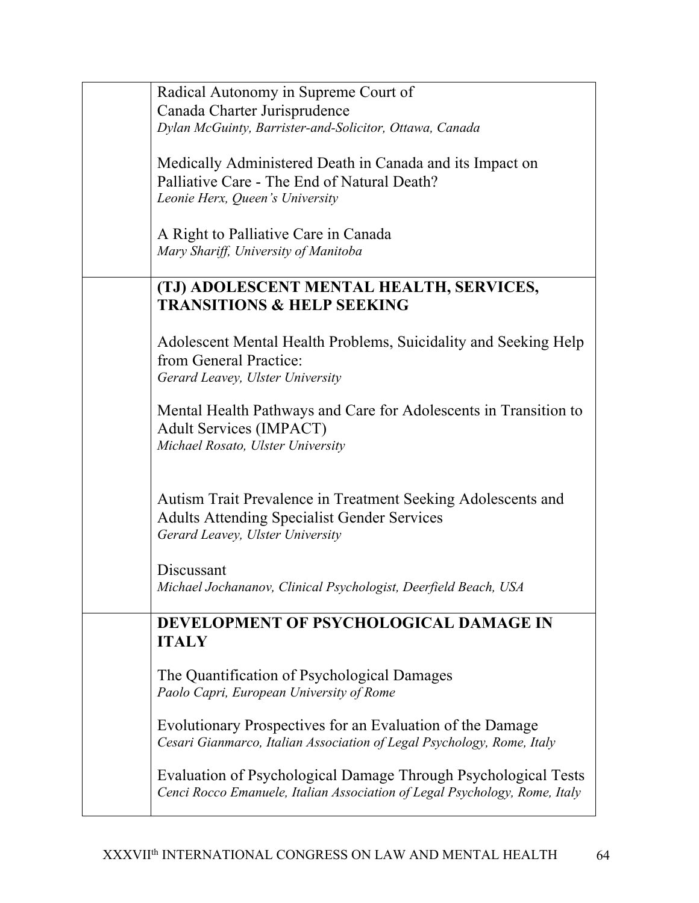| | |
|---|---|
| | Radical Autonomy in Supreme Court of Canada Charter Jurisprudence<br>*Dylan McGuinty, Barrister-and-Solicitor, Ottawa, Canada*<br><br>Medically Administered Death in Canada and its Impact on Palliative Care - The End of Natural Death?<br>*Leonie Herx, Queen's University*<br><br>A Right to Palliative Care in Canada<br>*Mary Shariff, University of Manitoba* |
| | **(TJ) ADOLESCENT MENTAL HEALTH, SERVICES, TRANSITIONS & HELP SEEKING**<br><br>Adolescent Mental Health Problems, Suicidality and Seeking Help from General Practice:<br>*Gerard Leavey, Ulster University*<br><br>Mental Health Pathways and Care for Adolescents in Transition to Adult Services (IMPACT)<br>*Michael Rosato, Ulster University*<br><br>Autism Trait Prevalence in Treatment Seeking Adolescents and Adults Attending Specialist Gender Services<br>*Gerard Leavey, Ulster University*<br><br>Discussant<br>*Michael Jochananov, Clinical Psychologist, Deerfield Beach, USA* |
| | **DEVELOPMENT OF PSYCHOLOGICAL DAMAGE IN ITALY**<br><br>The Quantification of Psychological Damages<br>*Paolo Capri, European University of Rome*<br><br>Evolutionary Prospectives for an Evaluation of the Damage<br>*Cesari Gianmarco, Italian Association of Legal Psychology, Rome, Italy*<br><br>Evaluation of Psychological Damage Through Psychological Tests<br>*Cenci Rocco Emanuele, Italian Association of Legal Psychology, Rome, Italy* |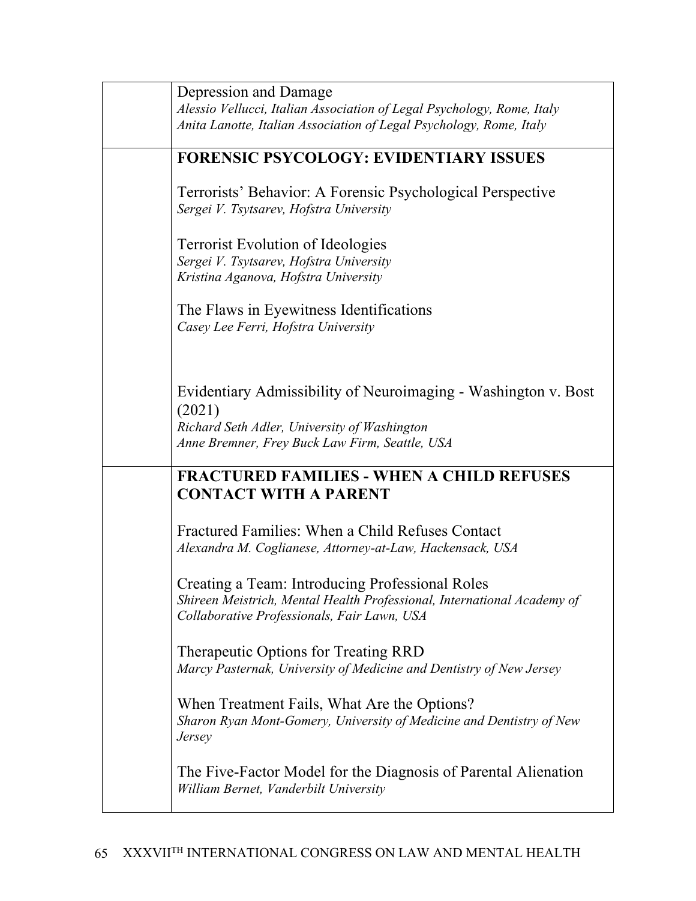Depression and Damage
*Alessio Vellucci, Italian Association of Legal Psychology, Rome, Italy*
*Anita Lanotte, Italian Association of Legal Psychology, Rome, Italy*

## FORENSIC PSYCOLOGY: EVIDENTIARY ISSUES

Terrorists' Behavior: A Forensic Psychological Perspective
*Sergei V. Tsytsarev, Hofstra University*

Terrorist Evolution of Ideologies
*Sergei V. Tsytsarev, Hofstra University*
*Kristina Aganova, Hofstra University*

The Flaws in Eyewitness Identifications
*Casey Lee Ferri, Hofstra University*

Evidentiary Admissibility of Neuroimaging - Washington v. Bost (2021)
*Richard Seth Adler, University of Washington*
*Anne Bremner, Frey Buck Law Firm, Seattle, USA*

## FRACTURED FAMILIES - WHEN A CHILD REFUSES CONTACT WITH A PARENT

Fractured Families: When a Child Refuses Contact
*Alexandra M. Coglianese, Attorney-at-Law, Hackensack, USA*

Creating a Team: Introducing Professional Roles
*Shireen Meistrich, Mental Health Professional, International Academy of Collaborative Professionals, Fair Lawn, USA*

Therapeutic Options for Treating RRD
*Marcy Pasternak, University of Medicine and Dentistry of New Jersey*

When Treatment Fails, What Are the Options?
*Sharon Ryan Mont-Gomery, University of Medicine and Dentistry of New Jersey*

The Five-Factor Model for the Diagnosis of Parental Alienation
*William Bernet, Vanderbilt University*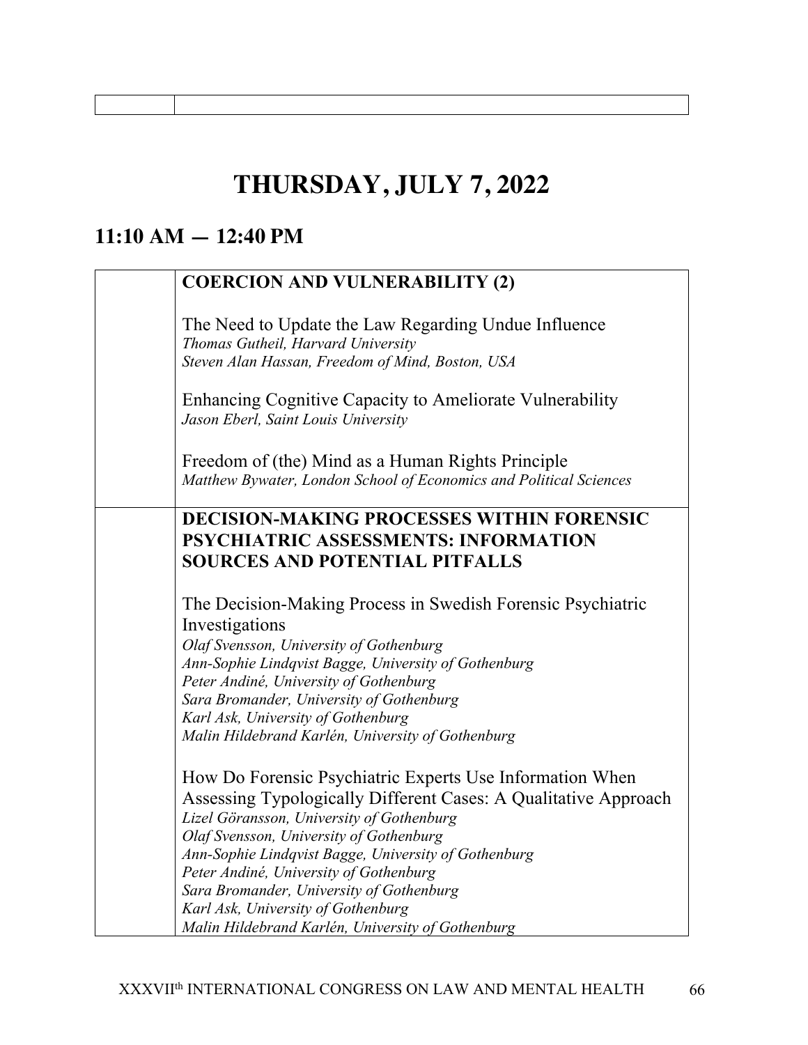# THURSDAY, JULY 7, 2022

## 11:10 AM — 12:40 PM

| | |
|---|---|
| | **COERCION AND VULNERABILITY (2)**<br><br>The Need to Update the Law Regarding Undue Influence<br>*Thomas Gutheil, Harvard University*<br>*Steven Alan Hassan, Freedom of Mind, Boston, USA*<br><br>Enhancing Cognitive Capacity to Ameliorate Vulnerability<br>*Jason Eberl, Saint Louis University*<br><br>Freedom of (the) Mind as a Human Rights Principle<br>*Matthew Bywater, London School of Economics and Political Sciences* |
| | **DECISION-MAKING PROCESSES WITHIN FORENSIC PSYCHIATRIC ASSESSMENTS: INFORMATION SOURCES AND POTENTIAL PITFALLS**<br><br>The Decision-Making Process in Swedish Forensic Psychiatric Investigations<br>*Olaf Svensson, University of Gothenburg*<br>*Ann-Sophie Lindqvist Bagge, University of Gothenburg*<br>*Peter Andiné, University of Gothenburg*<br>*Sara Bromander, University of Gothenburg*<br>*Karl Ask, University of Gothenburg*<br>*Malin Hildebrand Karlén, University of Gothenburg*<br><br>How Do Forensic Psychiatric Experts Use Information When Assessing Typologically Different Cases: A Qualitative Approach<br>*Lizel Göransson, University of Gothenburg*<br>*Olaf Svensson, University of Gothenburg*<br>*Ann-Sophie Lindqvist Bagge, University of Gothenburg*<br>*Peter Andiné, University of Gothenburg*<br>*Sara Bromander, University of Gothenburg*<br>*Karl Ask, University of Gothenburg*<br>*Malin Hildebrand Karlén, University of Gothenburg* |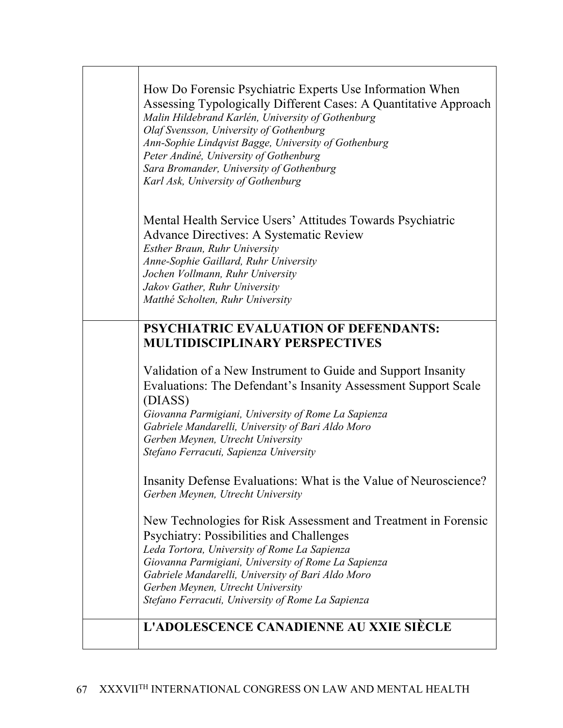How Do Forensic Psychiatric Experts Use Information When Assessing Typologically Different Cases: A Quantitative Approach
*Malin Hildebrand Karlén, University of Gothenburg*
*Olaf Svensson, University of Gothenburg*
*Ann-Sophie Lindqvist Bagge, University of Gothenburg*
*Peter Andiné, University of Gothenburg*
*Sara Bromander, University of Gothenburg*
*Karl Ask, University of Gothenburg*

Mental Health Service Users' Attitudes Towards Psychiatric Advance Directives: A Systematic Review
*Esther Braun, Ruhr University*
*Anne-Sophie Gaillard, Ruhr University*
*Jochen Vollmann, Ruhr University*
*Jakov Gather, Ruhr University*
*Matthé Scholten, Ruhr University*

## PSYCHIATRIC EVALUATION OF DEFENDANTS: MULTIDISCIPLINARY PERSPECTIVES

Validation of a New Instrument to Guide and Support Insanity Evaluations: The Defendant's Insanity Assessment Support Scale (DIASS)
*Giovanna Parmigiani, University of Rome La Sapienza*
*Gabriele Mandarelli, University of Bari Aldo Moro*
*Gerben Meynen, Utrecht University*
*Stefano Ferracuti, Sapienza University*

Insanity Defense Evaluations: What is the Value of Neuroscience?
*Gerben Meynen, Utrecht University*

New Technologies for Risk Assessment and Treatment in Forensic Psychiatry: Possibilities and Challenges
*Leda Tortora, University of Rome La Sapienza*
*Giovanna Parmigiani, University of Rome La Sapienza*
*Gabriele Mandarelli, University of Bari Aldo Moro*
*Gerben Meynen, Utrecht University*
*Stefano Ferracuti, University of Rome La Sapienza*

## L'ADOLESCENCE CANADIENNE AU XXIE SIÈCLE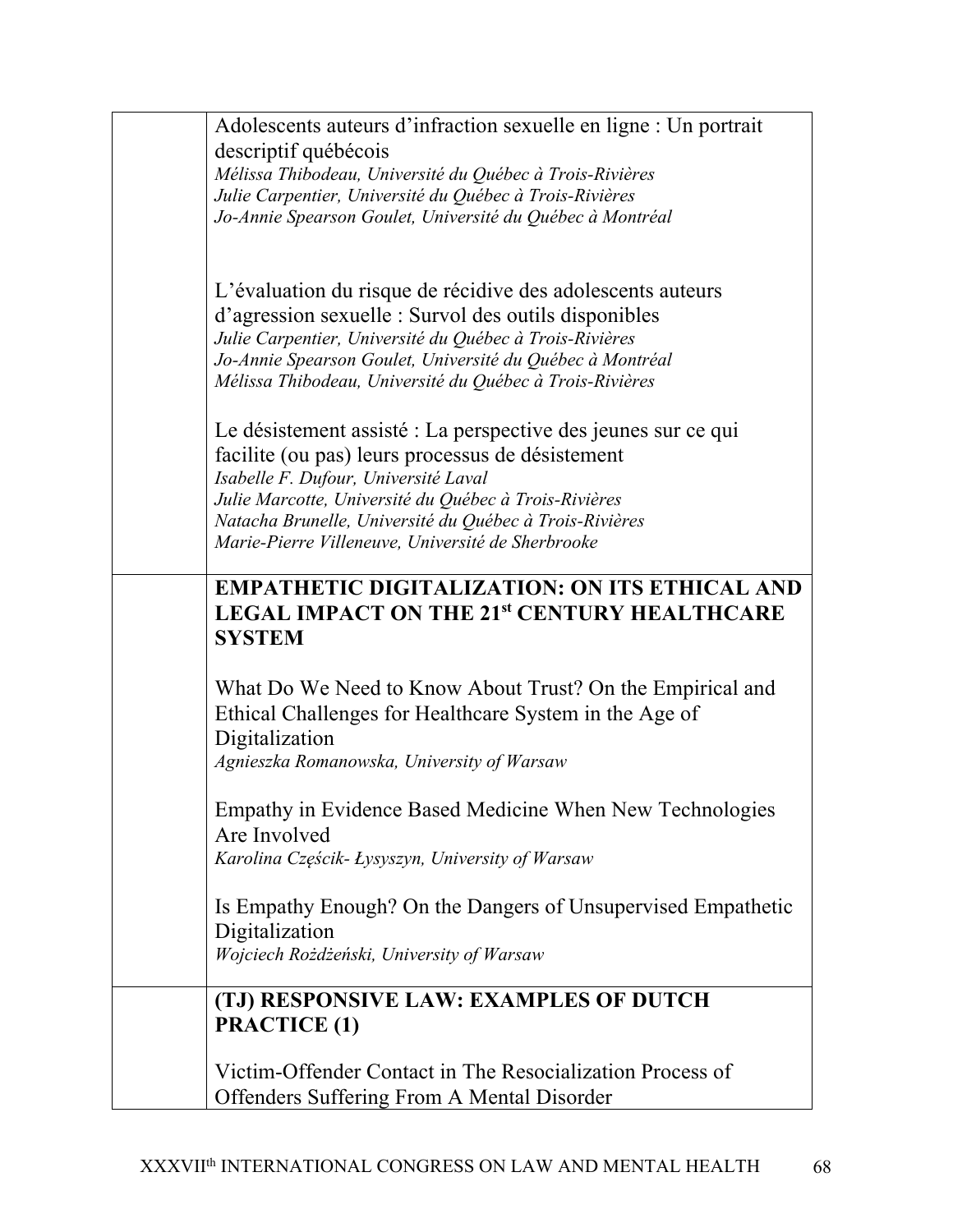| | |
|---|---|
| | Adolescents auteurs d'infraction sexuelle en ligne : Un portrait descriptif québécois<br>*Mélissa Thibodeau, Université du Québec à Trois-Rivières*<br>*Julie Carpentier, Université du Québec à Trois-Rivières*<br>*Jo-Annie Spearson Goulet, Université du Québec à Montréal*<br><br>L'évaluation du risque de récidive des adolescents auteurs d'agression sexuelle : Survol des outils disponibles<br>*Julie Carpentier, Université du Québec à Trois-Rivières*<br>*Jo-Annie Spearson Goulet, Université du Québec à Montréal*<br>*Mélissa Thibodeau, Université du Québec à Trois-Rivières*<br><br>Le désistement assisté : La perspective des jeunes sur ce qui facilite (ou pas) leurs processus de désistement<br>*Isabelle F. Dufour, Université Laval*<br>*Julie Marcotte, Université du Québec à Trois-Rivières*<br>*Natacha Brunelle, Université du Québec à Trois-Rivières*<br>*Marie-Pierre Villeneuve, Université de Sherbrooke* |
| | **EMPATHETIC DIGITALIZATION: ON ITS ETHICAL AND LEGAL IMPACT ON THE 21st CENTURY HEALTHCARE SYSTEM**<br><br>What Do We Need to Know About Trust? On the Empirical and Ethical Challenges for Healthcare System in the Age of Digitalization<br>*Agnieszka Romanowska, University of Warsaw*<br><br>Empathy in Evidence Based Medicine When New Technologies Are Involved<br>*Karolina Częścik- Łysyszyn, University of Warsaw*<br><br>Is Empathy Enough? On the Dangers of Unsupervised Empathetic Digitalization<br>*Wojciech Rożdżeński, University of Warsaw* |
| | **(TJ) RESPONSIVE LAW: EXAMPLES OF DUTCH PRACTICE (1)**<br><br>Victim-Offender Contact in The Resocialization Process of Offenders Suffering From A Mental Disorder |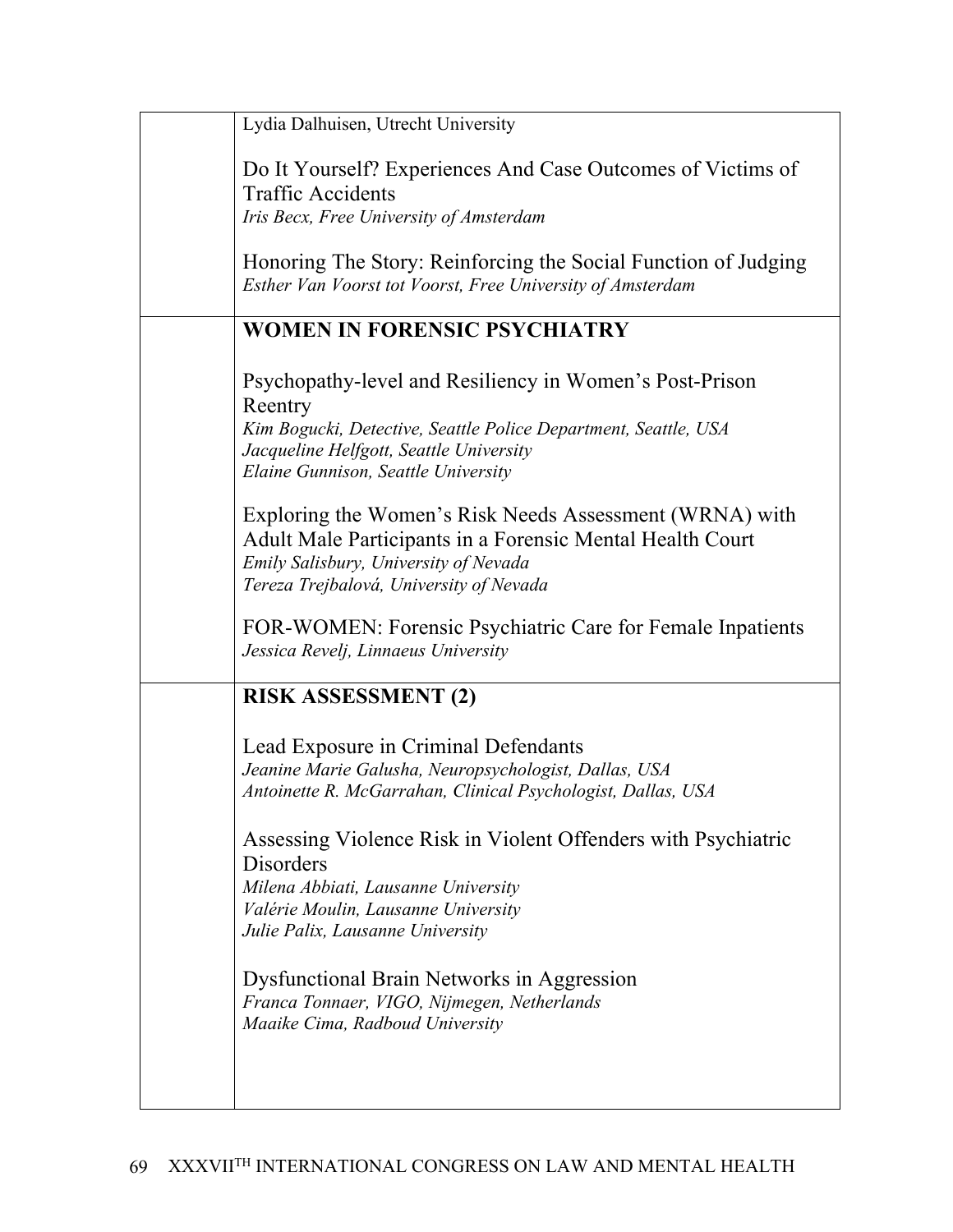Lydia Dalhuisen, Utrecht University

Do It Yourself? Experiences And Case Outcomes of Victims of Traffic Accidents
*Iris Becx, Free University of Amsterdam*

Honoring The Story: Reinforcing the Social Function of Judging
*Esther Van Voorst tot Voorst, Free University of Amsterdam*

**WOMEN IN FORENSIC PSYCHIATRY**

Psychopathy-level and Resiliency in Women's Post-Prison Reentry
*Kim Bogucki, Detective, Seattle Police Department, Seattle, USA*
*Jacqueline Helfgott, Seattle University*
*Elaine Gunnison, Seattle University*

Exploring the Women's Risk Needs Assessment (WRNA) with Adult Male Participants in a Forensic Mental Health Court
*Emily Salisbury, University of Nevada*
*Tereza Trejbalová, University of Nevada*

FOR-WOMEN: Forensic Psychiatric Care for Female Inpatients
*Jessica Revelj, Linnaeus University*

**RISK ASSESSMENT (2)**

Lead Exposure in Criminal Defendants
*Jeanine Marie Galusha, Neuropsychologist, Dallas, USA*
*Antoinette R. McGarrahan, Clinical Psychologist, Dallas, USA*

Assessing Violence Risk in Violent Offenders with Psychiatric Disorders
*Milena Abbiati, Lausanne University*
*Valérie Moulin, Lausanne University*
*Julie Palix, Lausanne University*

Dysfunctional Brain Networks in Aggression
*Franca Tonnaer, VIGO, Nijmegen, Netherlands*
*Maaike Cima, Radboud University*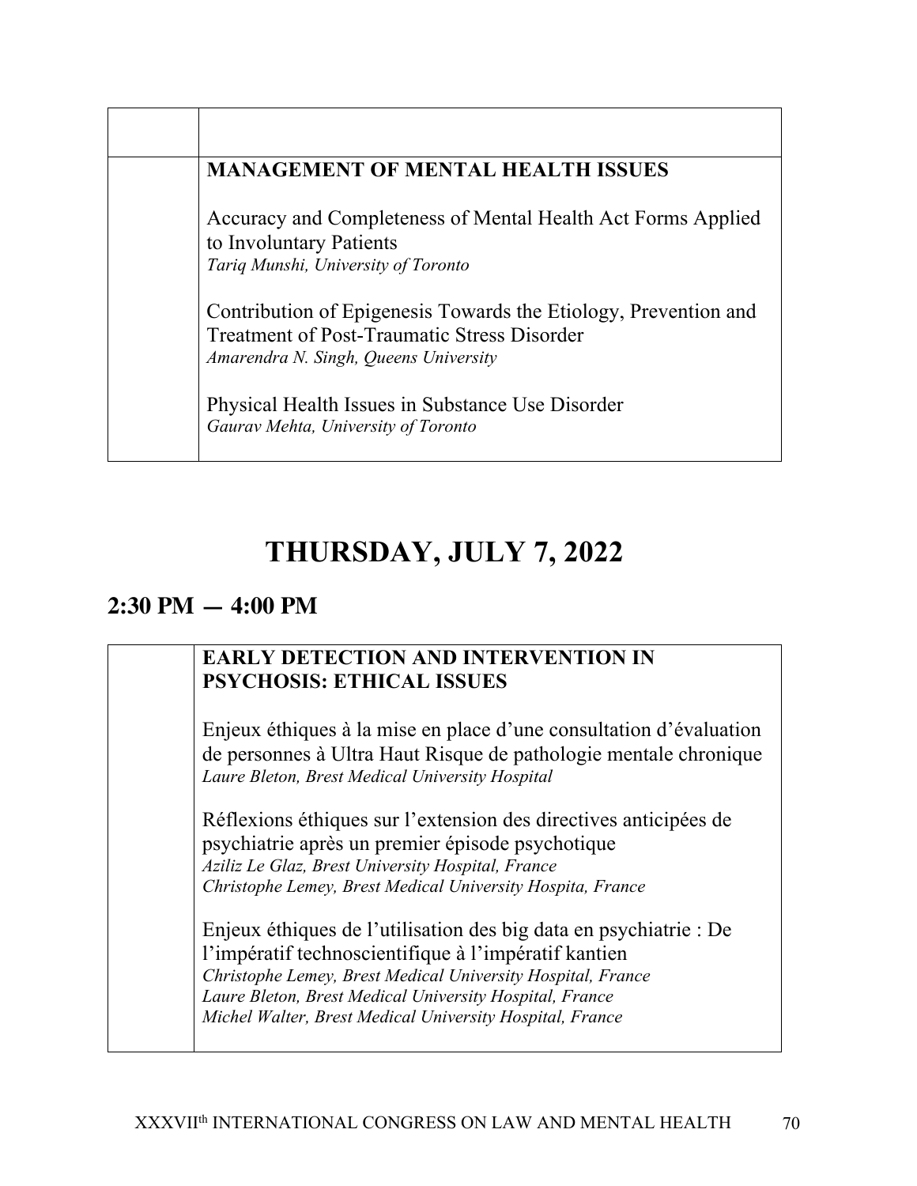| | |
|---|---|
| | **MANAGEMENT OF MENTAL HEALTH ISSUES**<br><br>Accuracy and Completeness of Mental Health Act Forms Applied to Involuntary Patients<br>*Tariq Munshi, University of Toronto*<br><br>Contribution of Epigenesis Towards the Etiology, Prevention and Treatment of Post-Traumatic Stress Disorder<br>*Amarendra N. Singh, Queens University*<br><br>Physical Health Issues in Substance Use Disorder<br>*Gaurav Mehta, University of Toronto* |

# THURSDAY, JULY 7, 2022

## 2:30 PM — 4:00 PM

| | |
|---|---|
| | **EARLY DETECTION AND INTERVENTION IN PSYCHOSIS: ETHICAL ISSUES**<br><br>Enjeux éthiques à la mise en place d'une consultation d'évaluation de personnes à Ultra Haut Risque de pathologie mentale chronique<br>*Laure Bleton, Brest Medical University Hospital*<br><br>Réflexions éthiques sur l'extension des directives anticipées de psychiatrie après un premier épisode psychotique<br>*Aziliz Le Glaz, Brest University Hospital, France*<br>*Christophe Lemey, Brest Medical University Hospita, France*<br><br>Enjeux éthiques de l'utilisation des big data en psychiatrie : De l'impératif technoscientifique à l'impératif kantien<br>*Christophe Lemey, Brest Medical University Hospital, France*<br>*Laure Bleton, Brest Medical University Hospital, France*<br>*Michel Walter, Brest Medical University Hospital, France* |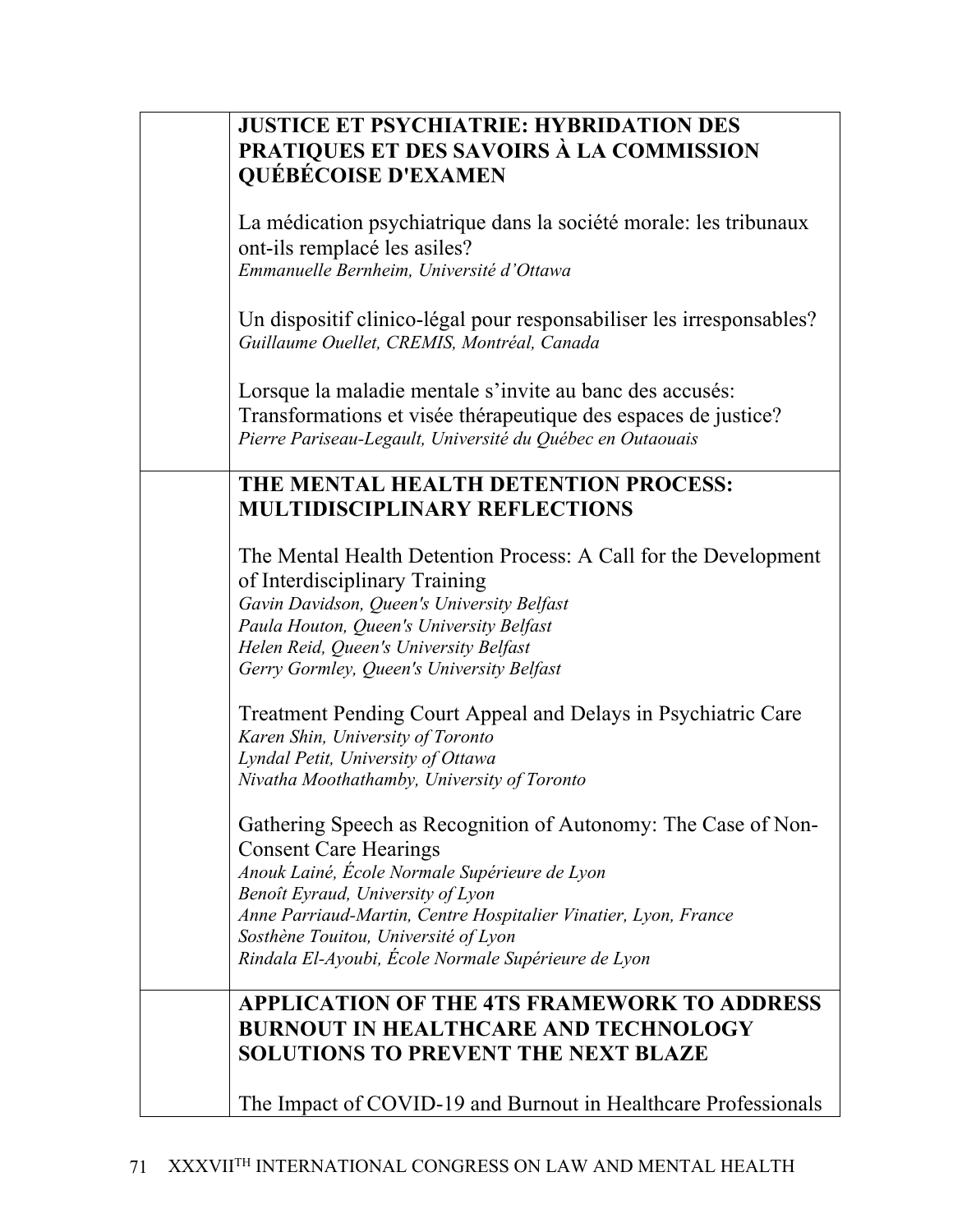| | |
|---|---|
| | **JUSTICE ET PSYCHIATRIE: HYBRIDATION DES PRATIQUES ET DES SAVOIRS À LA COMMISSION QUÉBÉCOISE D'EXAMEN**<br><br>La médication psychiatrique dans la société morale: les tribunaux ont-ils remplacé les asiles?<br>*Emmanuelle Bernheim, Université d'Ottawa*<br><br>Un dispositif clinico-légal pour responsabiliser les irresponsables?<br>*Guillaume Ouellet, CREMIS, Montréal, Canada*<br><br>Lorsque la maladie mentale s'invite au banc des accusés: Transformations et visée thérapeutique des espaces de justice?<br>*Pierre Pariseau-Legault, Université du Québec en Outaouais* |
| | **THE MENTAL HEALTH DETENTION PROCESS: MULTIDISCIPLINARY REFLECTIONS**<br><br>The Mental Health Detention Process: A Call for the Development of Interdisciplinary Training<br>*Gavin Davidson, Queen's University Belfast*<br>*Paula Houton, Queen's University Belfast*<br>*Helen Reid, Queen's University Belfast*<br>*Gerry Gormley, Queen's University Belfast*<br><br>Treatment Pending Court Appeal and Delays in Psychiatric Care<br>*Karen Shin, University of Toronto*<br>*Lyndal Petit, University of Ottawa*<br>*Nivatha Moothathamby, University of Toronto*<br><br>Gathering Speech as Recognition of Autonomy: The Case of Non-Consent Care Hearings<br>*Anouk Lainé, École Normale Supérieure de Lyon*<br>*Benoît Eyraud, University of Lyon*<br>*Anne Parriaud-Martin, Centre Hospitalier Vinatier, Lyon, France*<br>*Sosthène Touitou, Université of Lyon*<br>*Rindala El-Ayoubi, École Normale Supérieure de Lyon* |
| | **APPLICATION OF THE 4TS FRAMEWORK TO ADDRESS BURNOUT IN HEALTHCARE AND TECHNOLOGY SOLUTIONS TO PREVENT THE NEXT BLAZE**<br><br>The Impact of COVID-19 and Burnout in Healthcare Professionals |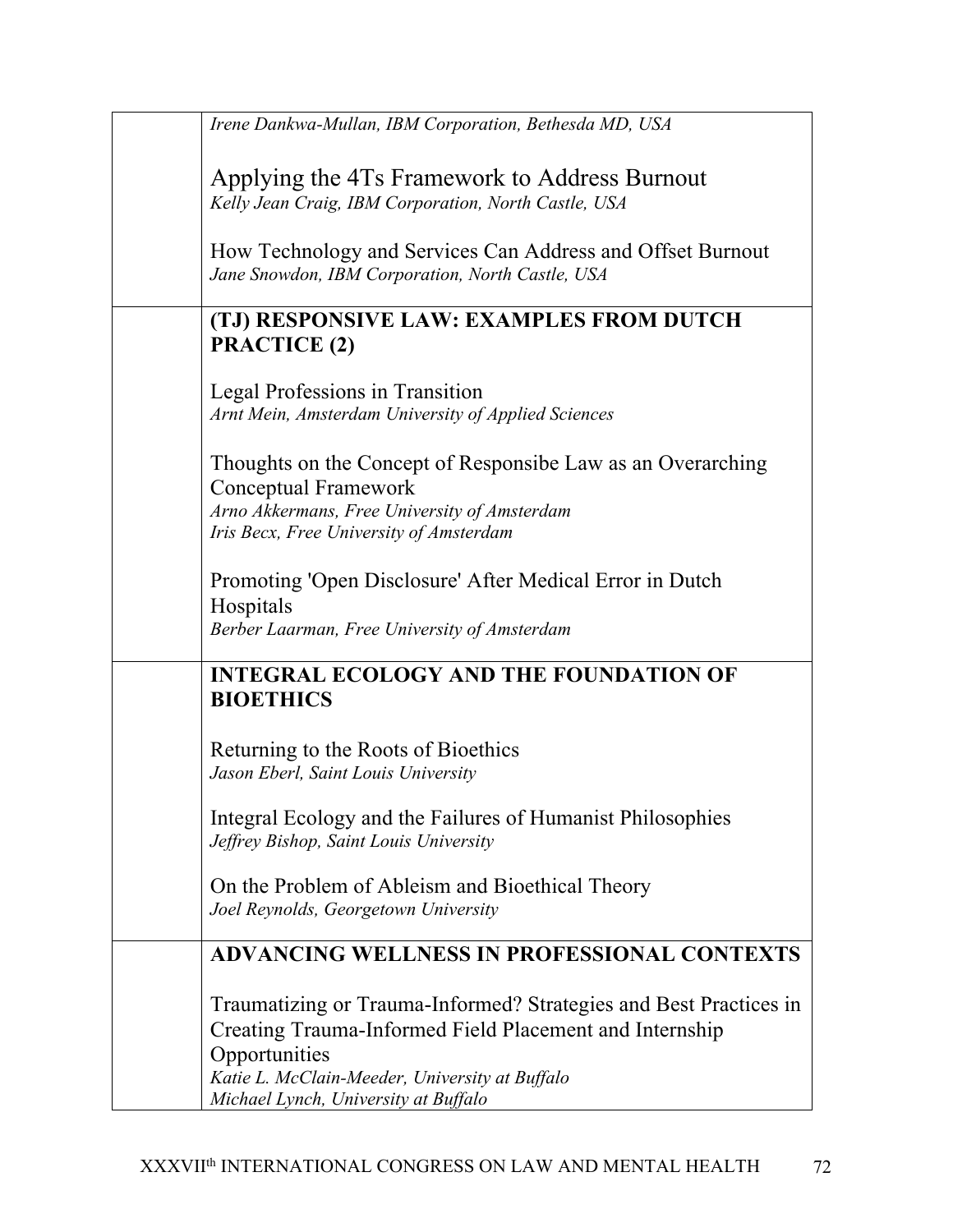*Irene Dankwa-Mullan, IBM Corporation, Bethesda MD, USA*

Applying the 4Ts Framework to Address Burnout
*Kelly Jean Craig, IBM Corporation, North Castle, USA*

How Technology and Services Can Address and Offset Burnout
*Jane Snowdon, IBM Corporation, North Castle, USA*

**(TJ) RESPONSIVE LAW: EXAMPLES FROM DUTCH PRACTICE (2)**

Legal Professions in Transition
*Arnt Mein, Amsterdam University of Applied Sciences*

Thoughts on the Concept of Responsibe Law as an Overarching Conceptual Framework
*Arno Akkermans, Free University of Amsterdam*
*Iris Becx, Free University of Amsterdam*

Promoting 'Open Disclosure' After Medical Error in Dutch Hospitals
*Berber Laarman, Free University of Amsterdam*

**INTEGRAL ECOLOGY AND THE FOUNDATION OF BIOETHICS**

Returning to the Roots of Bioethics
*Jason Eberl, Saint Louis University*

Integral Ecology and the Failures of Humanist Philosophies
*Jeffrey Bishop, Saint Louis University*

On the Problem of Ableism and Bioethical Theory
*Joel Reynolds, Georgetown University*

**ADVANCING WELLNESS IN PROFESSIONAL CONTEXTS**

Traumatizing or Trauma-Informed? Strategies and Best Practices in Creating Trauma-Informed Field Placement and Internship Opportunities
*Katie L. McClain-Meeder, University at Buffalo*
*Michael Lynch, University at Buffalo*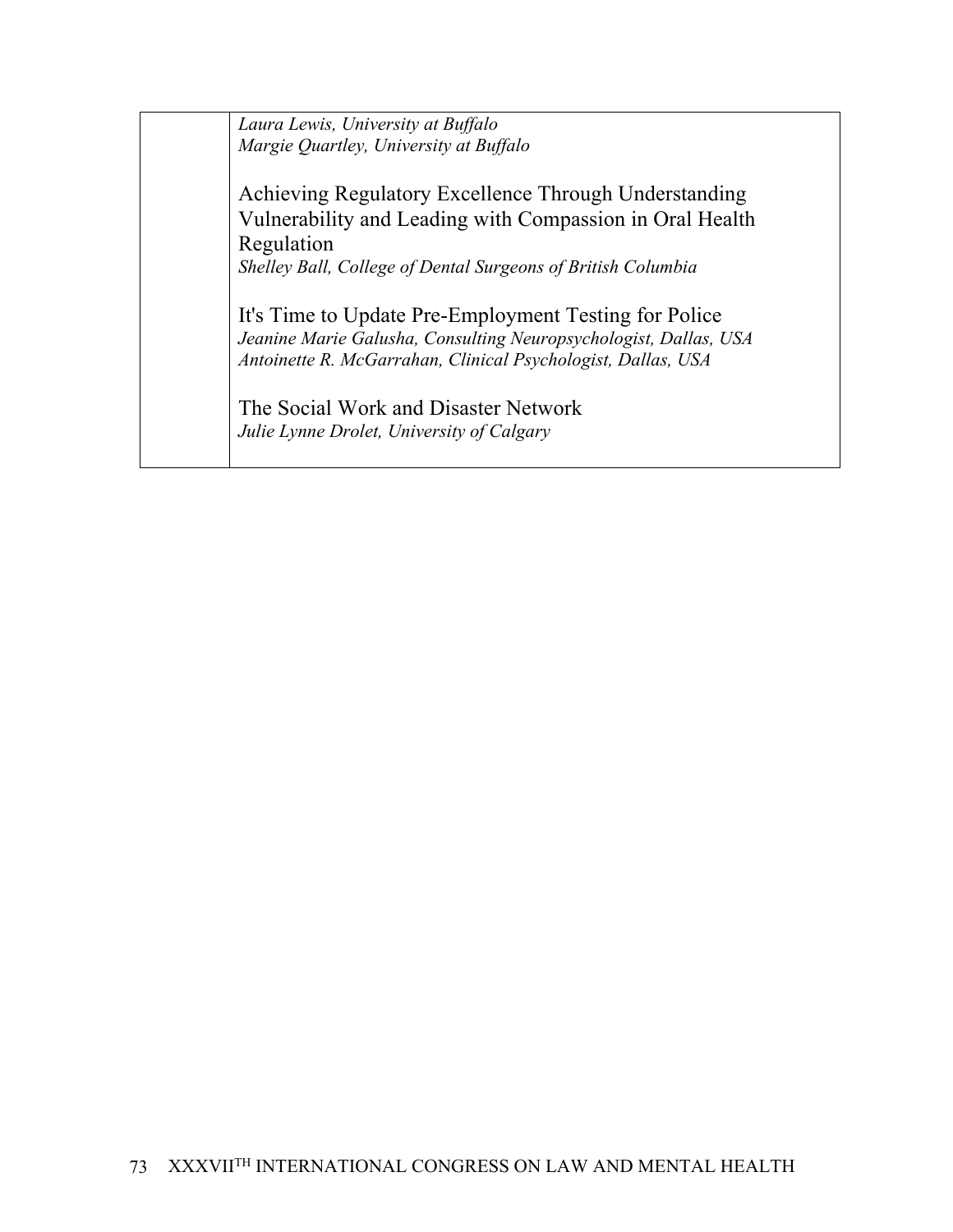| | |
|---|---|
| | *Laura Lewis, University at Buffalo*<br>*Margie Quartley, University at Buffalo*<br><br>Achieving Regulatory Excellence Through Understanding Vulnerability and Leading with Compassion in Oral Health Regulation<br>*Shelley Ball, College of Dental Surgeons of British Columbia*<br><br>It's Time to Update Pre-Employment Testing for Police<br>*Jeanine Marie Galusha, Consulting Neuropsychologist, Dallas, USA*<br>*Antoinette R. McGarrahan, Clinical Psychologist, Dallas, USA*<br><br>The Social Work and Disaster Network<br>*Julie Lynne Drolet, University of Calgary* |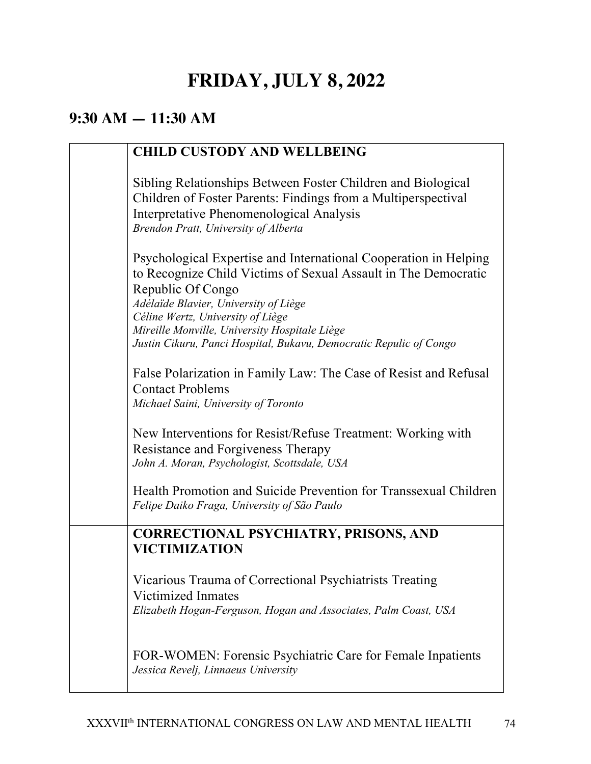# FRIDAY, JULY 8, 2022

## 9:30 AM — 11:30 AM

| | |
|---|---|
| | **CHILD CUSTODY AND WELLBEING**<br><br>Sibling Relationships Between Foster Children and Biological Children of Foster Parents: Findings from a Multiperspectival Interpretative Phenomenological Analysis<br>*Brendon Pratt, University of Alberta*<br><br>Psychological Expertise and International Cooperation in Helping to Recognize Child Victims of Sexual Assault in The Democratic Republic Of Congo<br>*Adélaïde Blavier, University of Liège*<br>*Céline Wertz, University of Liège*<br>*Mireille Monville, University Hospitale Liège*<br>*Justin Cikuru, Panci Hospital, Bukavu, Democratic Repulic of Congo*<br><br>False Polarization in Family Law: The Case of Resist and Refusal Contact Problems<br>*Michael Saini, University of Toronto*<br><br>New Interventions for Resist/Refuse Treatment: Working with Resistance and Forgiveness Therapy<br>*John A. Moran, Psychologist, Scottsdale, USA*<br><br>Health Promotion and Suicide Prevention for Transsexual Children<br>*Felipe Daiko Fraga, University of São Paulo* |
| | **CORRECTIONAL PSYCHIATRY, PRISONS, AND VICTIMIZATION**<br><br>Vicarious Trauma of Correctional Psychiatrists Treating Victimized Inmates<br>*Elizabeth Hogan-Ferguson, Hogan and Associates, Palm Coast, USA*<br><br>FOR-WOMEN: Forensic Psychiatric Care for Female Inpatients<br>*Jessica Revelj, Linnaeus University* |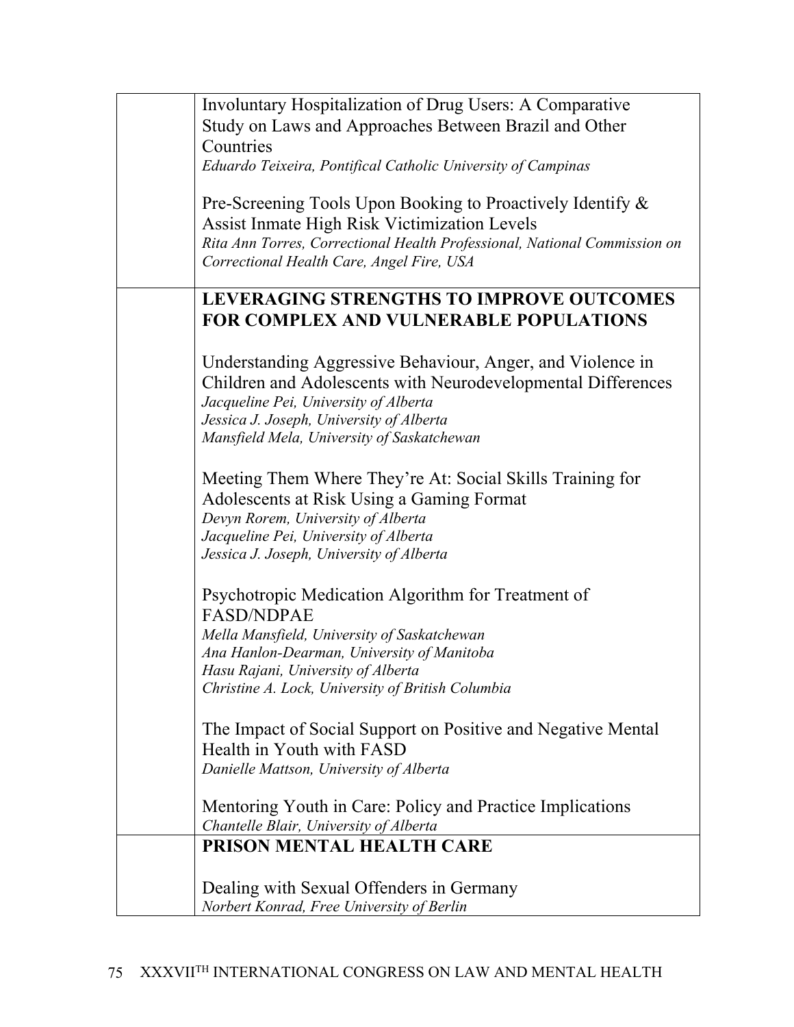Involuntary Hospitalization of Drug Users: A Comparative Study on Laws and Approaches Between Brazil and Other Countries
*Eduardo Teixeira, Pontifical Catholic University of Campinas*

Pre-Screening Tools Upon Booking to Proactively Identify & Assist Inmate High Risk Victimization Levels
*Rita Ann Torres, Correctional Health Professional, National Commission on Correctional Health Care, Angel Fire, USA*

**LEVERAGING STRENGTHS TO IMPROVE OUTCOMES FOR COMPLEX AND VULNERABLE POPULATIONS**

Understanding Aggressive Behaviour, Anger, and Violence in Children and Adolescents with Neurodevelopmental Differences
*Jacqueline Pei, University of Alberta*
*Jessica J. Joseph, University of Alberta*
*Mansfield Mela, University of Saskatchewan*

Meeting Them Where They're At: Social Skills Training for Adolescents at Risk Using a Gaming Format
*Devyn Rorem, University of Alberta*
*Jacqueline Pei, University of Alberta*
*Jessica J. Joseph, University of Alberta*

Psychotropic Medication Algorithm for Treatment of FASD/NDPAE
*Mella Mansfield, University of Saskatchewan*
*Ana Hanlon-Dearman, University of Manitoba*
*Hasu Rajani, University of Alberta*
*Christine A. Lock, University of British Columbia*

The Impact of Social Support on Positive and Negative Mental Health in Youth with FASD
*Danielle Mattson, University of Alberta*

Mentoring Youth in Care: Policy and Practice Implications
*Chantelle Blair, University of Alberta*

**PRISON MENTAL HEALTH CARE**

Dealing with Sexual Offenders in Germany
*Norbert Konrad, Free University of Berlin*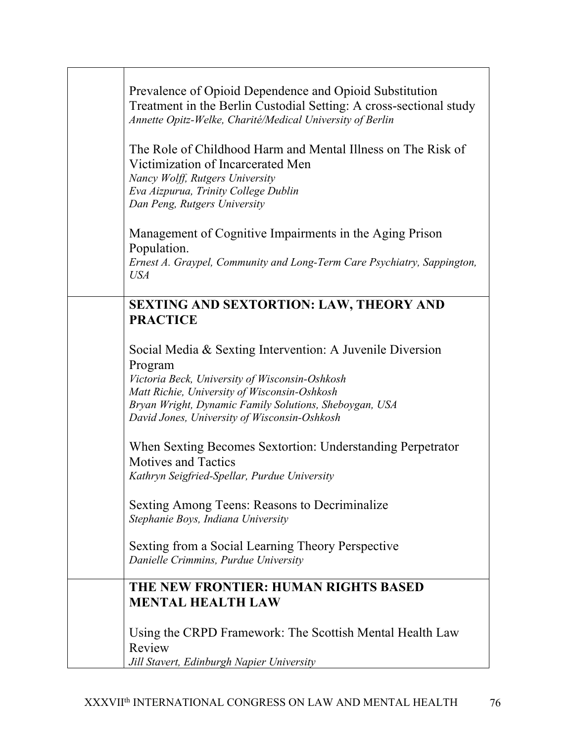Prevalence of Opioid Dependence and Opioid Substitution Treatment in the Berlin Custodial Setting: A cross-sectional study
*Annette Opitz-Welke, Charité/Medical University of Berlin*

The Role of Childhood Harm and Mental Illness on The Risk of Victimization of Incarcerated Men
*Nancy Wolff, Rutgers University*
*Eva Aizpurua, Trinity College Dublin*
*Dan Peng, Rutgers University*

Management of Cognitive Impairments in the Aging Prison Population.
*Ernest A. Graypel, Community and Long-Term Care Psychiatry, Sappington, USA*

## SEXTING AND SEXTORTION: LAW, THEORY AND PRACTICE

Social Media & Sexting Intervention: A Juvenile Diversion Program
*Victoria Beck, University of Wisconsin-Oshkosh*
*Matt Richie, University of Wisconsin-Oshkosh*
*Bryan Wright, Dynamic Family Solutions, Sheboygan, USA*
*David Jones, University of Wisconsin-Oshkosh*

When Sexting Becomes Sextortion: Understanding Perpetrator Motives and Tactics
*Kathryn Seigfried-Spellar, Purdue University*

Sexting Among Teens: Reasons to Decriminalize
*Stephanie Boys, Indiana University*

Sexting from a Social Learning Theory Perspective
*Danielle Crimmins, Purdue University*

## THE NEW FRONTIER: HUMAN RIGHTS BASED MENTAL HEALTH LAW

Using the CRPD Framework: The Scottish Mental Health Law Review
*Jill Stavert, Edinburgh Napier University*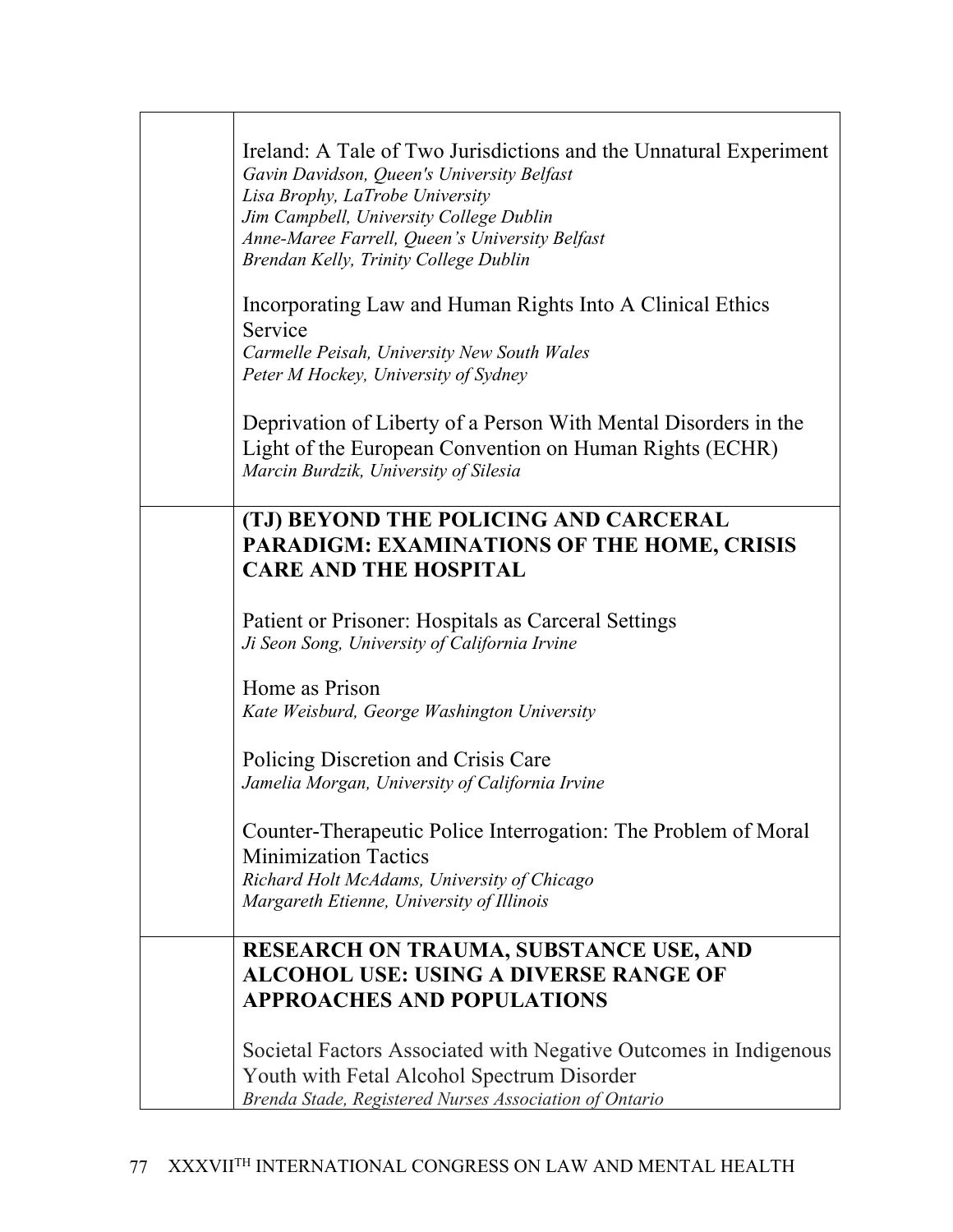Ireland: A Tale of Two Jurisdictions and the Unnatural Experiment
*Gavin Davidson, Queen's University Belfast*
*Lisa Brophy, LaTrobe University*
*Jim Campbell, University College Dublin*
*Anne-Maree Farrell, Queen's University Belfast*
*Brendan Kelly, Trinity College Dublin*

Incorporating Law and Human Rights Into A Clinical Ethics Service
*Carmelle Peisah, University New South Wales*
*Peter M Hockey, University of Sydney*

Deprivation of Liberty of a Person With Mental Disorders in the Light of the European Convention on Human Rights (ECHR)
*Marcin Burdzik, University of Silesia*

**(TJ) BEYOND THE POLICING AND CARCERAL PARADIGM: EXAMINATIONS OF THE HOME, CRISIS CARE AND THE HOSPITAL**

Patient or Prisoner: Hospitals as Carceral Settings
*Ji Seon Song, University of California Irvine*

Home as Prison
*Kate Weisburd, George Washington University*

Policing Discretion and Crisis Care
*Jamelia Morgan, University of California Irvine*

Counter-Therapeutic Police Interrogation: The Problem of Moral Minimization Tactics
*Richard Holt McAdams, University of Chicago*
*Margareth Etienne, University of Illinois*

**RESEARCH ON TRAUMA, SUBSTANCE USE, AND ALCOHOL USE: USING A DIVERSE RANGE OF APPROACHES AND POPULATIONS**

Societal Factors Associated with Negative Outcomes in Indigenous Youth with Fetal Alcohol Spectrum Disorder
*Brenda Stade, Registered Nurses Association of Ontario*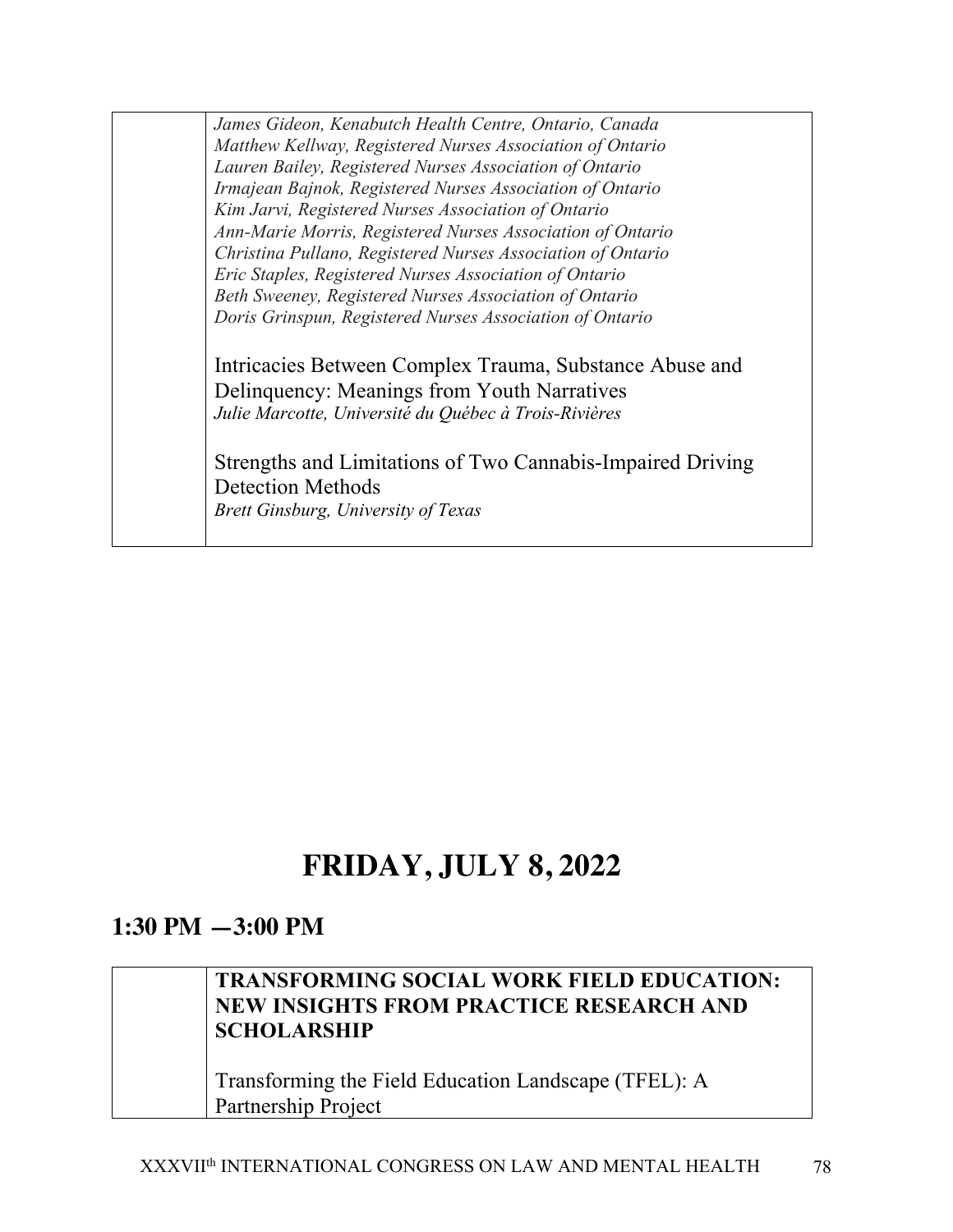| | |
|---|---|
| | *James Gideon, Kenabutch Health Centre, Ontario, Canada*<br>*Matthew Kellway, Registered Nurses Association of Ontario*<br>*Lauren Bailey, Registered Nurses Association of Ontario*<br>*Irmajean Bajnok, Registered Nurses Association of Ontario*<br>*Kim Jarvi, Registered Nurses Association of Ontario*<br>*Ann-Marie Morris, Registered Nurses Association of Ontario*<br>*Christina Pullano, Registered Nurses Association of Ontario*<br>*Eric Staples, Registered Nurses Association of Ontario*<br>*Beth Sweeney, Registered Nurses Association of Ontario*<br>*Doris Grinspun, Registered Nurses Association of Ontario*<br><br>Intricacies Between Complex Trauma, Substance Abuse and Delinquency: Meanings from Youth Narratives<br>*Julie Marcotte, Université du Québec à Trois-Rivières*<br><br>Strengths and Limitations of Two Cannabis-Impaired Driving Detection Methods<br>*Brett Ginsburg, University of Texas* |

# FRIDAY, JULY 8, 2022

## 1:30 PM —3:00 PM

| | |
|---|---|
| | **TRANSFORMING SOCIAL WORK FIELD EDUCATION: NEW INSIGHTS FROM PRACTICE RESEARCH AND SCHOLARSHIP**<br><br>Transforming the Field Education Landscape (TFEL): A Partnership Project |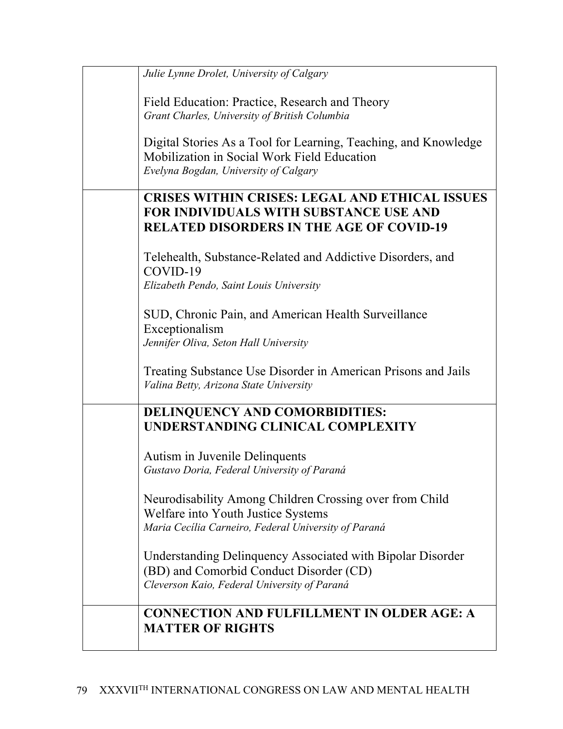| | |
|---|---|
| | *Julie Lynne Drolet, University of Calgary*<br><br>Field Education: Practice, Research and Theory<br>*Grant Charles, University of British Columbia*<br><br>Digital Stories As a Tool for Learning, Teaching, and Knowledge Mobilization in Social Work Field Education<br>*Evelyna Bogdan, University of Calgary* |
| | **CRISES WITHIN CRISES: LEGAL AND ETHICAL ISSUES FOR INDIVIDUALS WITH SUBSTANCE USE AND RELATED DISORDERS IN THE AGE OF COVID-19**<br><br>Telehealth, Substance-Related and Addictive Disorders, and COVID-19<br>*Elizabeth Pendo, Saint Louis University*<br><br>SUD, Chronic Pain, and American Health Surveillance Exceptionalism<br>*Jennifer Oliva, Seton Hall University*<br><br>Treating Substance Use Disorder in American Prisons and Jails<br>*Valina Betty, Arizona State University* |
| | **DELINQUENCY AND COMORBIDITIES: UNDERSTANDING CLINICAL COMPLEXITY**<br><br>Autism in Juvenile Delinquents<br>*Gustavo Doria, Federal University of Paraná*<br><br>Neurodisability Among Children Crossing over from Child Welfare into Youth Justice Systems<br>*Maria Cecília Carneiro, Federal University of Paraná*<br><br>Understanding Delinquency Associated with Bipolar Disorder (BD) and Comorbid Conduct Disorder (CD)<br>*Cleverson Kaio, Federal University of Paraná* |
| | **CONNECTION AND FULFILLMENT IN OLDER AGE: A MATTER OF RIGHTS** |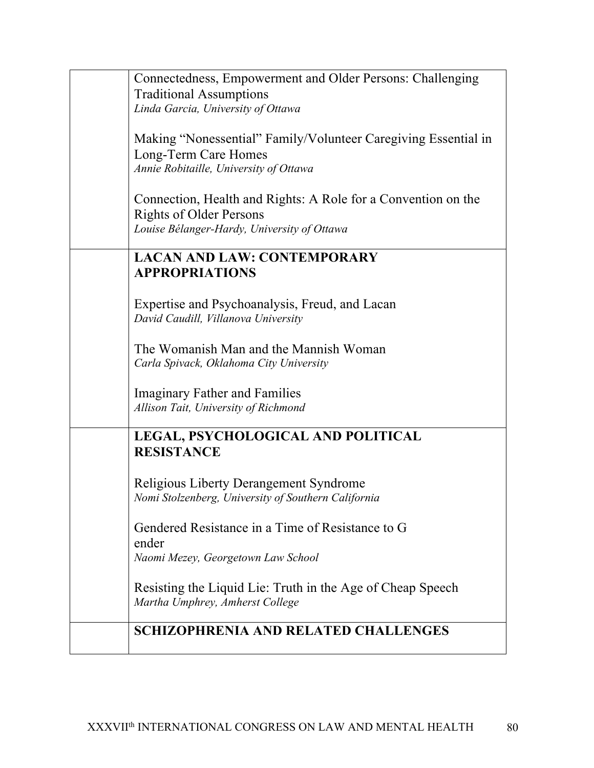| | |
|---|---|
| | Connectedness, Empowerment and Older Persons: Challenging Traditional Assumptions<br>*Linda Garcia, University of Ottawa*<br><br>Making "Nonessential" Family/Volunteer Caregiving Essential in Long-Term Care Homes<br>*Annie Robitaille, University of Ottawa*<br><br>Connection, Health and Rights: A Role for a Convention on the Rights of Older Persons<br>*Louise Bélanger-Hardy, University of Ottawa* |
| | **LACAN AND LAW: CONTEMPORARY APPROPRIATIONS**<br><br>Expertise and Psychoanalysis, Freud, and Lacan<br>*David Caudill, Villanova University*<br><br>The Womanish Man and the Mannish Woman<br>*Carla Spivack, Oklahoma City University*<br><br>Imaginary Father and Families<br>*Allison Tait, University of Richmond* |
| | **LEGAL, PSYCHOLOGICAL AND POLITICAL RESISTANCE**<br><br>Religious Liberty Derangement Syndrome<br>*Nomi Stolzenberg, University of Southern California*<br><br>Gendered Resistance in a Time of Resistance to G ender<br>*Naomi Mezey, Georgetown Law School*<br><br>Resisting the Liquid Lie: Truth in the Age of Cheap Speech<br>*Martha Umphrey, Amherst College* |
| | **SCHIZOPHRENIA AND RELATED CHALLENGES** |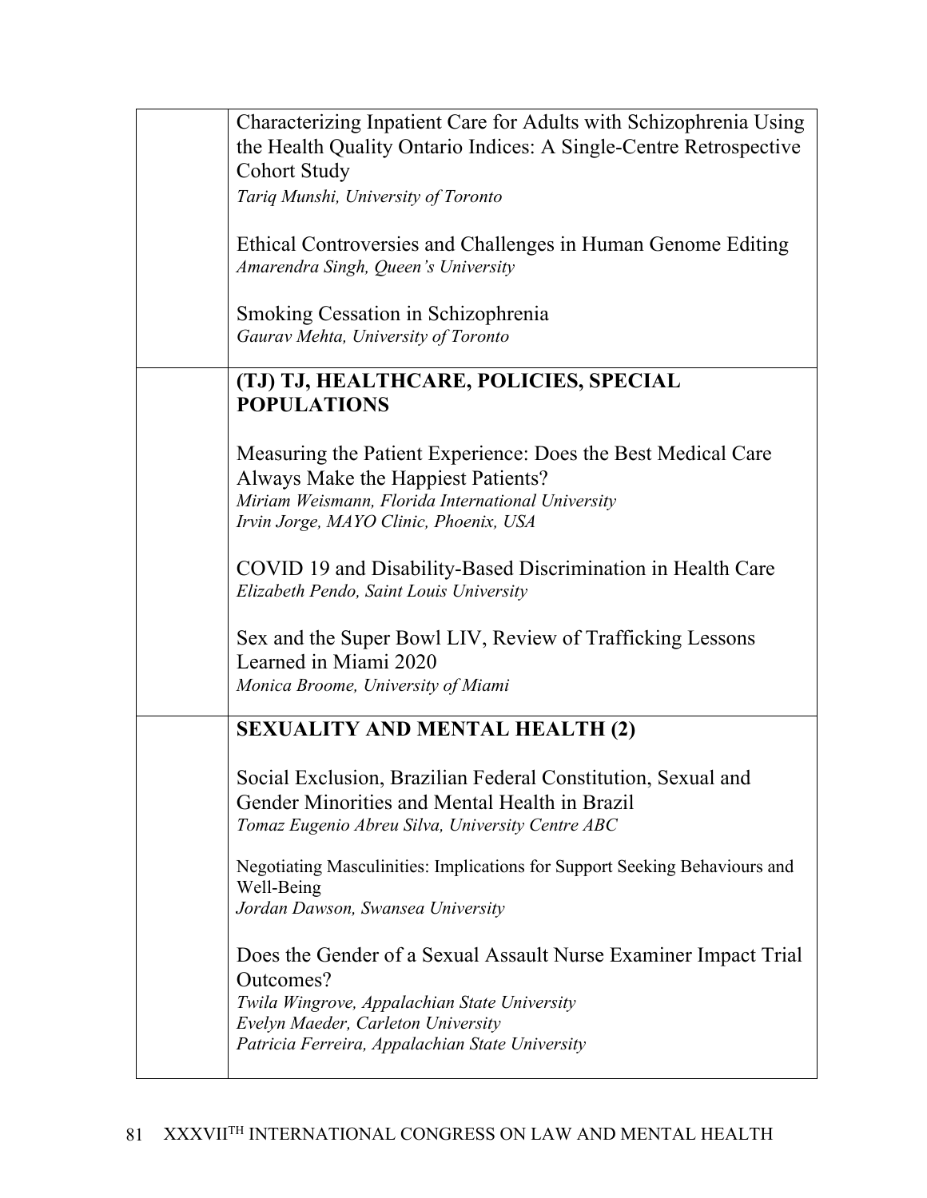| | |
|---|---|
| | Characterizing Inpatient Care for Adults with Schizophrenia Using the Health Quality Ontario Indices: A Single-Centre Retrospective Cohort Study<br>*Tariq Munshi, University of Toronto*<br><br>Ethical Controversies and Challenges in Human Genome Editing<br>*Amarendra Singh, Queen's University*<br><br>Smoking Cessation in Schizophrenia<br>*Gaurav Mehta, University of Toronto* |
| | **(TJ) TJ, HEALTHCARE, POLICIES, SPECIAL POPULATIONS**<br><br>Measuring the Patient Experience: Does the Best Medical Care Always Make the Happiest Patients?<br>*Miriam Weismann, Florida International University*<br>*Irvin Jorge, MAYO Clinic, Phoenix, USA*<br><br>COVID 19 and Disability-Based Discrimination in Health Care<br>*Elizabeth Pendo, Saint Louis University*<br><br>Sex and the Super Bowl LIV, Review of Trafficking Lessons Learned in Miami 2020<br>*Monica Broome, University of Miami* |
| | **SEXUALITY AND MENTAL HEALTH (2)**<br><br>Social Exclusion, Brazilian Federal Constitution, Sexual and Gender Minorities and Mental Health in Brazil<br>*Tomaz Eugenio Abreu Silva, University Centre ABC*<br><br>Negotiating Masculinities: Implications for Support Seeking Behaviours and Well-Being<br>*Jordan Dawson, Swansea University*<br><br>Does the Gender of a Sexual Assault Nurse Examiner Impact Trial Outcomes?<br>*Twila Wingrove, Appalachian State University*<br>*Evelyn Maeder, Carleton University*<br>*Patricia Ferreira, Appalachian State University* |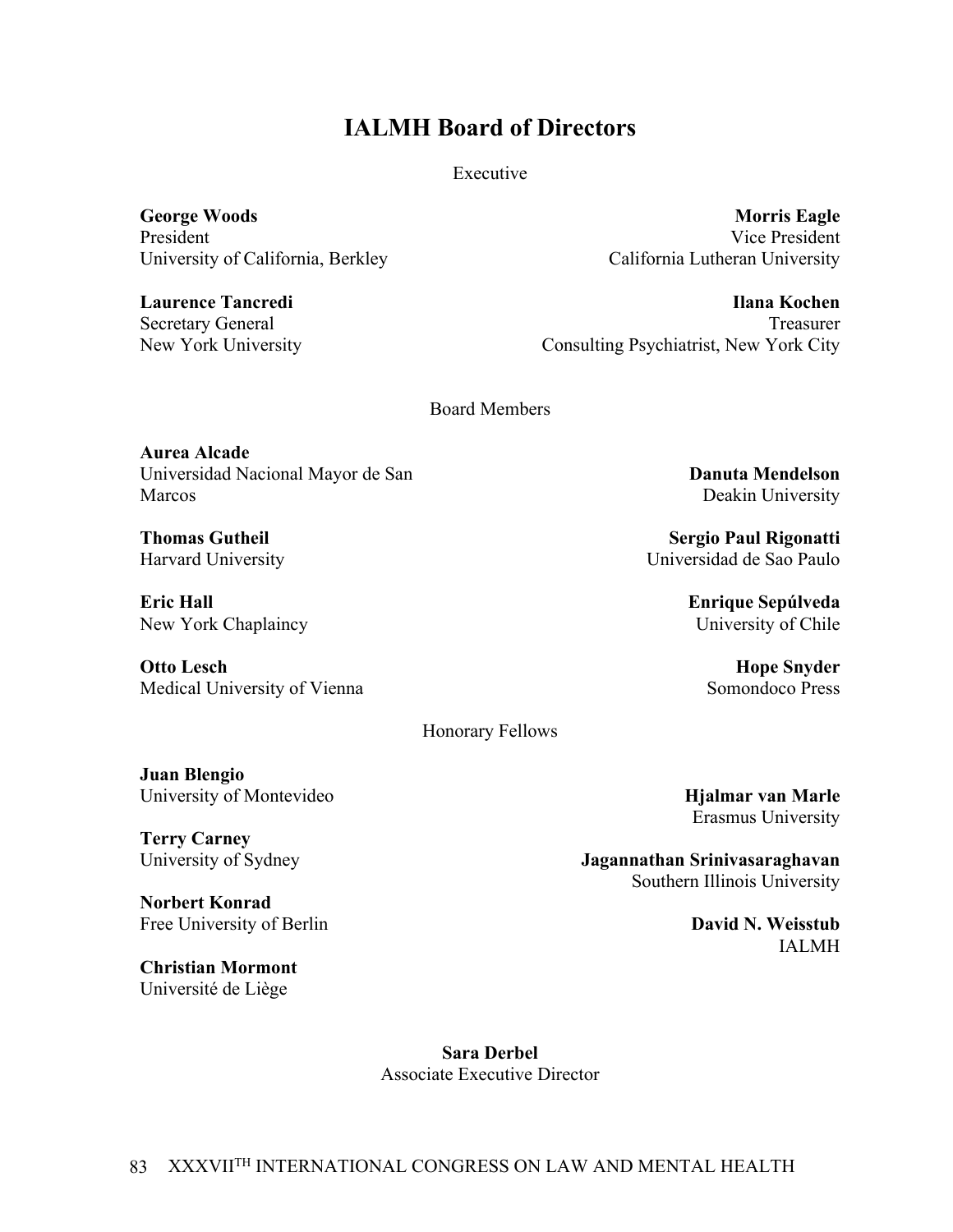# IALMH Board of Directors

Executive

**George Woods**
President
University of California, Berkley

**Morris Eagle**
Vice President
California Lutheran University

**Laurence Tancredi**
Secretary General
New York University

**Ilana Kochen**
Treasurer
Consulting Psychiatrist, New York City

Board Members

**Aurea Alcade**
Universidad Nacional Mayor de San Marcos

**Danuta Mendelson**
Deakin University

**Thomas Gutheil**
Harvard University

**Sergio Paul Rigonatti**
Universidad de Sao Paulo

**Eric Hall**
New York Chaplaincy

**Enrique Sepúlveda**
University of Chile

**Otto Lesch**
Medical University of Vienna

**Hope Snyder**
Somondoco Press

Honorary Fellows

**Juan Blengio**
University of Montevideo

**Hjalmar van Marle**
Erasmus University

**Terry Carney**
University of Sydney

**Jagannathan Srinivasaraghavan**
Southern Illinois University

**Norbert Konrad**
Free University of Berlin

**David N. Weisstub**
IALMH

**Christian Mormont**
Université de Liège

**Sara Derbel**
Associate Executive Director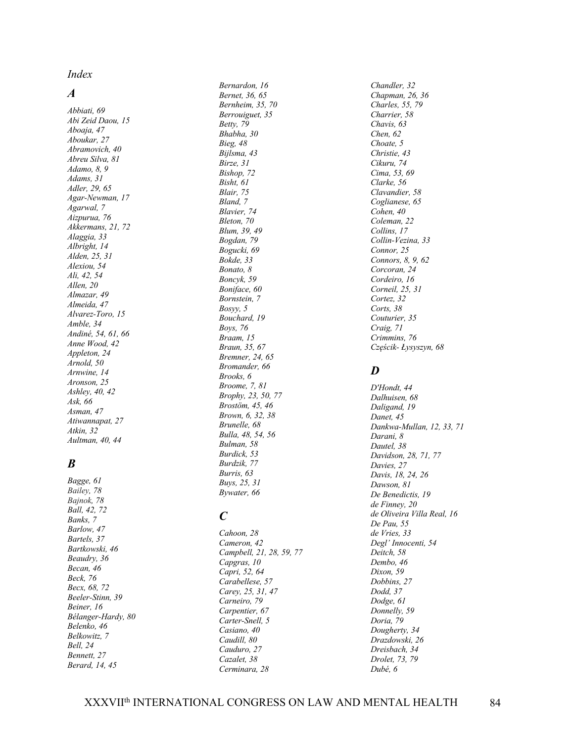*Index*

### *A*

*Abbiati, 69*
*Abi Zeid Daou, 15*
*Aboaja, 47*
*Aboukar, 27*
*Abramovich, 40*
*Abreu Silva, 81*
*Adamo, 8, 9*
*Adams, 31*
*Adler, 29, 65*
*Agar-Newman, 17*
*Agarwal, 7*
*Aizpurua, 76*
*Akkermans, 21, 72*
*Alaggia, 33*
*Albright, 14*
*Alden, 25, 31*
*Alexiou, 54*
*Ali, 42, 54*
*Allen, 20*
*Almazar, 49*
*Almeida, 47*
*Alvarez-Toro, 15*
*Amble, 34*
*Andiné, 54, 61, 66*
*Anne Wood, 42*
*Appleton, 24*
*Arnold, 50*
*Arnwine, 14*
*Aronson, 25*
*Ashley, 40, 42*
*Ask, 66*
*Asman, 47*
*Atiwannapat, 27*
*Atkin, 32*
*Aultman, 40, 44*

### *B*

*Bagge, 61*
*Bailey, 78*
*Bajnok, 78*
*Ball, 42, 72*
*Banks, 7*
*Barlow, 47*
*Bartels, 37*
*Bartkowski, 46*
*Beaudry, 36*
*Becan, 46*
*Beck, 76*
*Becx, 68, 72*
*Beeler-Stinn, 39*
*Beiner, 16*
*Bélanger-Hardy, 80*
*Belenko, 46*
*Belkowitz, 7*
*Bell, 24*
*Bennett, 27*
*Berard, 14, 45*
*Bernardon, 16*
*Bernet, 36, 65*
*Bernheim, 35, 70*
*Berrouiguet, 35*
*Betty, 79*
*Bhabha, 30*
*Bieg, 48*
*Bijlsma, 43*
*Birze, 31*
*Bishop, 72*
*Bisht, 61*
*Blair, 75*
*Bland, 7*
*Blavier, 74*
*Bleton, 70*
*Blum, 39, 49*
*Bogdan, 79*
*Bogucki, 69*
*Bokde, 33*
*Bonato, 8*
*Boncyk, 59*
*Boniface, 60*
*Bornstein, 7*
*Bosyy, 5*
*Bouchard, 19*
*Boys, 76*
*Braam, 15*
*Braun, 35, 67*
*Bremner, 24, 65*
*Bromander, 66*
*Brooks, 6*
*Broome, 7, 81*
*Brophy, 23, 50, 77*
*Brostöm, 45, 46*
*Brown, 6, 32, 38*
*Brunelle, 68*
*Bulla, 48, 54, 56*
*Bulman, 58*
*Burdick, 53*
*Burdzik, 77*
*Burris, 63*
*Buys, 25, 31*
*Bywater, 66*

### *C*

*Cahoon, 28*
*Cameron, 42*
*Campbell, 21, 28, 59, 77*
*Capgras, 10*
*Capri, 52, 64*
*Carabellese, 57*
*Carey, 25, 31, 47*
*Carneiro, 79*
*Carpentier, 67*
*Carter-Snell, 5*
*Casiano, 40*
*Caudill, 80*
*Cauduro, 27*
*Cazalet, 38*
*Cerminara, 28*
*Chandler, 32*
*Chapman, 26, 36*
*Charles, 55, 79*
*Charrier, 58*
*Chavis, 63*
*Chen, 62*
*Choate, 5*
*Christie, 43*
*Cikuru, 74*
*Cima, 53, 69*
*Clarke, 56*
*Clavandier, 58*
*Coglianese, 65*
*Cohen, 40*
*Coleman, 22*
*Collins, 17*
*Collin-Vezina, 33*
*Connor, 25*
*Connors, 8, 9, 62*
*Corcoran, 24*
*Cordeiro, 16*
*Corneil, 25, 31*
*Cortez, 32*
*Corts, 38*
*Couturier, 35*
*Craig, 71*
*Crimmins, 76*
*Częścik- Łysyszyn, 68*

### *D*

*D'Hondt, 44*
*Dalhuisen, 68*
*Daligand, 19*
*Danet, 45*
*Dankwa-Mullan, 12, 33, 71*
*Darani, 8*
*Dautel, 38*
*Davidson, 28, 71, 77*
*Davies, 27*
*Davis, 18, 24, 26*
*Dawson, 81*
*De Benedictis, 19*
*de Finney, 20*
*de Oliveira Villa Real, 16*
*De Pau, 55*
*de Vries, 33*
*Degl' Innocenti, 54*
*Deitch, 58*
*Dembo, 46*
*Dixon, 59*
*Dobbins, 27*
*Dodd, 37*
*Dodge, 61*
*Donnelly, 59*
*Doria, 79*
*Dougherty, 34*
*Drazdowski, 26*
*Dreisbach, 34*
*Drolet, 73, 79*
*Dubé, 6*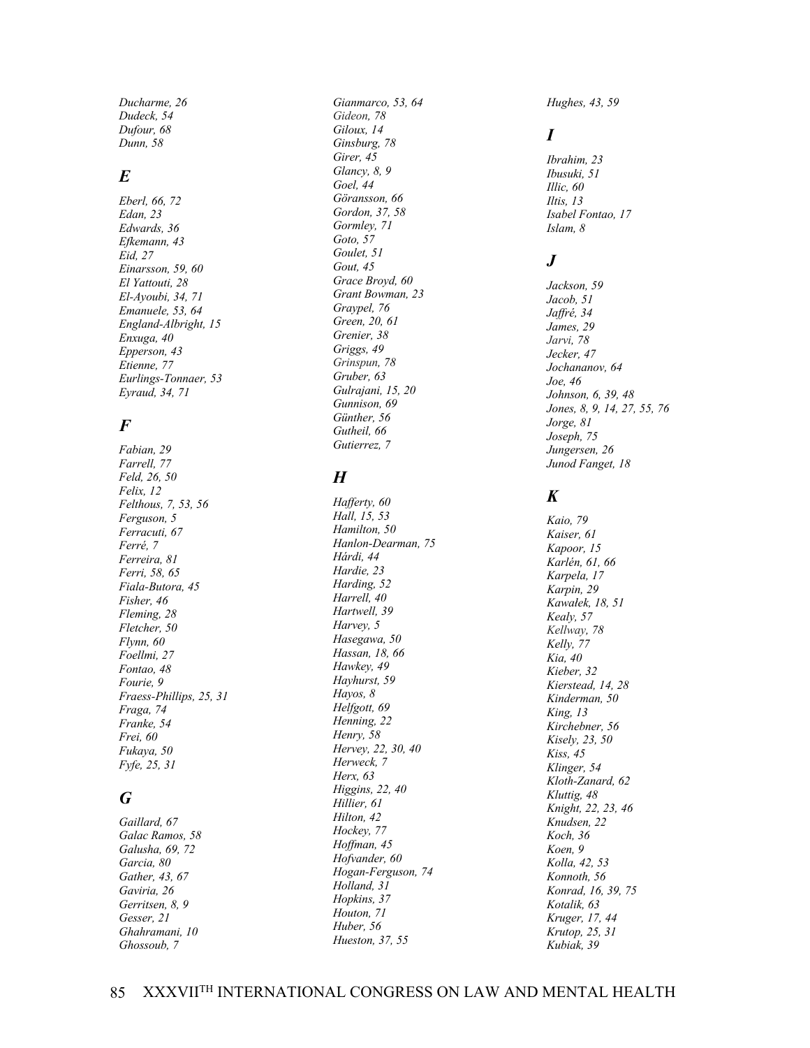*Ducharme, 26*
*Dudeck, 54*
*Dufour, 68*
*Dunn, 58*

## *E*

*Eberl, 66, 72*
*Edan, 23*
*Edwards, 36*
*Efkemann, 43*
*Eid, 27*
*Einarsson, 59, 60*
*El Yattouti, 28*
*El-Ayoubi, 34, 71*
*Emanuele, 53, 64*
*England-Albright, 15*
*Enxuga, 40*
*Epperson, 43*
*Etienne, 77*
*Eurlings-Tonnaer, 53*
*Eyraud, 34, 71*

## *F*

*Fabian, 29*
*Farrell, 77*
*Feld, 26, 50*
*Felix, 12*
*Felthous, 7, 53, 56*
*Ferguson, 5*
*Ferracuti, 67*
*Ferré, 7*
*Ferreira, 81*
*Ferri, 58, 65*
*Fiala-Butora, 45*
*Fisher, 46*
*Fleming, 28*
*Fletcher, 50*
*Flynn, 60*
*Foellmi, 27*
*Fontao, 48*
*Fourie, 9*
*Fraess-Phillips, 25, 31*
*Fraga, 74*
*Franke, 54*
*Frei, 60*
*Fukaya, 50*
*Fyfe, 25, 31*

## *G*

*Gaillard, 67*
*Galac Ramos, 58*
*Galusha, 69, 72*
*Garcia, 80*
*Gather, 43, 67*
*Gaviria, 26*
*Gerritsen, 8, 9*
*Gesser, 21*
*Ghahramani, 10*
*Ghossoub, 7*
*Gianmarco, 53, 64*
*Gideon, 78*
*Giloux, 14*
*Ginsburg, 78*
*Girer, 45*
*Glancy, 8, 9*
*Goel, 44*
*Göransson, 66*
*Gordon, 37, 58*
*Gormley, 71*
*Goto, 57*
*Goulet, 51*
*Gout, 45*
*Grace Broyd, 60*
*Grant Bowman, 23*
*Graypel, 76*
*Green, 20, 61*
*Grenier, 38*
*Griggs, 49*
*Grinspun, 78*
*Gruber, 63*
*Gulrajani, 15, 20*
*Gunnison, 69*
*Günther, 56*
*Gutheil, 66*
*Gutierrez, 7*

## *H*

*Hafferty, 60*
*Hall, 15, 53*
*Hamilton, 50*
*Hanlon-Dearman, 75*
*Hárdi, 44*
*Hardie, 23*
*Harding, 52*
*Harrell, 40*
*Hartwell, 39*
*Harvey, 5*
*Hasegawa, 50*
*Hassan, 18, 66*
*Hawkey, 49*
*Hayhurst, 59*
*Hayos, 8*
*Helfgott, 69*
*Henning, 22*
*Henry, 58*
*Hervey, 22, 30, 40*
*Herweck, 7*
*Herx, 63*
*Higgins, 22, 40*
*Hillier, 61*
*Hilton, 42*
*Hockey, 77*
*Hoffman, 45*
*Hofvander, 60*
*Hogan-Ferguson, 74*
*Holland, 31*
*Hopkins, 37*
*Houton, 71*
*Huber, 56*
*Hueston, 37, 55*
*Hughes, 43, 59*

## *I*

*Ibrahim, 23*
*Ibusuki, 51*
*Illic, 60*
*Iltis, 13*
*Isabel Fontao, 17*
*Islam, 8*

## *J*

*Jackson, 59*
*Jacob, 51*
*Jaffré, 34*
*James, 29*
*Jarvi, 78*
*Jecker, 47*
*Jochananov, 64*
*Joe, 46*
*Johnson, 6, 39, 48*
*Jones, 8, 9, 14, 27, 55, 76*
*Jorge, 81*
*Joseph, 75*
*Jungersen, 26*
*Junod Fanget, 18*

## *K*

*Kaio, 79*
*Kaiser, 61*
*Kapoor, 15*
*Karlén, 61, 66*
*Karpela, 17*
*Karpin, 29*
*Kawałek, 18, 51*
*Kealy, 57*
*Kellway, 78*
*Kelly, 77*
*Kia, 40*
*Kieber, 32*
*Kierstead, 14, 28*
*Kinderman, 50*
*King, 13*
*Kirchebner, 56*
*Kisely, 23, 50*
*Kiss, 45*
*Klinger, 54*
*Kloth-Zanard, 62*
*Kluttig, 48*
*Knight, 22, 23, 46*
*Knudsen, 22*
*Koch, 36*
*Koen, 9*
*Kolla, 42, 53*
*Konnoth, 56*
*Konrad, 16, 39, 75*
*Kotalik, 63*
*Kruger, 17, 44*
*Krutop, 25, 31*
*Kubiak, 39*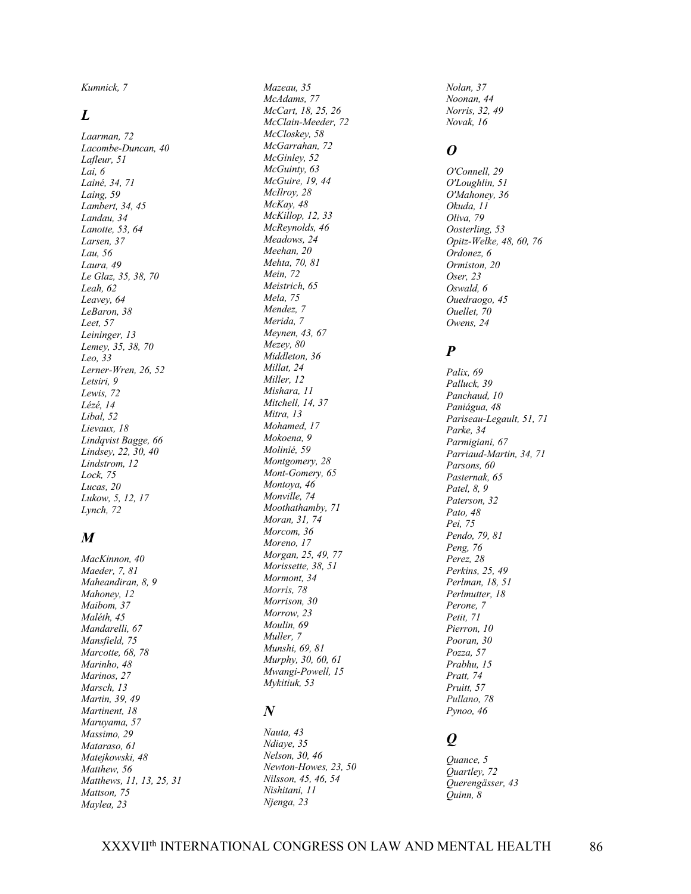*Kumnick, 7*

## *L*

*Laarman, 72*
*Lacombe-Duncan, 40*
*Lafleur, 51*
*Lai, 6*
*Lainé, 34, 71*
*Laing, 59*
*Lambert, 34, 45*
*Landau, 34*
*Lanotte, 53, 64*
*Larsen, 37*
*Lau, 56*
*Laura, 49*
*Le Glaz, 35, 38, 70*
*Leah, 62*
*Leavey, 64*
*LeBaron, 38*
*Leet, 57*
*Leininger, 13*
*Lemey, 35, 38, 70*
*Leo, 33*
*Lerner-Wren, 26, 52*
*Letsiri, 9*
*Lewis, 72*
*Lézé, 14*
*Libal, 52*
*Lievaux, 18*
*Lindqvist Bagge, 66*
*Lindsey, 22, 30, 40*
*Lindstrom, 12*
*Lock, 75*
*Lucas, 20*
*Lukow, 5, 12, 17*
*Lynch, 72*

## *M*

*MacKinnon, 40*
*Maeder, 7, 81*
*Maheandiran, 8, 9*
*Mahoney, 12*
*Maibom, 37*
*Maléth, 45*
*Mandarelli, 67*
*Mansfield, 75*
*Marcotte, 68, 78*
*Marinho, 48*
*Marinos, 27*
*Marsch, 13*
*Martin, 39, 49*
*Martinent, 18*
*Maruyama, 57*
*Massimo, 29*
*Mataraso, 61*
*Matejkowski, 48*
*Matthew, 56*
*Matthews, 11, 13, 25, 31*
*Mattson, 75*
*Maylea, 23*
*Mazeau, 35*
*McAdams, 77*
*McCart, 18, 25, 26*
*McClain-Meeder, 72*
*McCloskey, 58*
*McGarrahan, 72*
*McGinley, 52*
*McGuinty, 63*
*McGuire, 19, 44*
*McIlroy, 28*
*McKay, 48*
*McKillop, 12, 33*
*McReynolds, 46*
*Meadows, 24*
*Meehan, 20*
*Mehta, 70, 81*
*Mein, 72*
*Meistrich, 65*
*Mela, 75*
*Mendez, 7*
*Merida, 7*
*Meynen, 43, 67*
*Mezey, 80*
*Middleton, 36*
*Millat, 24*
*Miller, 12*
*Mishara, 11*
*Mitchell, 14, 37*
*Mitra, 13*
*Mohamed, 17*
*Mokoena, 9*
*Molinié, 59*
*Montgomery, 28*
*Mont-Gomery, 65*
*Montoya, 46*
*Monville, 74*
*Moothathamby, 71*
*Moran, 31, 74*
*Morcom, 36*
*Moreno, 17*
*Morgan, 25, 49, 77*
*Morissette, 38, 51*
*Mormont, 34*
*Morris, 78*
*Morrison, 30*
*Morrow, 23*
*Moulin, 69*
*Muller, 7*
*Munshi, 69, 81*
*Murphy, 30, 60, 61*
*Mwangi-Powell, 15*
*Mykitiuk, 53*

## *N*

*Nauta, 43*
*Ndiaye, 35*
*Nelson, 30, 46*
*Newton-Howes, 23, 50*
*Nilsson, 45, 46, 54*
*Nishitani, 11*
*Njenga, 23*
*Nolan, 37*
*Noonan, 44*
*Norris, 32, 49*
*Novak, 16*

## *O*

*O'Connell, 29*
*O'Loughlin, 51*
*O'Mahoney, 36*
*Okuda, 11*
*Oliva, 79*
*Oosterling, 53*
*Opitz-Welke, 48, 60, 76*
*Ordonez, 6*
*Ormiston, 20*
*Oser, 23*
*Oswald, 6*
*Ouedraogo, 45*
*Ouellet, 70*
*Owens, 24*

## *P*

*Palix, 69*
*Palluck, 39*
*Panchaud, 10*
*Paniágua, 48*
*Pariseau-Legault, 51, 71*
*Parke, 34*
*Parmigiani, 67*
*Parriaud-Martin, 34, 71*
*Parsons, 60*
*Pasternak, 65*
*Patel, 8, 9*
*Paterson, 32*
*Pato, 48*
*Pei, 75*
*Pendo, 79, 81*
*Peng, 76*
*Perez, 28*
*Perkins, 25, 49*
*Perlman, 18, 51*
*Perlmutter, 18*
*Perone, 7*
*Petit, 71*
*Pierron, 10*
*Pooran, 30*
*Pozza, 57*
*Prabhu, 15*
*Pratt, 74*
*Pruitt, 57*
*Pullano, 78*
*Pynoo, 46*

## *Q*

*Quance, 5*
*Quartley, 72*
*Querengässer, 43*
*Quinn, 8*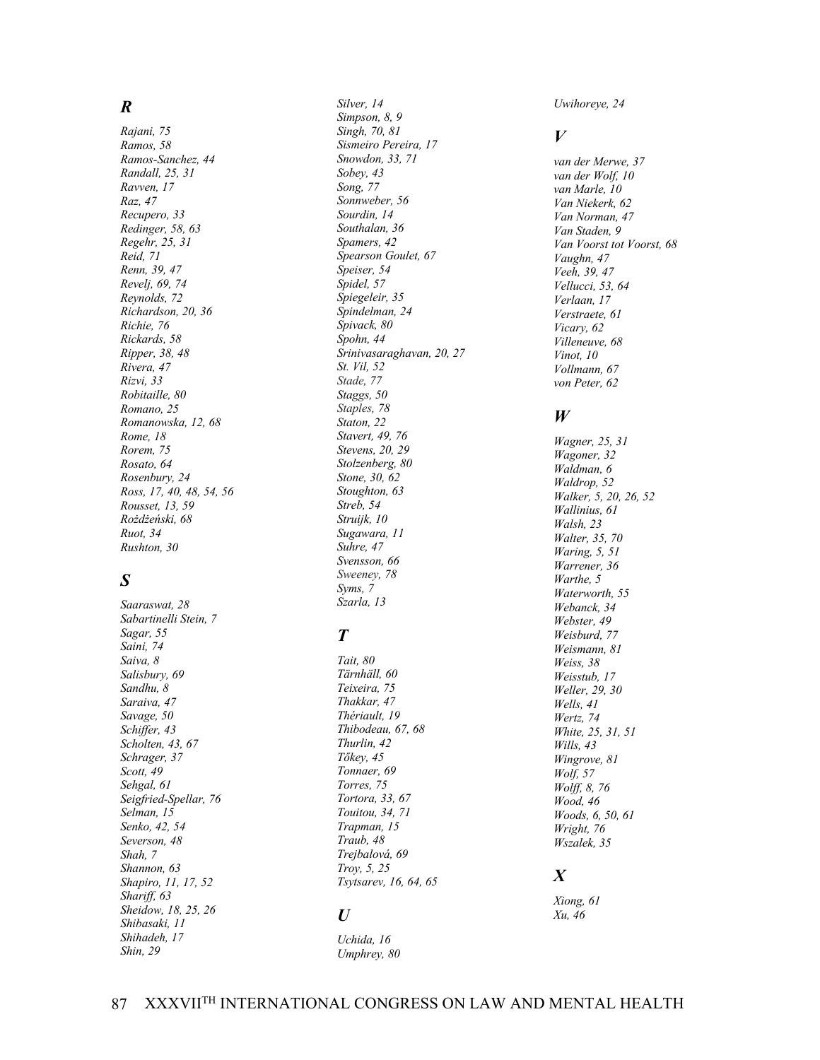### *R*

*Rajani, 75*
*Ramos, 58*
*Ramos-Sanchez, 44*
*Randall, 25, 31*
*Ravven, 17*
*Raz, 47*
*Recupero, 33*
*Redinger, 58, 63*
*Regehr, 25, 31*
*Reid, 71*
*Renn, 39, 47*
*Revelj, 69, 74*
*Reynolds, 72*
*Richardson, 20, 36*
*Richie, 76*
*Rickards, 58*
*Ripper, 38, 48*
*Rivera, 47*
*Rizvi, 33*
*Robitaille, 80*
*Romano, 25*
*Romanowska, 12, 68*
*Rome, 18*
*Rorem, 75*
*Rosato, 64*
*Rosenbury, 24*
*Ross, 17, 40, 48, 54, 56*
*Rousset, 13, 59*
*Rożdżeński, 68*
*Ruot, 34*
*Rushton, 30*

### *S*

*Saaraswat, 28*
*Sabartinelli Stein, 7*
*Sagar, 55*
*Saini, 74*
*Saiva, 8*
*Salisbury, 69*
*Sandhu, 8*
*Saraiva, 47*
*Savage, 50*
*Schiffer, 43*
*Scholten, 43, 67*
*Schrager, 37*
*Scott, 49*
*Sehgal, 61*
*Seigfried-Spellar, 76*
*Selman, 15*
*Senko, 42, 54*
*Severson, 48*
*Shah, 7*
*Shannon, 63*
*Shapiro, 11, 17, 52*
*Shariff, 63*
*Sheidow, 18, 25, 26*
*Shibasaki, 11*
*Shihadeh, 17*
*Shin, 29*
*Silver, 14*
*Simpson, 8, 9*
*Singh, 70, 81*
*Sismeiro Pereira, 17*
*Snowdon, 33, 71*
*Sobey, 43*
*Song, 77*
*Sonnweber, 56*
*Sourdin, 14*
*Southalan, 36*
*Spamers, 42*
*Spearson Goulet, 67*
*Speiser, 54*
*Spidel, 57*
*Spiegeleir, 35*
*Spindelman, 24*
*Spivack, 80*
*Spohn, 44*
*Srinivasaraghavan, 20, 27*
*St. Vil, 52*
*Stade, 77*
*Staggs, 50*
*Staples, 78*
*Staton, 22*
*Stavert, 49, 76*
*Stevens, 20, 29*
*Stolzenberg, 80*
*Stone, 30, 62*
*Stoughton, 63*
*Streb, 54*
*Struijk, 10*
*Sugawara, 11*
*Suhre, 47*
*Svensson, 66*
*Sweeney, 78*
*Syms, 7*
*Szarla, 13*

### *T*

*Tait, 80*
*Tärnhäll, 60*
*Teixeira, 75*
*Thakkar, 47*
*Thériault, 19*
*Thibodeau, 67, 68*
*Thurlin, 42*
*Tőkey, 45*
*Tonnaer, 69*
*Torres, 75*
*Tortora, 33, 67*
*Touitou, 34, 71*
*Trapman, 15*
*Traub, 48*
*Trejbalová, 69*
*Troy, 5, 25*
*Tsytsarev, 16, 64, 65*

### *U*

*Uchida, 16*
*Umphrey, 80*
*Uwihoreye, 24*

### *V*

*van der Merwe, 37*
*van der Wolf, 10*
*van Marle, 10*
*Van Niekerk, 62*
*Van Norman, 47*
*Van Staden, 9*
*Van Voorst tot Voorst, 68*
*Vaughn, 47*
*Veeh, 39, 47*
*Vellucci, 53, 64*
*Verlaan, 17*
*Verstraete, 61*
*Vicary, 62*
*Villeneuve, 68*
*Vinot, 10*
*Vollmann, 67*
*von Peter, 62*

### *W*

*Wagner, 25, 31*
*Wagoner, 32*
*Waldman, 6*
*Waldrop, 52*
*Walker, 5, 20, 26, 52*
*Wallinius, 61*
*Walsh, 23*
*Walter, 35, 70*
*Waring, 5, 51*
*Warrener, 36*
*Warthe, 5*
*Waterworth, 55*
*Webanck, 34*
*Webster, 49*
*Weisburd, 77*
*Weismann, 81*
*Weiss, 38*
*Weisstub, 17*
*Weller, 29, 30*
*Wells, 41*
*Wertz, 74*
*White, 25, 31, 51*
*Wills, 43*
*Wingrove, 81*
*Wolf, 57*
*Wolff, 8, 76*
*Wood, 46*
*Woods, 6, 50, 61*
*Wright, 76*
*Wszalek, 35*

### *X*

*Xiong, 61*
*Xu, 46*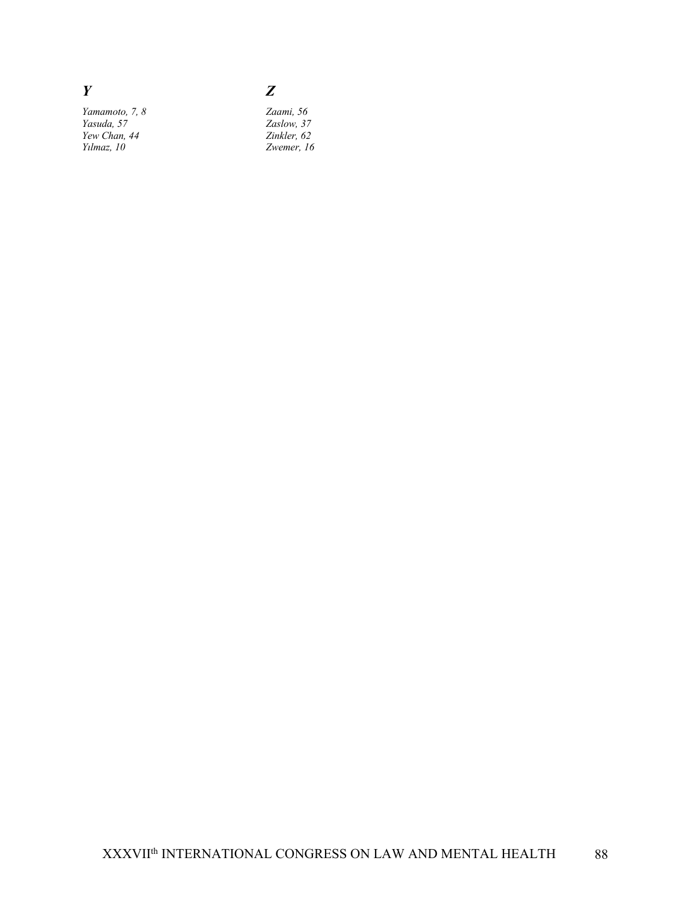## *Y*

*Yamamoto, 7, 8*
*Yasuda, 57*
*Yew Chan, 44*
*Yılmaz, 10*

## *Z*

*Zaami, 56*
*Zaslow, 37*
*Zinkler, 62*
*Zwemer, 16*